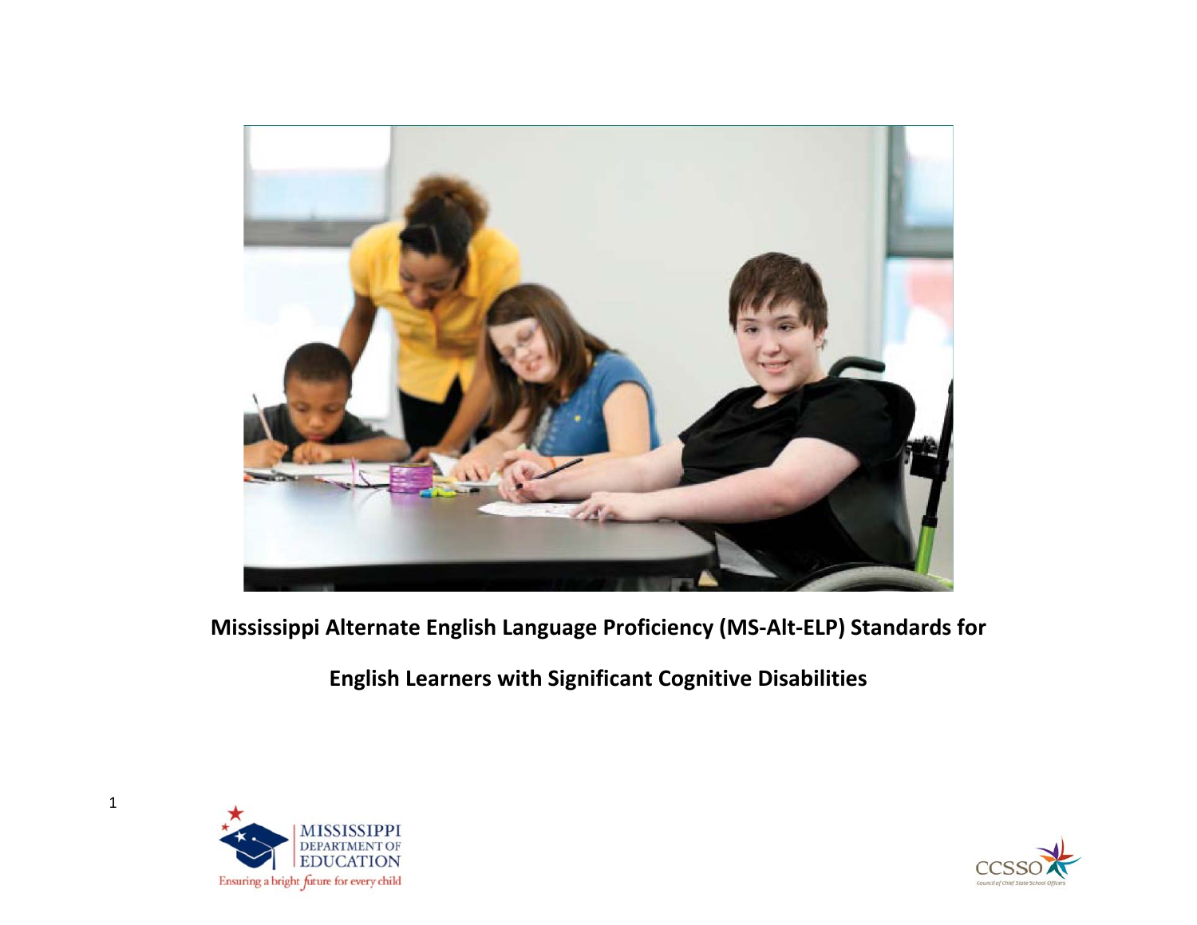# Mississippi Alternate English Language Proficiency (MS-Alt-ELP) Standards for English Learners with Significant Cognitive Disabilities

MISSISSIPPI DEPARTMENT OF EDUCATION

Ensuring a bright future for every child

CCSSO

Council of Chief State School Officers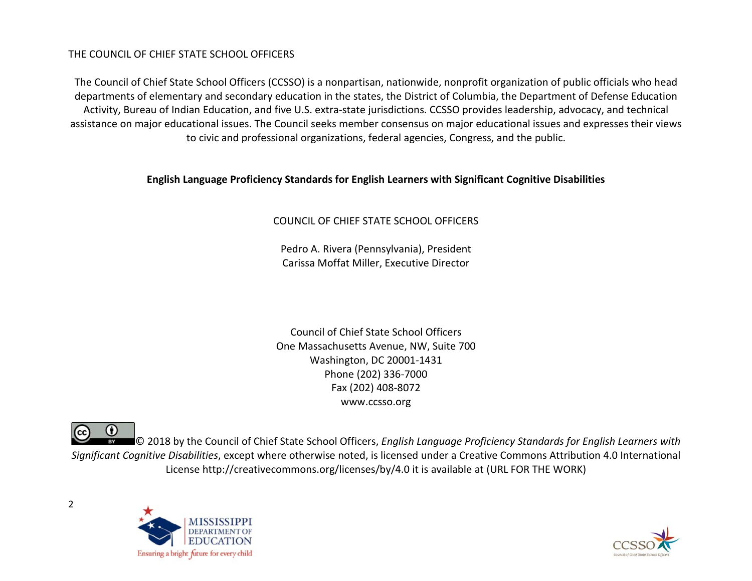THE COUNCIL OF CHIEF STATE SCHOOL OFFICERS

The Council of Chief State School Officers (CCSSO) is a nonpartisan, nationwide, nonprofit organization of public officials who head departments of elementary and secondary education in the states, the District of Columbia, the Department of Defense Education Activity, Bureau of Indian Education, and five U.S. extra-state jurisdictions. CCSSO provides leadership, advocacy, and technical assistance on major educational issues. The Council seeks member consensus on major educational issues and expresses their views to civic and professional organizations, federal agencies, Congress, and the public.

**English Language Proficiency Standards for English Learners with Significant Cognitive Disabilities**

COUNCIL OF CHIEF STATE SCHOOL OFFICERS

Pedro A. Rivera (Pennsylvania), President
Carissa Moffat Miller, Executive Director

Council of Chief State School Officers
One Massachusetts Avenue, NW, Suite 700
Washington, DC 20001-1431
Phone (202) 336-7000
Fax (202) 408-8072
www.ccsso.org

© 2018 by the Council of Chief State School Officers, *English Language Proficiency Standards for English Learners with Significant Cognitive Disabilities*, except where otherwise noted, is licensed under a Creative Commons Attribution 4.0 International License http://creativecommons.org/licenses/by/4.0 it is available at (URL FOR THE WORK)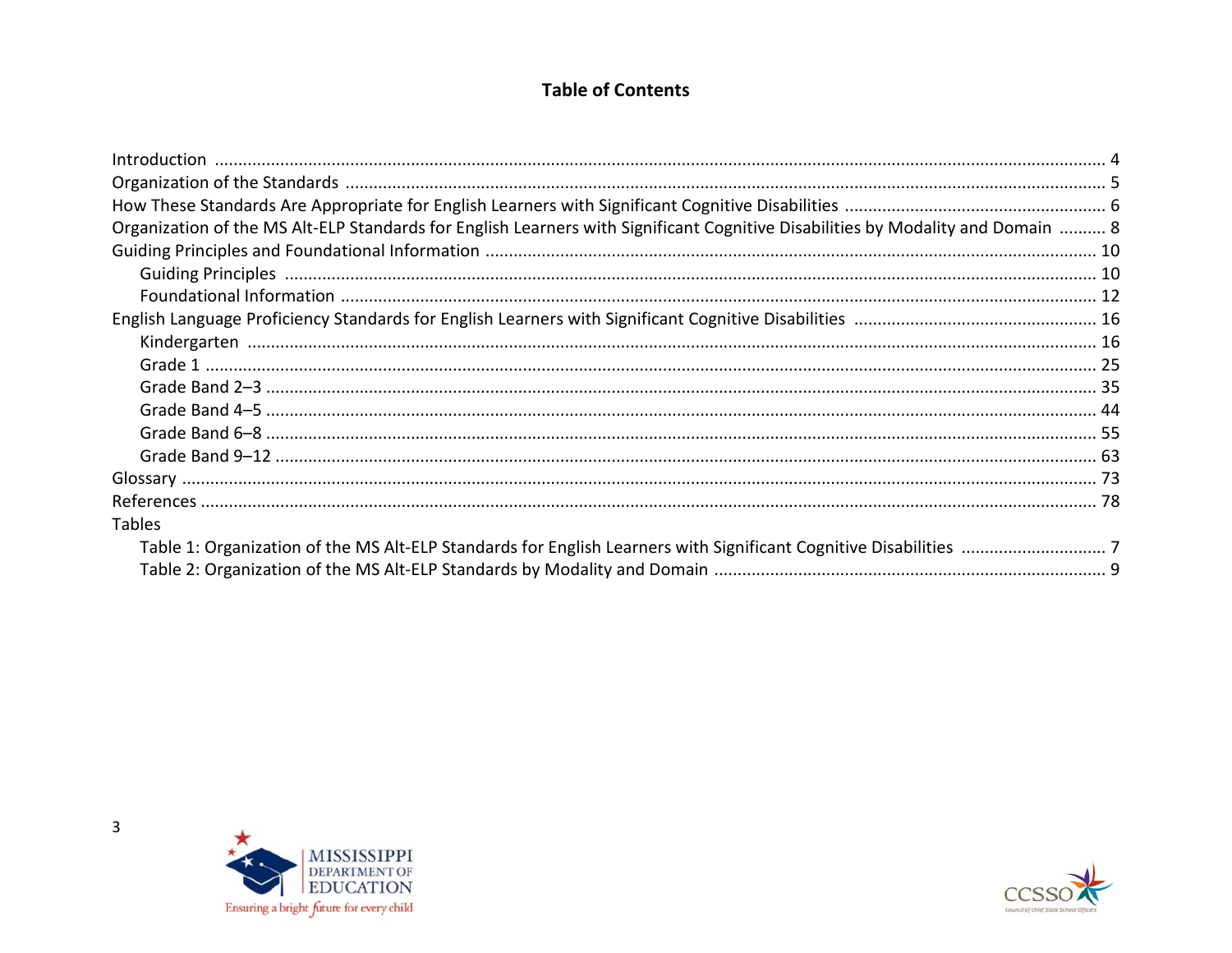# Table of Contents

Introduction ........................................................................................................................................................ 4
Organization of the Standards ........................................................................................................................... 5
How These Standards Are Appropriate for English Learners with Significant Cognitive Disabilities ...................................................... 6
Organization of the MS Alt-ELP Standards for English Learners with Significant Cognitive Disabilities by Modality and Domain .......... 8
Guiding Principles and Foundational Information ................................................................................................ 10
  Guiding Principles ......................................................................................................................................... 10
  Foundational Information .............................................................................................................................. 12
English Language Proficiency Standards for English Learners with Significant Cognitive Disabilities .................................................. 16
  Kindergarten ................................................................................................................................................ 16
  Grade 1 ....................................................................................................................................................... 25
  Grade Band 2–3 ............................................................................................................................................ 35
  Grade Band 4–5 ............................................................................................................................................ 44
  Grade Band 6–8 ............................................................................................................................................ 55
  Grade Band 9–12 .......................................................................................................................................... 63
Glossary ......................................................................................................................................................... 73
References ...................................................................................................................................................... 78
Tables
  Table 1: Organization of the MS Alt-ELP Standards for English Learners with Significant Cognitive Disabilities .............................. 7
  Table 2: Organization of the MS Alt-ELP Standards by Modality and Domain ........................................................................... 9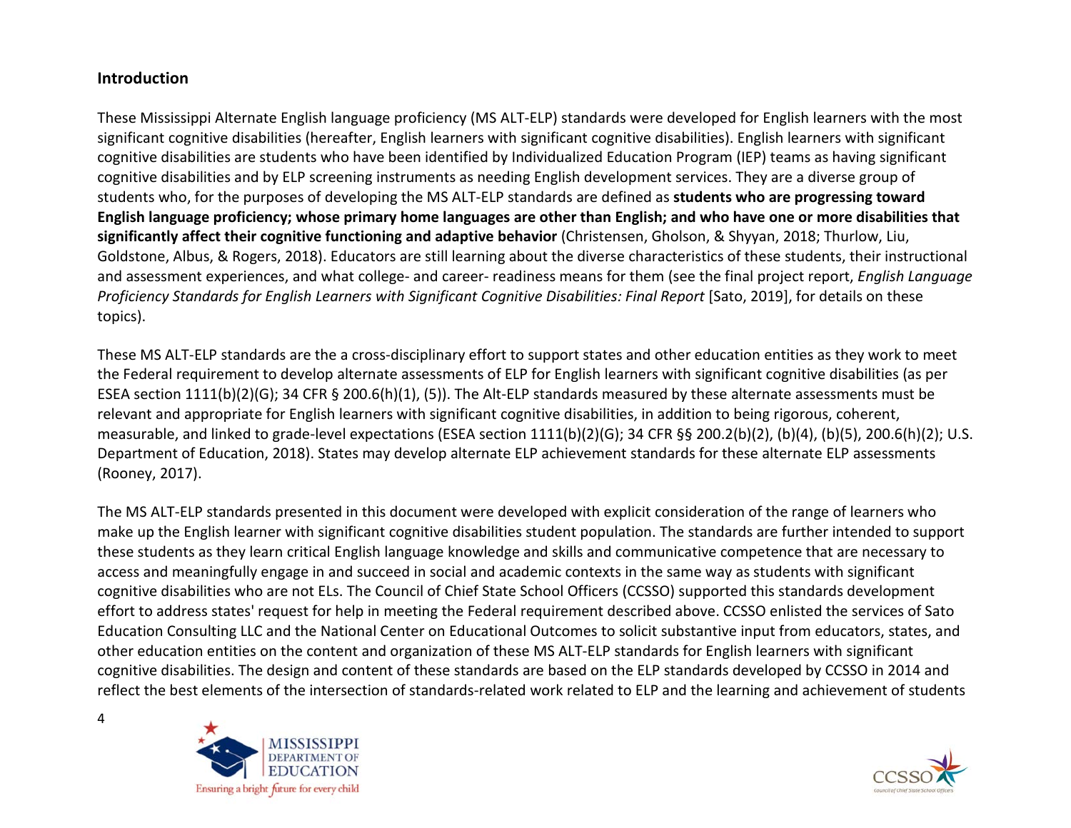## Introduction

These Mississippi Alternate English language proficiency (MS ALT-ELP) standards were developed for English learners with the most significant cognitive disabilities (hereafter, English learners with significant cognitive disabilities). English learners with significant cognitive disabilities are students who have been identified by Individualized Education Program (IEP) teams as having significant cognitive disabilities and by ELP screening instruments as needing English development services. They are a diverse group of students who, for the purposes of developing the MS ALT-ELP standards are defined as **students who are progressing toward English language proficiency; whose primary home languages are other than English; and who have one or more disabilities that significantly affect their cognitive functioning and adaptive behavior** (Christensen, Gholson, & Shyyan, 2018; Thurlow, Liu, Goldstone, Albus, & Rogers, 2018). Educators are still learning about the diverse characteristics of these students, their instructional and assessment experiences, and what college- and career- readiness means for them (see the final project report, *English Language Proficiency Standards for English Learners with Significant Cognitive Disabilities: Final Report* [Sato, 2019], for details on these topics).

These MS ALT-ELP standards are the a cross-disciplinary effort to support states and other education entities as they work to meet the Federal requirement to develop alternate assessments of ELP for English learners with significant cognitive disabilities (as per ESEA section 1111(b)(2)(G); 34 CFR § 200.6(h)(1), (5)). The Alt-ELP standards measured by these alternate assessments must be relevant and appropriate for English learners with significant cognitive disabilities, in addition to being rigorous, coherent, measurable, and linked to grade-level expectations (ESEA section 1111(b)(2)(G); 34 CFR §§ 200.2(b)(2), (b)(4), (b)(5), 200.6(h)(2); U.S. Department of Education, 2018). States may develop alternate ELP achievement standards for these alternate ELP assessments (Rooney, 2017).

The MS ALT-ELP standards presented in this document were developed with explicit consideration of the range of learners who make up the English learner with significant cognitive disabilities student population. The standards are further intended to support these students as they learn critical English language knowledge and skills and communicative competence that are necessary to access and meaningfully engage in and succeed in social and academic contexts in the same way as students with significant cognitive disabilities who are not ELs. The Council of Chief State School Officers (CCSSO) supported this standards development effort to address states' request for help in meeting the Federal requirement described above. CCSSO enlisted the services of Sato Education Consulting LLC and the National Center on Educational Outcomes to solicit substantive input from educators, states, and other education entities on the content and organization of these MS ALT-ELP standards for English learners with significant cognitive disabilities. The design and content of these standards are based on the ELP standards developed by CCSSO in 2014 and reflect the best elements of the intersection of standards-related work related to ELP and the learning and achievement of students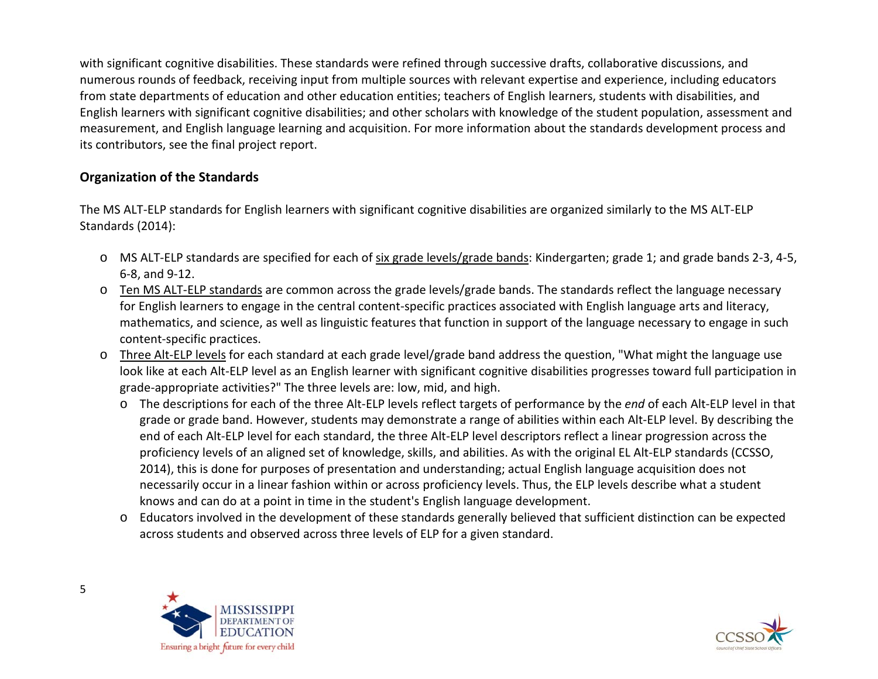with significant cognitive disabilities. These standards were refined through successive drafts, collaborative discussions, and numerous rounds of feedback, receiving input from multiple sources with relevant expertise and experience, including educators from state departments of education and other education entities; teachers of English learners, students with disabilities, and English learners with significant cognitive disabilities; and other scholars with knowledge of the student population, assessment and measurement, and English language learning and acquisition. For more information about the standards development process and its contributors, see the final project report.

## Organization of the Standards

The MS ALT-ELP standards for English learners with significant cognitive disabilities are organized similarly to the MS ALT-ELP Standards (2014):

- MS ALT-ELP standards are specified for each of six grade levels/grade bands: Kindergarten; grade 1; and grade bands 2-3, 4-5, 6-8, and 9-12.
- Ten MS ALT-ELP standards are common across the grade levels/grade bands. The standards reflect the language necessary for English learners to engage in the central content-specific practices associated with English language arts and literacy, mathematics, and science, as well as linguistic features that function in support of the language necessary to engage in such content-specific practices.
- Three Alt-ELP levels for each standard at each grade level/grade band address the question, "What might the language use look like at each Alt-ELP level as an English learner with significant cognitive disabilities progresses toward full participation in grade-appropriate activities?" The three levels are: low, mid, and high.
  - The descriptions for each of the three Alt-ELP levels reflect targets of performance by the *end* of each Alt-ELP level in that grade or grade band. However, students may demonstrate a range of abilities within each Alt-ELP level. By describing the end of each Alt-ELP level for each standard, the three Alt-ELP level descriptors reflect a linear progression across the proficiency levels of an aligned set of knowledge, skills, and abilities. As with the original EL Alt-ELP standards (CCSSO, 2014), this is done for purposes of presentation and understanding; actual English language acquisition does not necessarily occur in a linear fashion within or across proficiency levels. Thus, the ELP levels describe what a student knows and can do at a point in time in the student's English language development.
  - Educators involved in the development of these standards generally believed that sufficient distinction can be expected across students and observed across three levels of ELP for a given standard.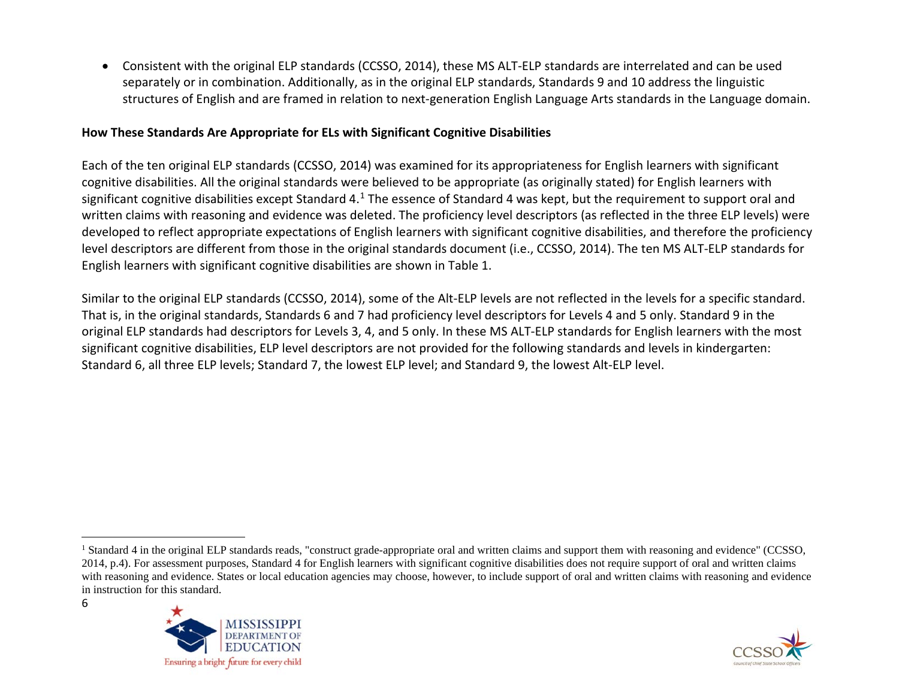- Consistent with the original ELP standards (CCSSO, 2014), these MS ALT-ELP standards are interrelated and can be used separately or in combination. Additionally, as in the original ELP standards, Standards 9 and 10 address the linguistic structures of English and are framed in relation to next-generation English Language Arts standards in the Language domain.

**How These Standards Are Appropriate for ELs with Significant Cognitive Disabilities**

Each of the ten original ELP standards (CCSSO, 2014) was examined for its appropriateness for English learners with significant cognitive disabilities. All the original standards were believed to be appropriate (as originally stated) for English learners with significant cognitive disabilities except Standard 4.[1] The essence of Standard 4 was kept, but the requirement to support oral and written claims with reasoning and evidence was deleted. The proficiency level descriptors (as reflected in the three ELP levels) were developed to reflect appropriate expectations of English learners with significant cognitive disabilities, and therefore the proficiency level descriptors are different from those in the original standards document (i.e., CCSSO, 2014). The ten MS ALT-ELP standards for English learners with significant cognitive disabilities are shown in Table 1.

Similar to the original ELP standards (CCSSO, 2014), some of the Alt-ELP levels are not reflected in the levels for a specific standard. That is, in the original standards, Standards 6 and 7 had proficiency level descriptors for Levels 4 and 5 only. Standard 9 in the original ELP standards had descriptors for Levels 3, 4, and 5 only. In these MS ALT-ELP standards for English learners with the most significant cognitive disabilities, ELP level descriptors are not provided for the following standards and levels in kindergarten: Standard 6, all three ELP levels; Standard 7, the lowest ELP level; and Standard 9, the lowest Alt-ELP level.

---

[1] Standard 4 in the original ELP standards reads, "construct grade-appropriate oral and written claims and support them with reasoning and evidence" (CCSSO, 2014, p.4). For assessment purposes, Standard 4 for English learners with significant cognitive disabilities does not require support of oral and written claims with reasoning and evidence. States or local education agencies may choose, however, to include support of oral and written claims with reasoning and evidence in instruction for this standard.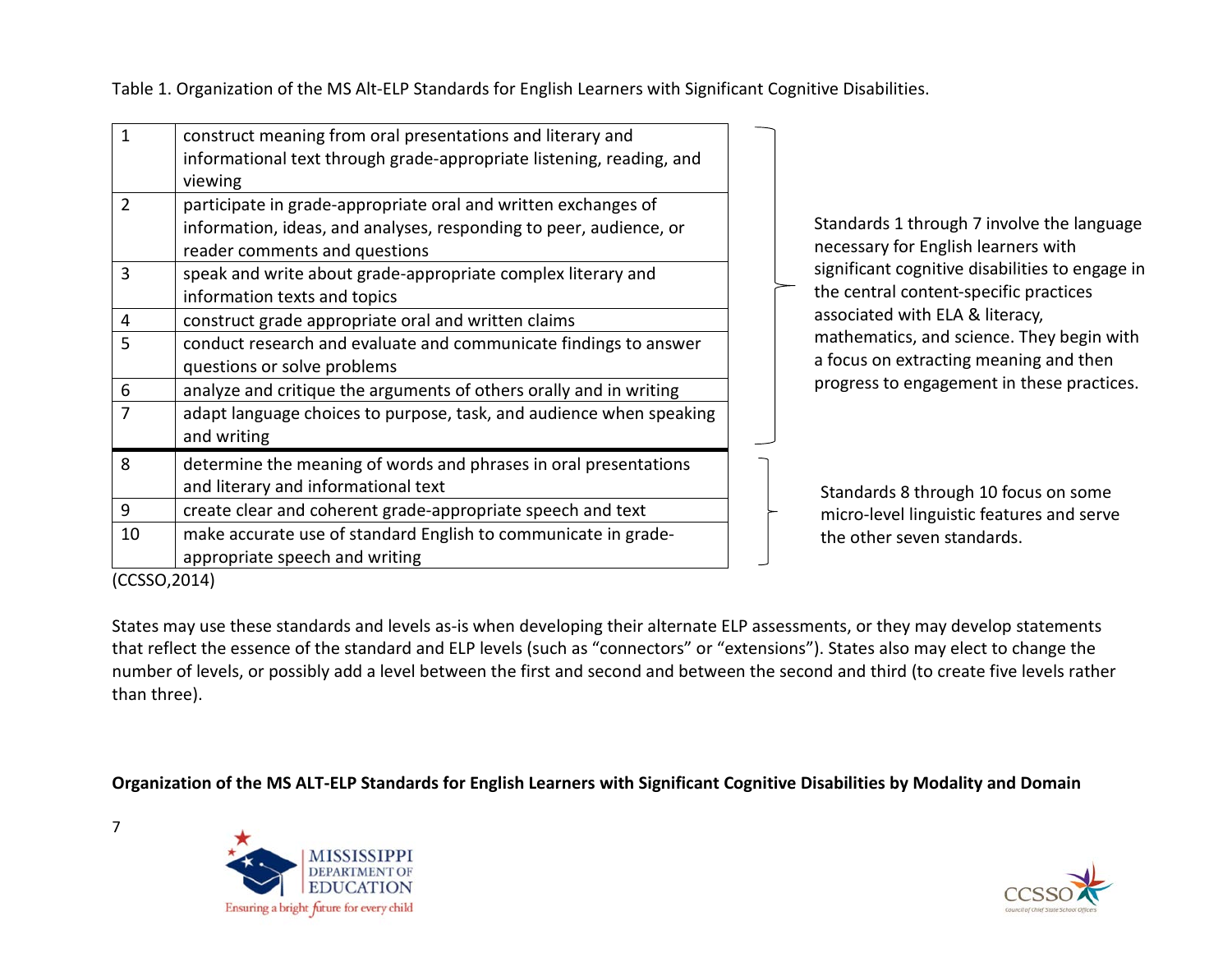Table 1. Organization of the MS Alt-ELP Standards for English Learners with Significant Cognitive Disabilities.

| | | |
|---|---|---|
| 1 | construct meaning from oral presentations and literary and informational text through grade-appropriate listening, reading, and viewing | Standards 1 through 7 involve the language necessary for English learners with significant cognitive disabilities to engage in the central content-specific practices associated with ELA & literacy, mathematics, and science. They begin with a focus on extracting meaning and then progress to engagement in these practices. |
| 2 | participate in grade-appropriate oral and written exchanges of information, ideas, and analyses, responding to peer, audience, or reader comments and questions | |
| 3 | speak and write about grade-appropriate complex literary and information texts and topics | |
| 4 | construct grade appropriate oral and written claims | |
| 5 | conduct research and evaluate and communicate findings to answer questions or solve problems | |
| 6 | analyze and critique the arguments of others orally and in writing | |
| 7 | adapt language choices to purpose, task, and audience when speaking and writing | |
| 8 | determine the meaning of words and phrases in oral presentations and literary and informational text | Standards 8 through 10 focus on some micro-level linguistic features and serve the other seven standards. |
| 9 | create clear and coherent grade-appropriate speech and text | |
| 10 | make accurate use of standard English to communicate in grade-appropriate speech and writing | |

(CCSSO,2014)

States may use these standards and levels as-is when developing their alternate ELP assessments, or they may develop statements that reflect the essence of the standard and ELP levels (such as "connectors" or "extensions"). States also may elect to change the number of levels, or possibly add a level between the first and second and between the second and third (to create five levels rather than three).

**Organization of the MS ALT-ELP Standards for English Learners with Significant Cognitive Disabilities by Modality and Domain**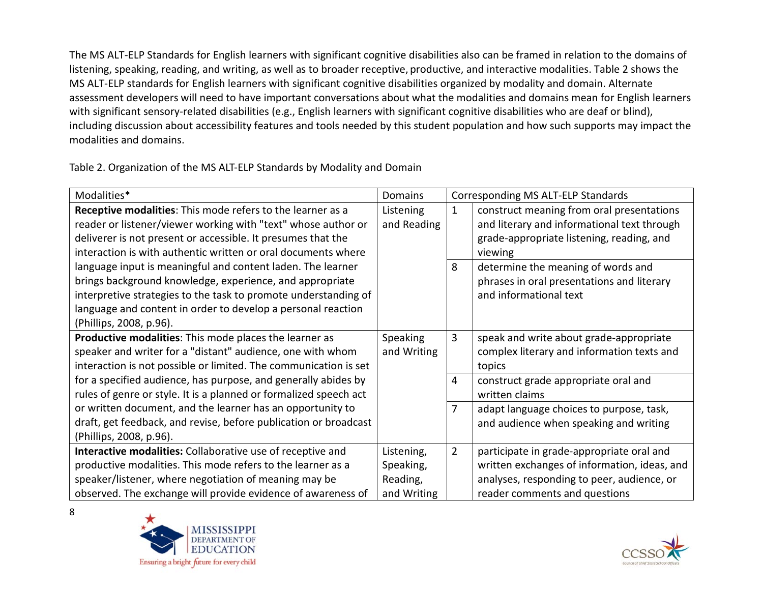The MS ALT-ELP Standards for English learners with significant cognitive disabilities also can be framed in relation to the domains of listening, speaking, reading, and writing, as well as to broader receptive, productive, and interactive modalities. Table 2 shows the MS ALT-ELP standards for English learners with significant cognitive disabilities organized by modality and domain. Alternate assessment developers will need to have important conversations about what the modalities and domains mean for English learners with significant sensory-related disabilities (e.g., English learners with significant cognitive disabilities who are deaf or blind), including discussion about accessibility features and tools needed by this student population and how such supports may impact the modalities and domains.

Table 2. Organization of the MS ALT-ELP Standards by Modality and Domain

| Modalities* | Domains | Corresponding MS ALT-ELP Standards | |
|---|---|---|---|
| **Receptive modalities**: This mode refers to the learner as a reader or listener/viewer working with "text" whose author or deliverer is not present or accessible. It presumes that the interaction is with authentic written or oral documents where language input is meaningful and content laden. The learner brings background knowledge, experience, and appropriate interpretive strategies to the task to promote understanding of language and content in order to develop a personal reaction (Phillips, 2008, p.96). | Listening and Reading | 1 | construct meaning from oral presentations and literary and informational text through grade-appropriate listening, reading, and viewing |
| | | 8 | determine the meaning of words and phrases in oral presentations and literary and informational text |
| **Productive modalities**: This mode places the learner as speaker and writer for a "distant" audience, one with whom interaction is not possible or limited. The communication is set for a specified audience, has purpose, and generally abides by rules of genre or style. It is a planned or formalized speech act or written document, and the learner has an opportunity to draft, get feedback, and revise, before publication or broadcast (Phillips, 2008, p.96). | Speaking and Writing | 3 | speak and write about grade-appropriate complex literary and information texts and topics |
| | | 4 | construct grade appropriate oral and written claims |
| | | 7 | adapt language choices to purpose, task, and audience when speaking and writing |
| **Interactive modalities:** Collaborative use of receptive and productive modalities. This mode refers to the learner as a speaker/listener, where negotiation of meaning may be observed. The exchange will provide evidence of awareness of | Listening, Speaking, Reading, and Writing | 2 | participate in grade-appropriate oral and written exchanges of information, ideas, and analyses, responding to peer, audience, or reader comments and questions |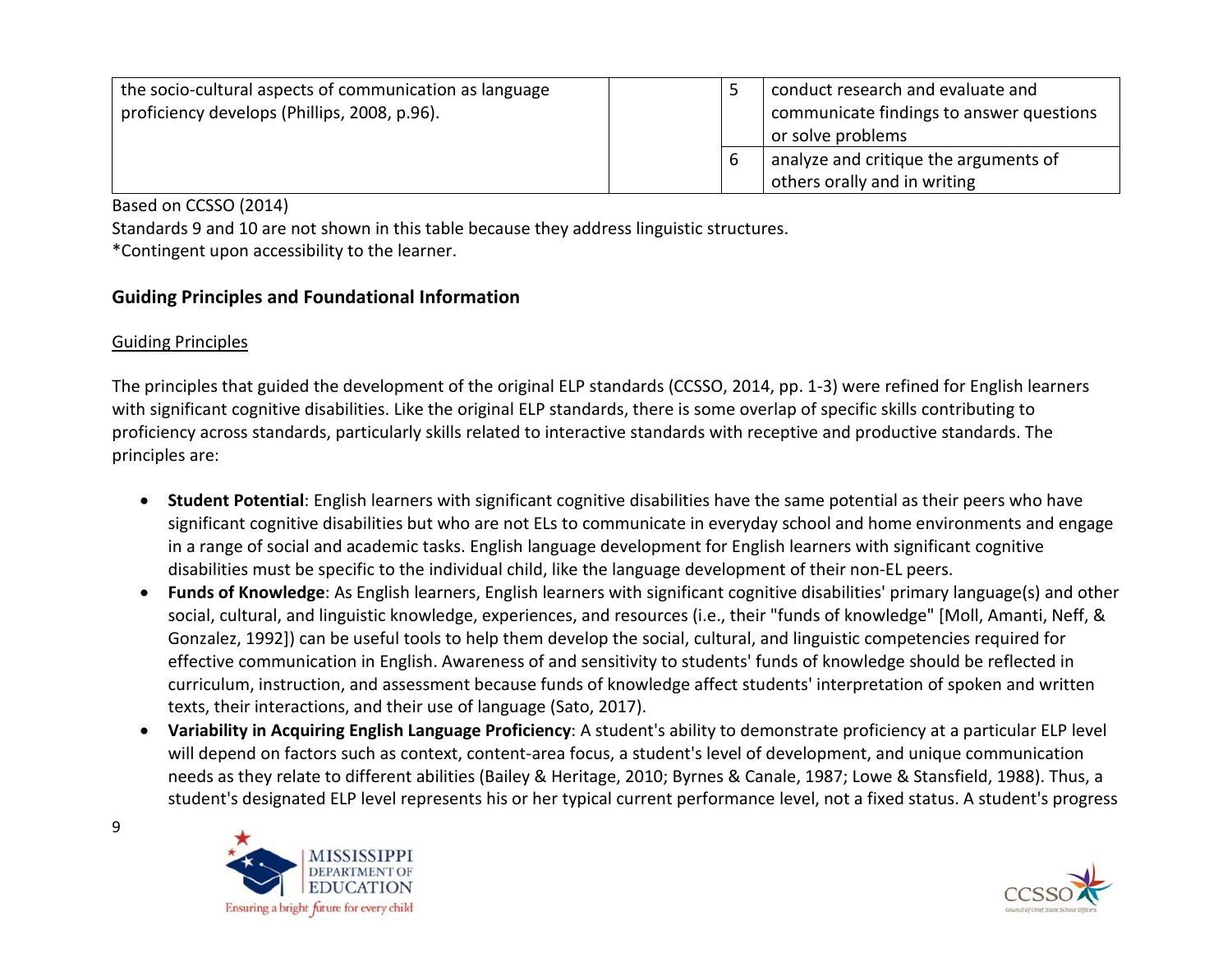| the socio-cultural aspects of communication as language proficiency develops (Phillips, 2008, p.96). | | 5 | conduct research and evaluate and communicate findings to answer questions or solve problems |
|---|---|---|---|
| | | 6 | analyze and critique the arguments of others orally and in writing |

Based on CCSSO (2014)
Standards 9 and 10 are not shown in this table because they address linguistic structures.
*Contingent upon accessibility to the learner.

## Guiding Principles and Foundational Information

### Guiding Principles

The principles that guided the development of the original ELP standards (CCSSO, 2014, pp. 1-3) were refined for English learners with significant cognitive disabilities. Like the original ELP standards, there is some overlap of specific skills contributing to proficiency across standards, particularly skills related to interactive standards with receptive and productive standards. The principles are:

- **Student Potential**: English learners with significant cognitive disabilities have the same potential as their peers who have significant cognitive disabilities but who are not ELs to communicate in everyday school and home environments and engage in a range of social and academic tasks. English language development for English learners with significant cognitive disabilities must be specific to the individual child, like the language development of their non-EL peers.
- **Funds of Knowledge**: As English learners, English learners with significant cognitive disabilities' primary language(s) and other social, cultural, and linguistic knowledge, experiences, and resources (i.e., their "funds of knowledge" [Moll, Amanti, Neff, & Gonzalez, 1992]) can be useful tools to help them develop the social, cultural, and linguistic competencies required for effective communication in English. Awareness of and sensitivity to students' funds of knowledge should be reflected in curriculum, instruction, and assessment because funds of knowledge affect students' interpretation of spoken and written texts, their interactions, and their use of language (Sato, 2017).
- **Variability in Acquiring English Language Proficiency**: A student's ability to demonstrate proficiency at a particular ELP level will depend on factors such as context, content-area focus, a student's level of development, and unique communication needs as they relate to different abilities (Bailey & Heritage, 2010; Byrnes & Canale, 1987; Lowe & Stansfield, 1988). Thus, a student's designated ELP level represents his or her typical current performance level, not a fixed status. A student's progress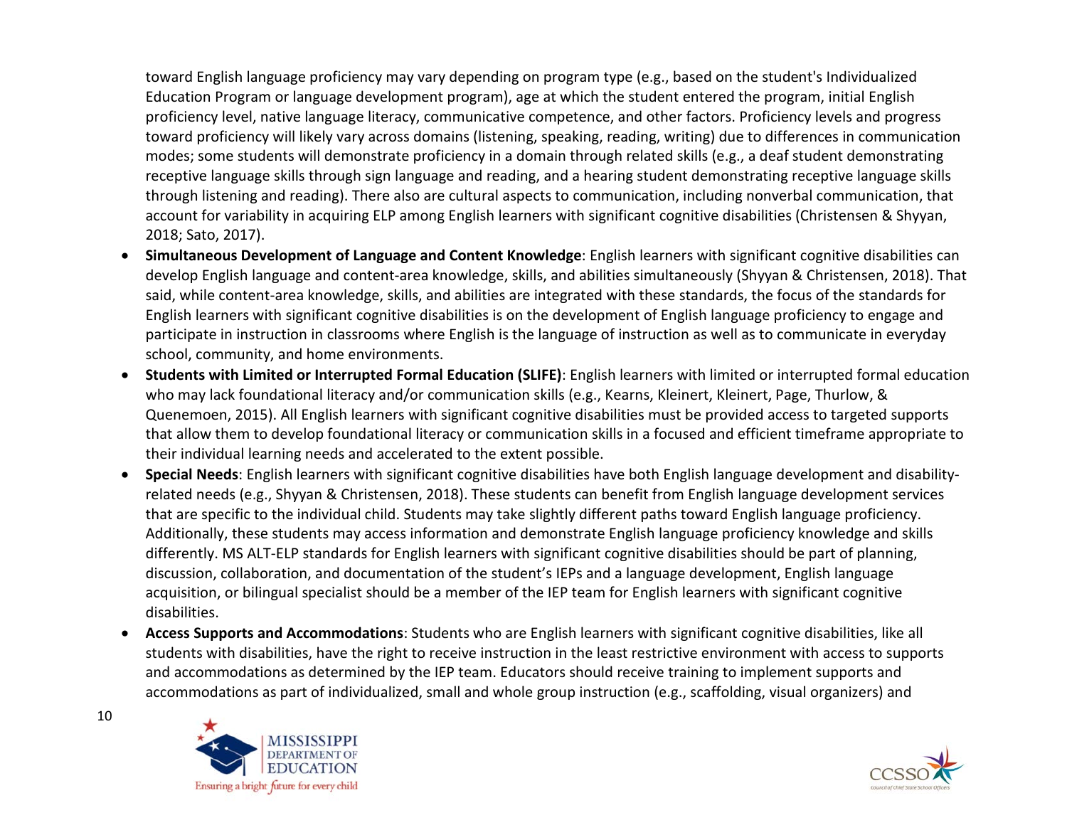toward English language proficiency may vary depending on program type (e.g., based on the student's Individualized Education Program or language development program), age at which the student entered the program, initial English proficiency level, native language literacy, communicative competence, and other factors. Proficiency levels and progress toward proficiency will likely vary across domains (listening, speaking, reading, writing) due to differences in communication modes; some students will demonstrate proficiency in a domain through related skills (e.g., a deaf student demonstrating receptive language skills through sign language and reading, and a hearing student demonstrating receptive language skills through listening and reading). There also are cultural aspects to communication, including nonverbal communication, that account for variability in acquiring ELP among English learners with significant cognitive disabilities (Christensen & Shyyan, 2018; Sato, 2017).

- **Simultaneous Development of Language and Content Knowledge**: English learners with significant cognitive disabilities can develop English language and content-area knowledge, skills, and abilities simultaneously (Shyyan & Christensen, 2018). That said, while content-area knowledge, skills, and abilities are integrated with these standards, the focus of the standards for English learners with significant cognitive disabilities is on the development of English language proficiency to engage and participate in instruction in classrooms where English is the language of instruction as well as to communicate in everyday school, community, and home environments.
- **Students with Limited or Interrupted Formal Education (SLIFE)**: English learners with limited or interrupted formal education who may lack foundational literacy and/or communication skills (e.g., Kearns, Kleinert, Kleinert, Page, Thurlow, & Quenemoen, 2015). All English learners with significant cognitive disabilities must be provided access to targeted supports that allow them to develop foundational literacy or communication skills in a focused and efficient timeframe appropriate to their individual learning needs and accelerated to the extent possible.
- **Special Needs**: English learners with significant cognitive disabilities have both English language development and disability-related needs (e.g., Shyyan & Christensen, 2018). These students can benefit from English language development services that are specific to the individual child. Students may take slightly different paths toward English language proficiency. Additionally, these students may access information and demonstrate English language proficiency knowledge and skills differently. MS ALT-ELP standards for English learners with significant cognitive disabilities should be part of planning, discussion, collaboration, and documentation of the student's IEPs and a language development, English language acquisition, or bilingual specialist should be a member of the IEP team for English learners with significant cognitive disabilities.
- **Access Supports and Accommodations**: Students who are English learners with significant cognitive disabilities, like all students with disabilities, have the right to receive instruction in the least restrictive environment with access to supports and accommodations as determined by the IEP team. Educators should receive training to implement supports and accommodations as part of individualized, small and whole group instruction (e.g., scaffolding, visual organizers) and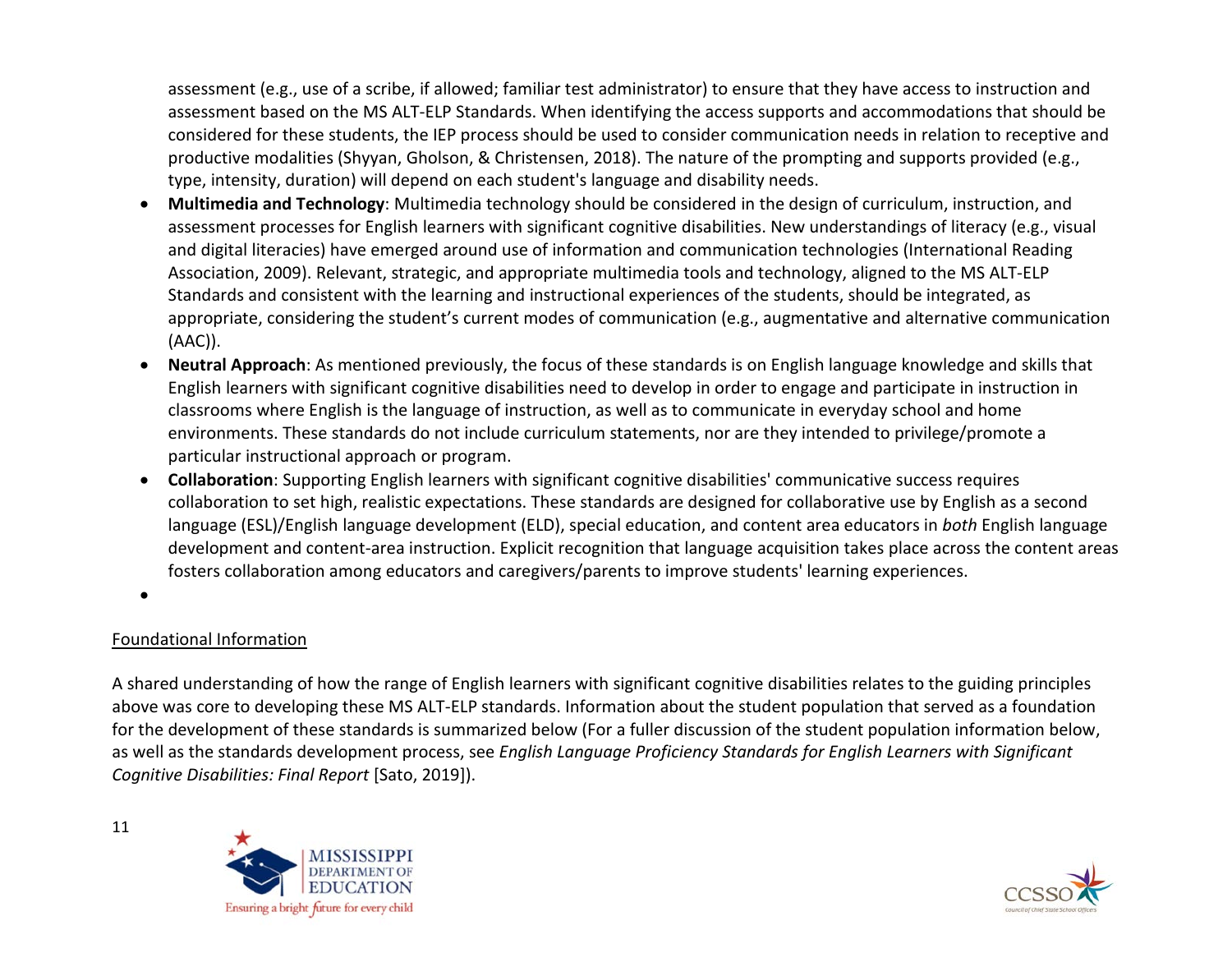assessment (e.g., use of a scribe, if allowed; familiar test administrator) to ensure that they have access to instruction and assessment based on the MS ALT-ELP Standards. When identifying the access supports and accommodations that should be considered for these students, the IEP process should be used to consider communication needs in relation to receptive and productive modalities (Shyyan, Gholson, & Christensen, 2018). The nature of the prompting and supports provided (e.g., type, intensity, duration) will depend on each student's language and disability needs.

- **Multimedia and Technology**: Multimedia technology should be considered in the design of curriculum, instruction, and assessment processes for English learners with significant cognitive disabilities. New understandings of literacy (e.g., visual and digital literacies) have emerged around use of information and communication technologies (International Reading Association, 2009). Relevant, strategic, and appropriate multimedia tools and technology, aligned to the MS ALT-ELP Standards and consistent with the learning and instructional experiences of the students, should be integrated, as appropriate, considering the student's current modes of communication (e.g., augmentative and alternative communication (AAC)).
- **Neutral Approach**: As mentioned previously, the focus of these standards is on English language knowledge and skills that English learners with significant cognitive disabilities need to develop in order to engage and participate in instruction in classrooms where English is the language of instruction, as well as to communicate in everyday school and home environments. These standards do not include curriculum statements, nor are they intended to privilege/promote a particular instructional approach or program.
- **Collaboration**: Supporting English learners with significant cognitive disabilities' communicative success requires collaboration to set high, realistic expectations. These standards are designed for collaborative use by English as a second language (ESL)/English language development (ELD), special education, and content area educators in *both* English language development and content-area instruction. Explicit recognition that language acquisition takes place across the content areas fosters collaboration among educators and caregivers/parents to improve students' learning experiences.

## Foundational Information

A shared understanding of how the range of English learners with significant cognitive disabilities relates to the guiding principles above was core to developing these MS ALT-ELP standards. Information about the student population that served as a foundation for the development of these standards is summarized below (For a fuller discussion of the student population information below, as well as the standards development process, see *English Language Proficiency Standards for English Learners with Significant Cognitive Disabilities: Final Report* [Sato, 2019]).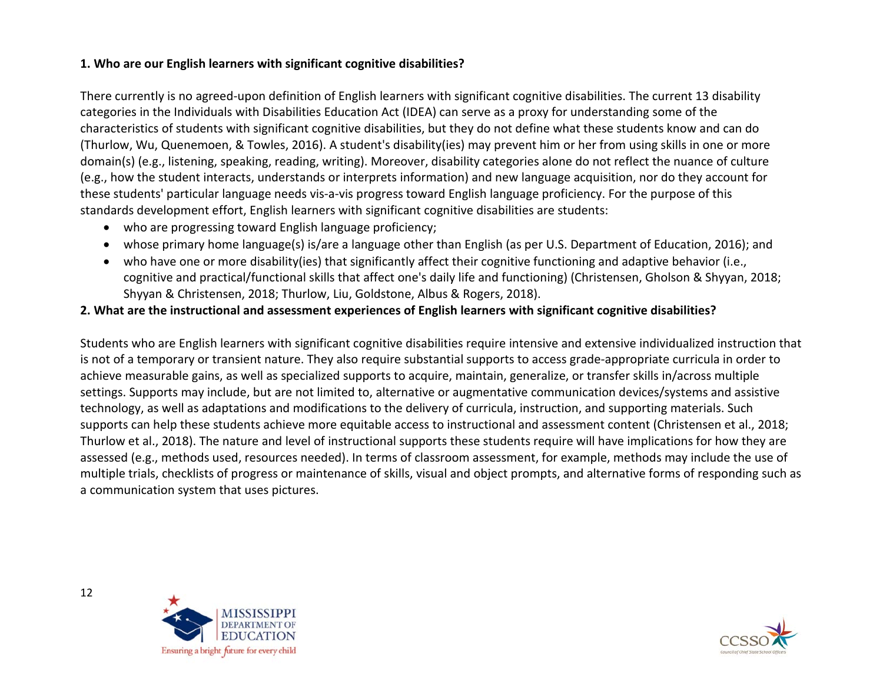**1. Who are our English learners with significant cognitive disabilities?**

There currently is no agreed-upon definition of English learners with significant cognitive disabilities. The current 13 disability categories in the Individuals with Disabilities Education Act (IDEA) can serve as a proxy for understanding some of the characteristics of students with significant cognitive disabilities, but they do not define what these students know and can do (Thurlow, Wu, Quenemoen, & Towles, 2016). A student's disability(ies) may prevent him or her from using skills in one or more domain(s) (e.g., listening, speaking, reading, writing). Moreover, disability categories alone do not reflect the nuance of culture (e.g., how the student interacts, understands or interprets information) and new language acquisition, nor do they account for these students' particular language needs vis-a-vis progress toward English language proficiency. For the purpose of this standards development effort, English learners with significant cognitive disabilities are students:

- who are progressing toward English language proficiency;
- whose primary home language(s) is/are a language other than English (as per U.S. Department of Education, 2016); and
- who have one or more disability(ies) that significantly affect their cognitive functioning and adaptive behavior (i.e., cognitive and practical/functional skills that affect one's daily life and functioning) (Christensen, Gholson & Shyyan, 2018; Shyyan & Christensen, 2018; Thurlow, Liu, Goldstone, Albus & Rogers, 2018).

**2. What are the instructional and assessment experiences of English learners with significant cognitive disabilities?**

Students who are English learners with significant cognitive disabilities require intensive and extensive individualized instruction that is not of a temporary or transient nature. They also require substantial supports to access grade-appropriate curricula in order to achieve measurable gains, as well as specialized supports to acquire, maintain, generalize, or transfer skills in/across multiple settings. Supports may include, but are not limited to, alternative or augmentative communication devices/systems and assistive technology, as well as adaptations and modifications to the delivery of curricula, instruction, and supporting materials. Such supports can help these students achieve more equitable access to instructional and assessment content (Christensen et al., 2018; Thurlow et al., 2018). The nature and level of instructional supports these students require will have implications for how they are assessed (e.g., methods used, resources needed). In terms of classroom assessment, for example, methods may include the use of multiple trials, checklists of progress or maintenance of skills, visual and object prompts, and alternative forms of responding such as a communication system that uses pictures.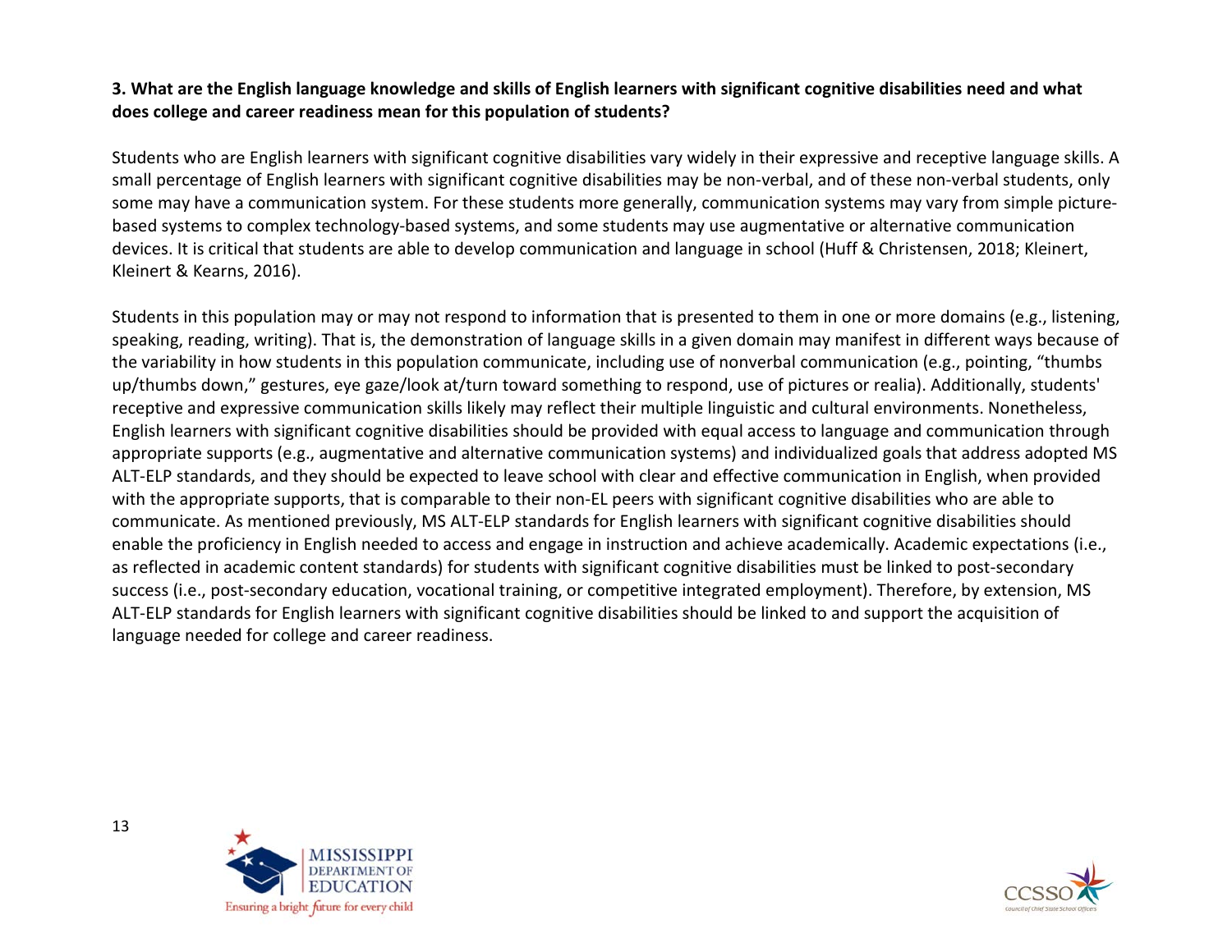**3. What are the English language knowledge and skills of English learners with significant cognitive disabilities need and what does college and career readiness mean for this population of students?**

Students who are English learners with significant cognitive disabilities vary widely in their expressive and receptive language skills. A small percentage of English learners with significant cognitive disabilities may be non-verbal, and of these non-verbal students, only some may have a communication system. For these students more generally, communication systems may vary from simple picture-based systems to complex technology-based systems, and some students may use augmentative or alternative communication devices. It is critical that students are able to develop communication and language in school (Huff & Christensen, 2018; Kleinert, Kleinert & Kearns, 2016).

Students in this population may or may not respond to information that is presented to them in one or more domains (e.g., listening, speaking, reading, writing). That is, the demonstration of language skills in a given domain may manifest in different ways because of the variability in how students in this population communicate, including use of nonverbal communication (e.g., pointing, "thumbs up/thumbs down," gestures, eye gaze/look at/turn toward something to respond, use of pictures or realia). Additionally, students' receptive and expressive communication skills likely may reflect their multiple linguistic and cultural environments. Nonetheless, English learners with significant cognitive disabilities should be provided with equal access to language and communication through appropriate supports (e.g., augmentative and alternative communication systems) and individualized goals that address adopted MS ALT-ELP standards, and they should be expected to leave school with clear and effective communication in English, when provided with the appropriate supports, that is comparable to their non-EL peers with significant cognitive disabilities who are able to communicate. As mentioned previously, MS ALT-ELP standards for English learners with significant cognitive disabilities should enable the proficiency in English needed to access and engage in instruction and achieve academically. Academic expectations (i.e., as reflected in academic content standards) for students with significant cognitive disabilities must be linked to post-secondary success (i.e., post-secondary education, vocational training, or competitive integrated employment). Therefore, by extension, MS ALT-ELP standards for English learners with significant cognitive disabilities should be linked to and support the acquisition of language needed for college and career readiness.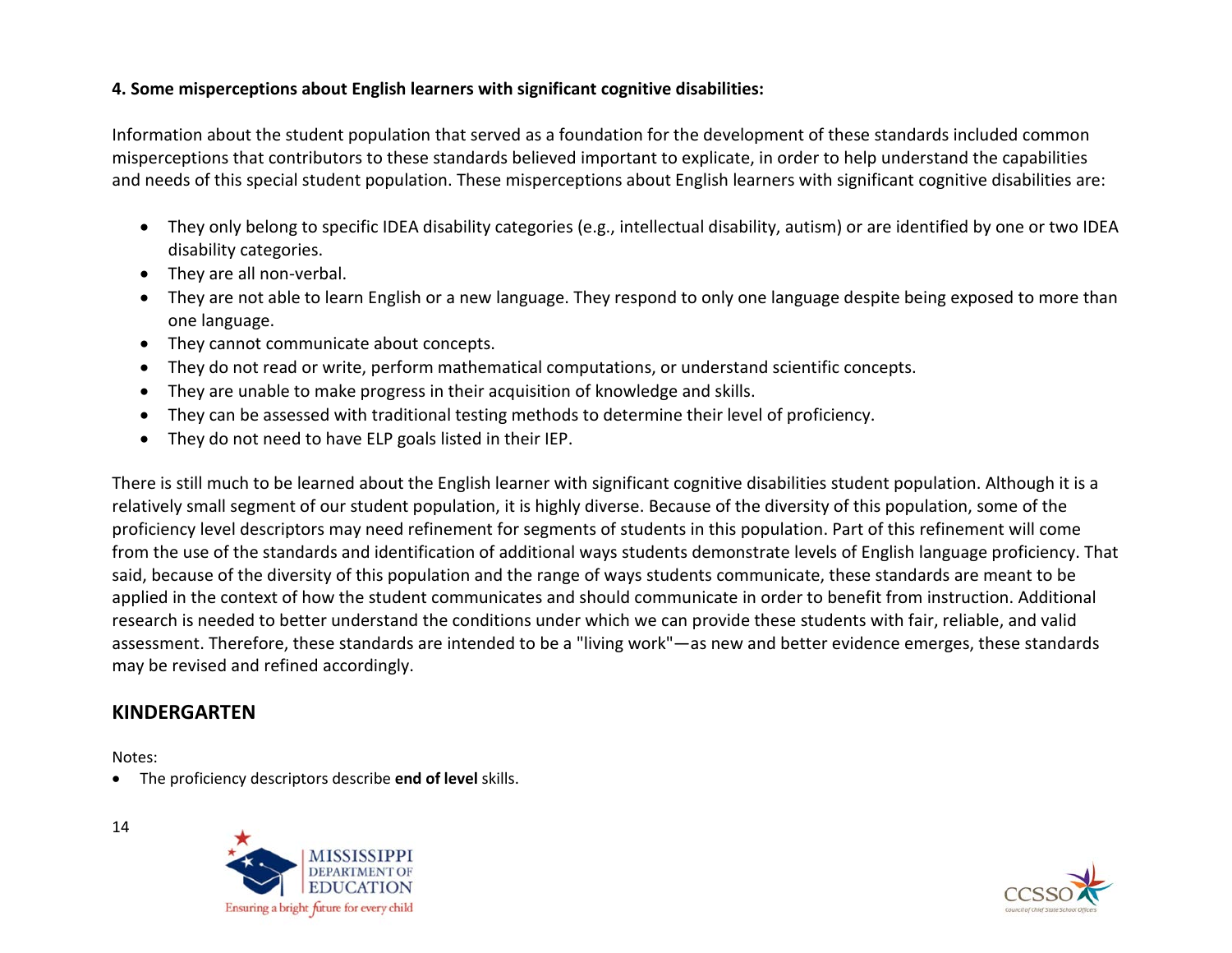**4. Some misperceptions about English learners with significant cognitive disabilities:**

Information about the student population that served as a foundation for the development of these standards included common misperceptions that contributors to these standards believed important to explicate, in order to help understand the capabilities and needs of this special student population. These misperceptions about English learners with significant cognitive disabilities are:

- They only belong to specific IDEA disability categories (e.g., intellectual disability, autism) or are identified by one or two IDEA disability categories.
- They are all non-verbal.
- They are not able to learn English or a new language. They respond to only one language despite being exposed to more than one language.
- They cannot communicate about concepts.
- They do not read or write, perform mathematical computations, or understand scientific concepts.
- They are unable to make progress in their acquisition of knowledge and skills.
- They can be assessed with traditional testing methods to determine their level of proficiency.
- They do not need to have ELP goals listed in their IEP.

There is still much to be learned about the English learner with significant cognitive disabilities student population. Although it is a relatively small segment of our student population, it is highly diverse. Because of the diversity of this population, some of the proficiency level descriptors may need refinement for segments of students in this population. Part of this refinement will come from the use of the standards and identification of additional ways students demonstrate levels of English language proficiency. That said, because of the diversity of this population and the range of ways students communicate, these standards are meant to be applied in the context of how the student communicates and should communicate in order to benefit from instruction. Additional research is needed to better understand the conditions under which we can provide these students with fair, reliable, and valid assessment. Therefore, these standards are intended to be a "living work"—as new and better evidence emerges, these standards may be revised and refined accordingly.

## KINDERGARTEN

Notes:

- The proficiency descriptors describe **end of level** skills.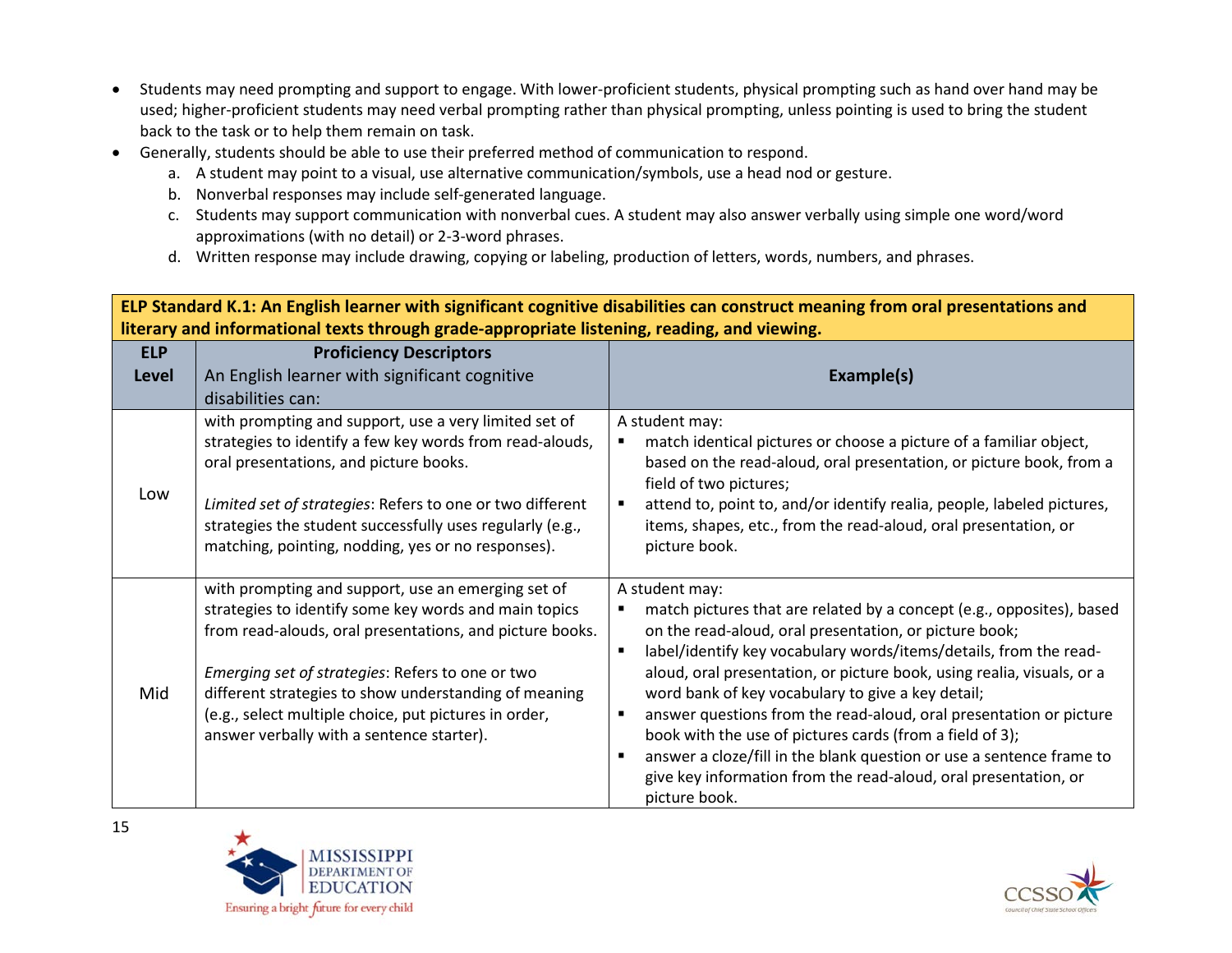- Students may need prompting and support to engage. With lower-proficient students, physical prompting such as hand over hand may be used; higher-proficient students may need verbal prompting rather than physical prompting, unless pointing is used to bring the student back to the task or to help them remain on task.
- Generally, students should be able to use their preferred method of communication to respond.
  a. A student may point to a visual, use alternative communication/symbols, use a head nod or gesture.
  b. Nonverbal responses may include self-generated language.
  c. Students may support communication with nonverbal cues. A student may also answer verbally using simple one word/word approximations (with no detail) or 2-3-word phrases.
  d. Written response may include drawing, copying or labeling, production of letters, words, numbers, and phrases.

| **ELP Standard K.1: An English learner with significant cognitive disabilities can construct meaning from oral presentations and literary and informational texts through grade-appropriate listening, reading, and viewing.** | | |
|---|---|---|
| **ELP Level** | **Proficiency Descriptors**<br>An English learner with significant cognitive disabilities can: | **Example(s)** |
| Low | with prompting and support, use a very limited set of strategies to identify a few key words from read-alouds, oral presentations, and picture books.<br><br>*Limited set of strategies*: Refers to one or two different strategies the student successfully uses regularly (e.g., matching, pointing, nodding, yes or no responses). | A student may:<br>▪ match identical pictures or choose a picture of a familiar object, based on the read-aloud, oral presentation, or picture book, from a field of two pictures;<br>▪ attend to, point to, and/or identify realia, people, labeled pictures, items, shapes, etc., from the read-aloud, oral presentation, or picture book. |
| Mid | with prompting and support, use an emerging set of strategies to identify some key words and main topics from read-alouds, oral presentations, and picture books.<br><br>*Emerging set of strategies*: Refers to one or two different strategies to show understanding of meaning (e.g., select multiple choice, put pictures in order, answer verbally with a sentence starter). | A student may:<br>▪ match pictures that are related by a concept (e.g., opposites), based on the read-aloud, oral presentation, or picture book;<br>▪ label/identify key vocabulary words/items/details, from the read-aloud, oral presentation, or picture book, using realia, visuals, or a word bank of key vocabulary to give a key detail;<br>▪ answer questions from the read-aloud, oral presentation or picture book with the use of pictures cards (from a field of 3);<br>▪ answer a cloze/fill in the blank question or use a sentence frame to give key information from the read-aloud, oral presentation, or picture book. |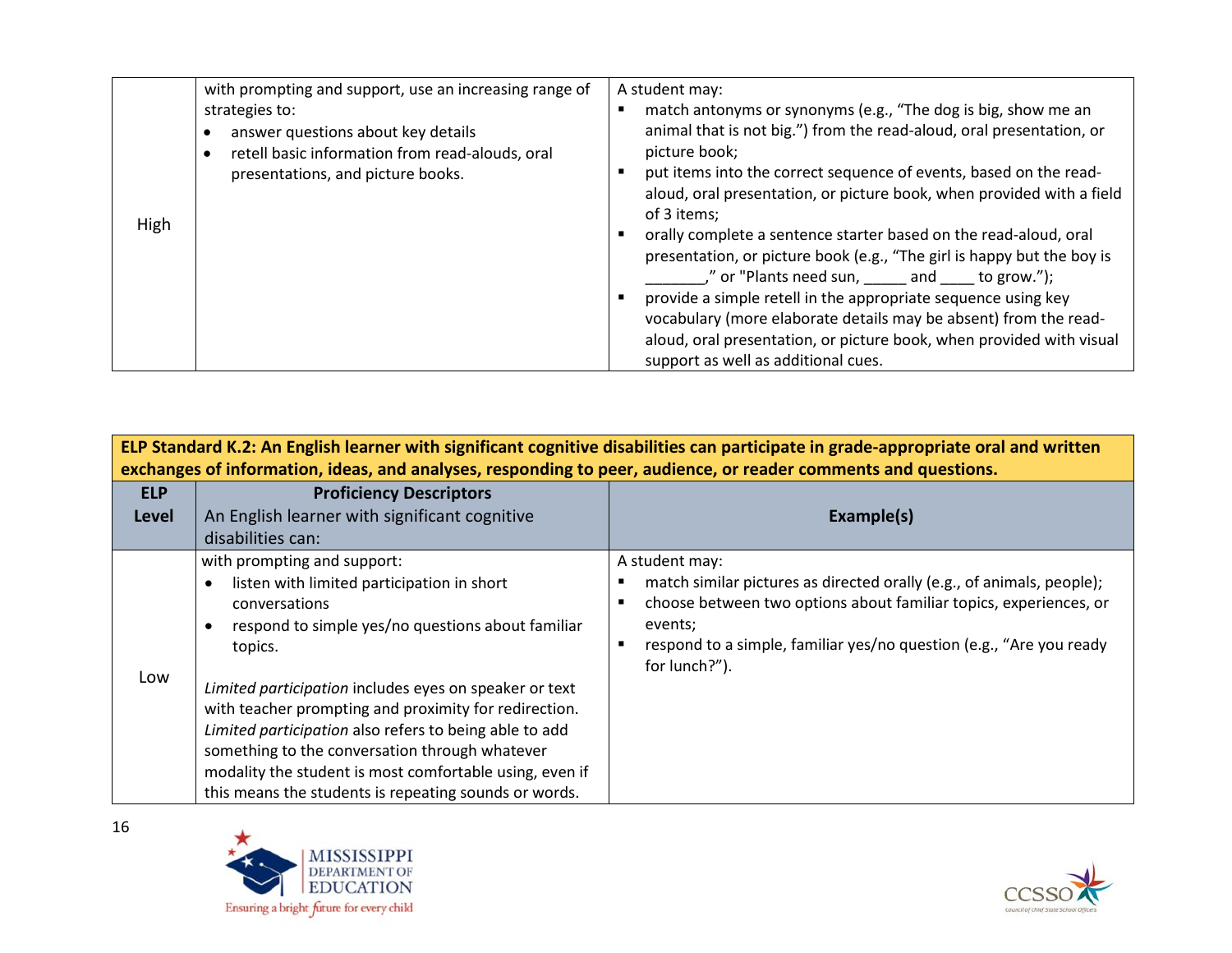| | | |
|---|---|---|
| High | with prompting and support, use an increasing range of strategies to:<br>• answer questions about key details<br>• retell basic information from read-alouds, oral presentations, and picture books. | A student may:<br>▪ match antonyms or synonyms (e.g., "The dog is big, show me an animal that is not big.") from the read-aloud, oral presentation, or picture book;<br>▪ put items into the correct sequence of events, based on the read-aloud, oral presentation, or picture book, when provided with a field of 3 items;<br>▪ orally complete a sentence starter based on the read-aloud, oral presentation, or picture book (e.g., "The girl is happy but the boy is _______," or "Plants need sun, _____ and ____ to grow.");<br>▪ provide a simple retell in the appropriate sequence using key vocabulary (more elaborate details may be absent) from the read-aloud, oral presentation, or picture book, when provided with visual support as well as additional cues. |

| **ELP Standard K.2: An English learner with significant cognitive disabilities can participate in grade-appropriate oral and written exchanges of information, ideas, and analyses, responding to peer, audience, or reader comments and questions.** | | |
|---|---|---|
| **ELP Level** | **Proficiency Descriptors**<br>An English learner with significant cognitive disabilities can: | **Example(s)** |
| Low | with prompting and support:<br>• listen with limited participation in short conversations<br>• respond to simple yes/no questions about familiar topics.<br><br>*Limited participation* includes eyes on speaker or text with teacher prompting and proximity for redirection. *Limited participation* also refers to being able to add something to the conversation through whatever modality the student is most comfortable using, even if this means the students is repeating sounds or words. | A student may:<br>▪ match similar pictures as directed orally (e.g., of animals, people);<br>▪ choose between two options about familiar topics, experiences, or events;<br>▪ respond to a simple, familiar yes/no question (e.g., "Are you ready for lunch?"). |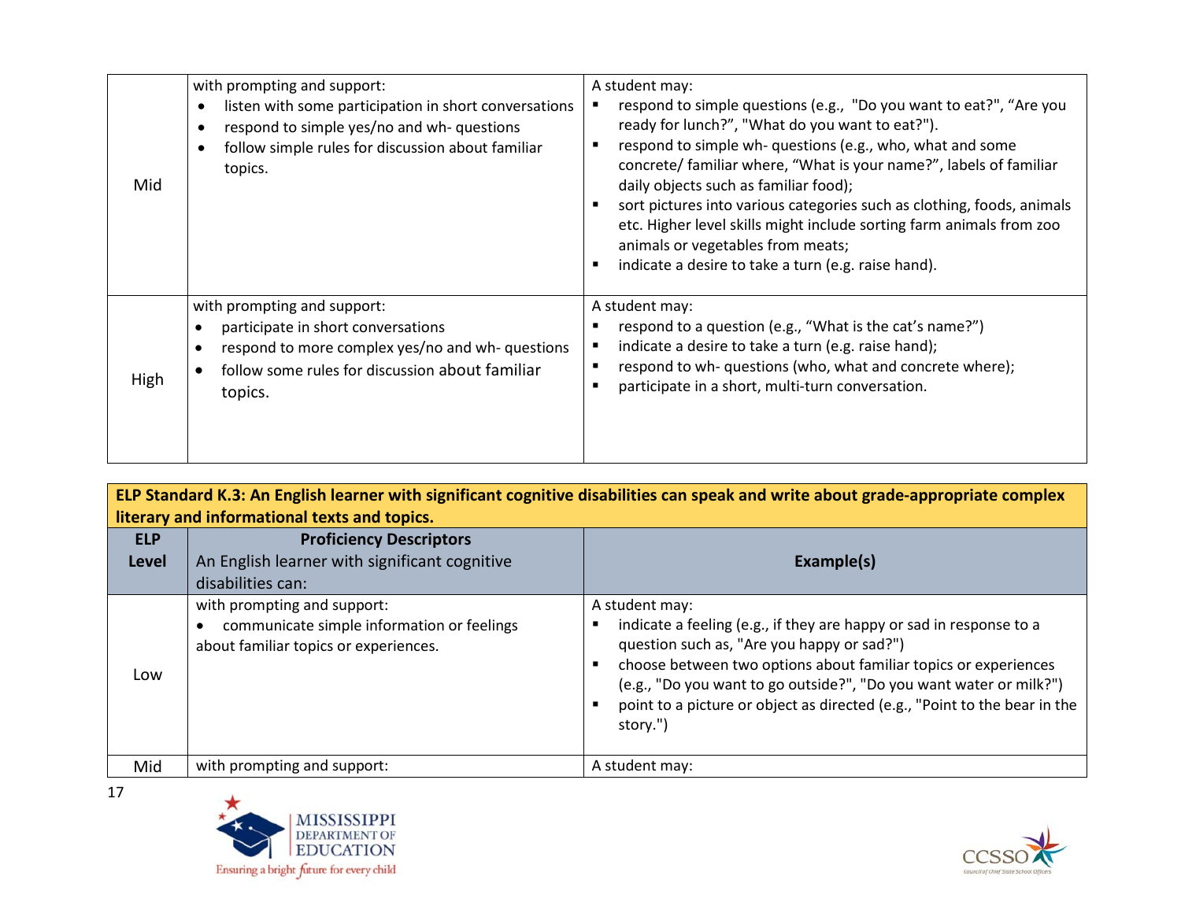| | | |
|---|---|---|
| Mid | with prompting and support:<br>• listen with some participation in short conversations<br>• respond to simple yes/no and wh- questions<br>• follow simple rules for discussion about familiar topics. | A student may:<br>▪ respond to simple questions (e.g., "Do you want to eat?", "Are you ready for lunch?", "What do you want to eat?").<br>▪ respond to simple wh- questions (e.g., who, what and some concrete/ familiar where, "What is your name?", labels of familiar daily objects such as familiar food);<br>▪ sort pictures into various categories such as clothing, foods, animals etc. Higher level skills might include sorting farm animals from zoo animals or vegetables from meats;<br>▪ indicate a desire to take a turn (e.g. raise hand). |
| High | with prompting and support:<br>• participate in short conversations<br>• respond to more complex yes/no and wh- questions<br>• follow some rules for discussion about familiar topics. | A student may:<br>▪ respond to a question (e.g., "What is the cat's name?")<br>▪ indicate a desire to take a turn (e.g. raise hand);<br>▪ respond to wh- questions (who, what and concrete where);<br>▪ participate in a short, multi-turn conversation. |

**ELP Standard K.3: An English learner with significant cognitive disabilities can speak and write about grade-appropriate complex literary and informational texts and topics.**

| ELP Level | Proficiency Descriptors<br>An English learner with significant cognitive disabilities can: | Example(s) |
|---|---|---|
| Low | with prompting and support:<br>• communicate simple information or feelings about familiar topics or experiences. | A student may:<br>▪ indicate a feeling (e.g., if they are happy or sad in response to a question such as, "Are you happy or sad?")<br>▪ choose between two options about familiar topics or experiences (e.g., "Do you want to go outside?", "Do you want water or milk?")<br>▪ point to a picture or object as directed (e.g., "Point to the bear in the story.") |
| Mid | with prompting and support: | A student may: |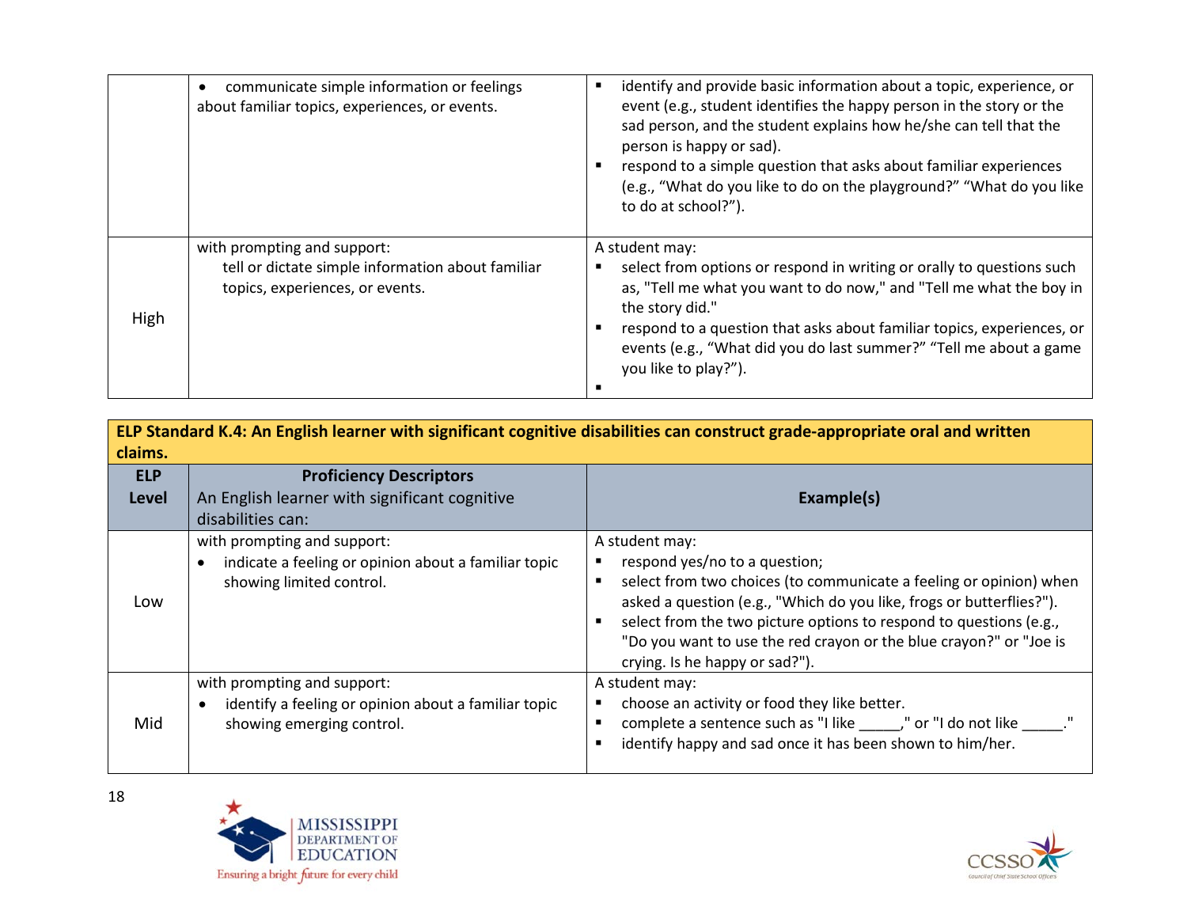| | | |
|---|---|---|
| | • communicate simple information or feelings about familiar topics, experiences, or events. | ▪ identify and provide basic information about a topic, experience, or event (e.g., student identifies the happy person in the story or the sad person, and the student explains how he/she can tell that the person is happy or sad).<br>▪ respond to a simple question that asks about familiar experiences (e.g., "What do you like to do on the playground?" "What do you like to do at school?"). |
| High | with prompting and support:<br>tell or dictate simple information about familiar topics, experiences, or events. | A student may:<br>▪ select from options or respond in writing or orally to questions such as, "Tell me what you want to do now," and "Tell me what the boy in the story did."<br>▪ respond to a question that asks about familiar topics, experiences, or events (e.g., "What did you do last summer?" "Tell me about a game you like to play?").<br>▪ |

| **ELP Standard K.4: An English learner with significant cognitive disabilities can construct grade-appropriate oral and written claims.** | | |
|---|---|---|
| **ELP Level** | **Proficiency Descriptors**<br>An English learner with significant cognitive disabilities can: | **Example(s)** |
| Low | with prompting and support:<br>• indicate a feeling or opinion about a familiar topic showing limited control. | A student may:<br>▪ respond yes/no to a question;<br>▪ select from two choices (to communicate a feeling or opinion) when asked a question (e.g., "Which do you like, frogs or butterflies?").<br>▪ select from the two picture options to respond to questions (e.g., "Do you want to use the red crayon or the blue crayon?" or "Joe is crying. Is he happy or sad?"). |
| Mid | with prompting and support:<br>• identify a feeling or opinion about a familiar topic showing emerging control. | A student may:<br>▪ choose an activity or food they like better.<br>▪ complete a sentence such as "I like _____," or "I do not like _____."<br>▪ identify happy and sad once it has been shown to him/her. |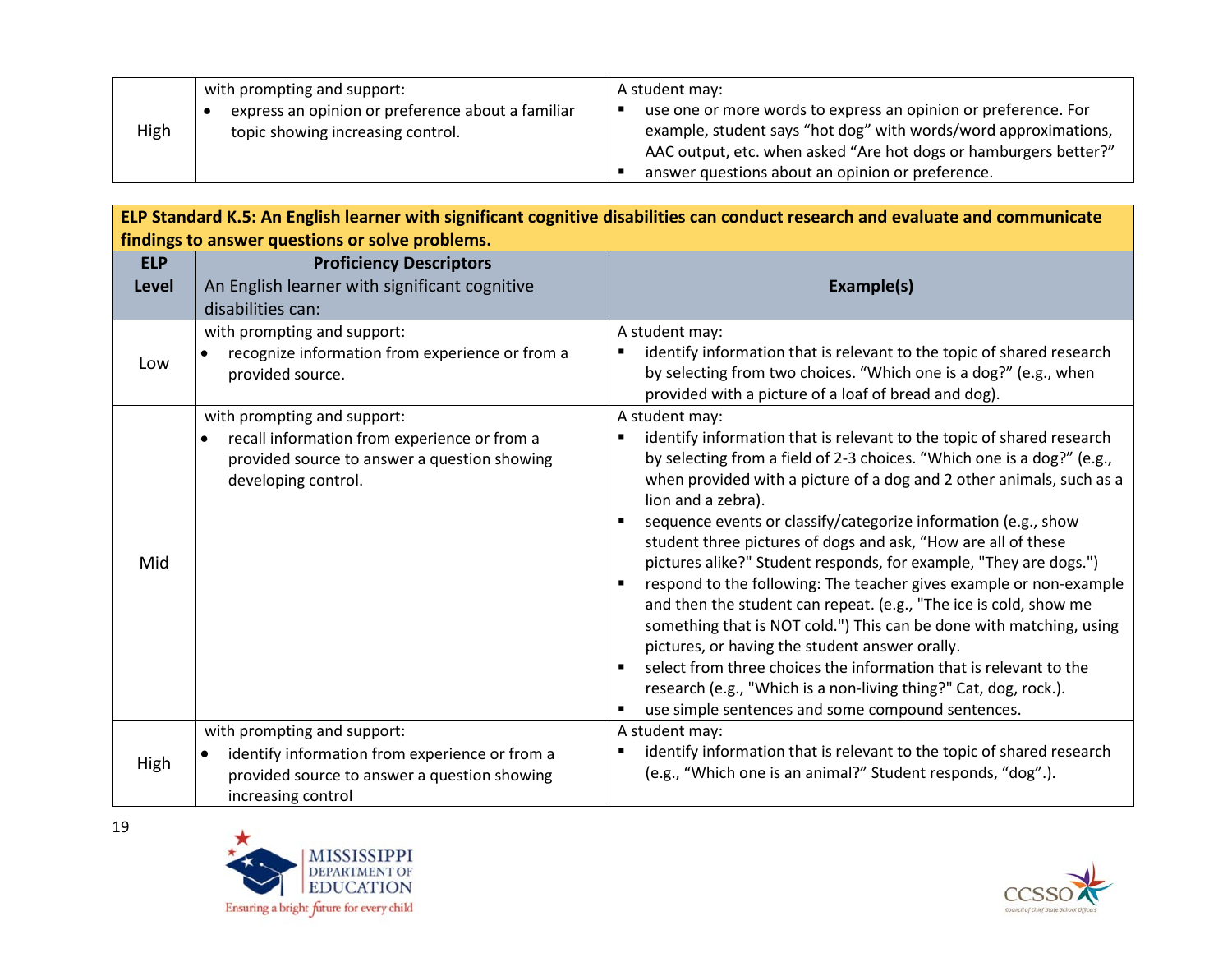| | | |
|---|---|---|
| High | with prompting and support:<br>• express an opinion or preference about a familiar topic showing increasing control. | A student may:<br>▪ use one or more words to express an opinion or preference. For example, student says "hot dog" with words/word approximations, AAC output, etc. when asked "Are hot dogs or hamburgers better?"<br>▪ answer questions about an opinion or preference. |

**ELP Standard K.5: An English learner with significant cognitive disabilities can conduct research and evaluate and communicate findings to answer questions or solve problems.**

| ELP Level | Proficiency Descriptors<br>An English learner with significant cognitive disabilities can: | Example(s) |
|---|---|---|
| Low | with prompting and support:<br>• recognize information from experience or from a provided source. | A student may:<br>▪ identify information that is relevant to the topic of shared research by selecting from two choices. "Which one is a dog?" (e.g., when provided with a picture of a loaf of bread and dog). |
| Mid | with prompting and support:<br>• recall information from experience or from a provided source to answer a question showing developing control. | A student may:<br>▪ identify information that is relevant to the topic of shared research by selecting from a field of 2-3 choices. "Which one is a dog?" (e.g., when provided with a picture of a dog and 2 other animals, such as a lion and a zebra).<br>▪ sequence events or classify/categorize information (e.g., show student three pictures of dogs and ask, "How are all of these pictures alike?" Student responds, for example, "They are dogs.")<br>▪ respond to the following: The teacher gives example or non-example and then the student can repeat. (e.g., "The ice is cold, show me something that is NOT cold.") This can be done with matching, using pictures, or having the student answer orally.<br>▪ select from three choices the information that is relevant to the research (e.g., "Which is a non-living thing?" Cat, dog, rock.).<br>▪ use simple sentences and some compound sentences. |
| High | with prompting and support:<br>• identify information from experience or from a provided source to answer a question showing increasing control | A student may:<br>▪ identify information that is relevant to the topic of shared research (e.g., "Which one is an animal?" Student responds, "dog".). |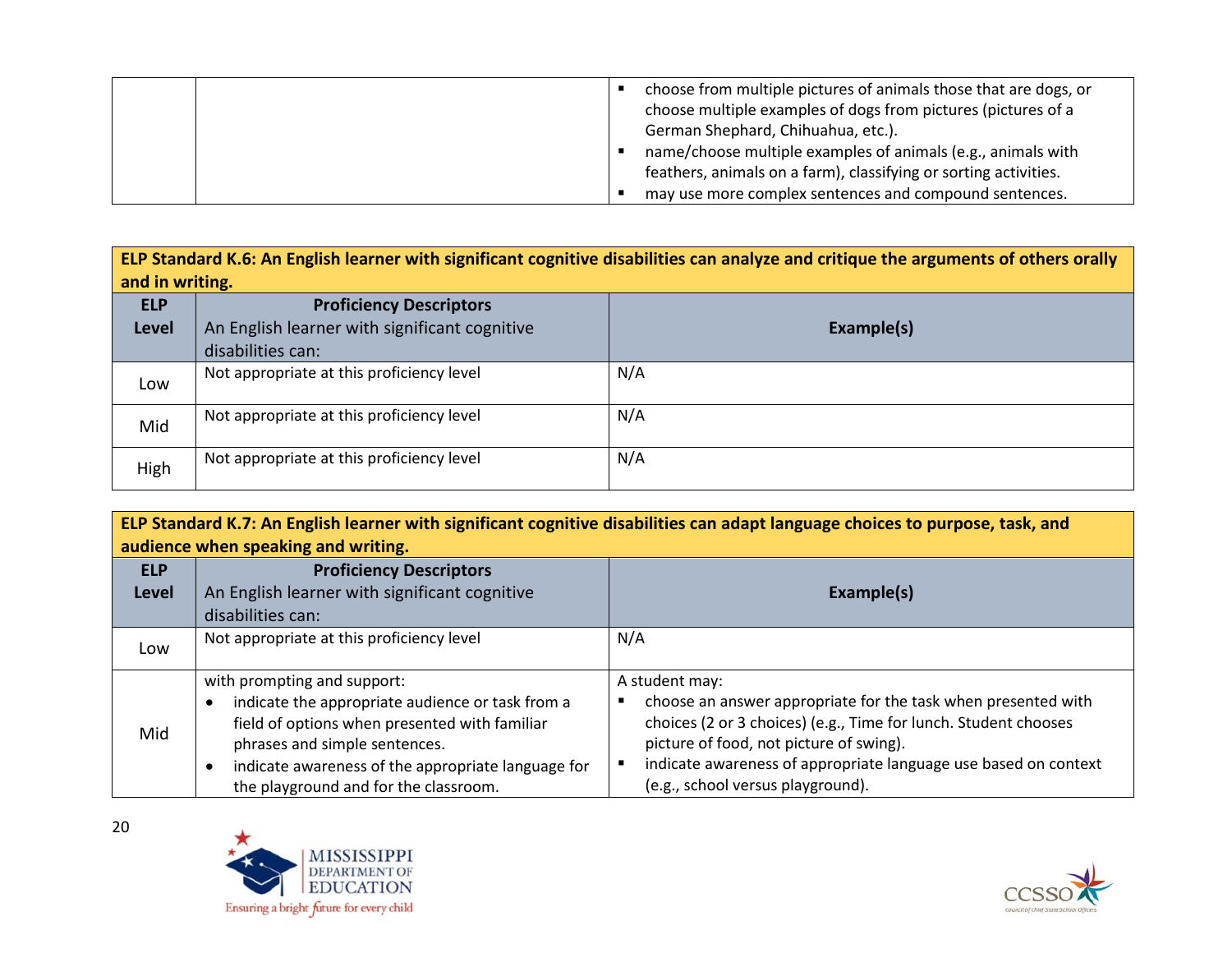| | | |
|---|---|---|
| | | ▪ choose from multiple pictures of animals those that are dogs, or choose multiple examples of dogs from pictures (pictures of a German Shephard, Chihuahua, etc.).<br>▪ name/choose multiple examples of animals (e.g., animals with feathers, animals on a farm), classifying or sorting activities.<br>▪ may use more complex sentences and compound sentences. |

**ELP Standard K.6: An English learner with significant cognitive disabilities can analyze and critique the arguments of others orally and in writing.**

| ELP Level | Proficiency Descriptors<br>An English learner with significant cognitive disabilities can: | Example(s) |
|---|---|---|
| Low | Not appropriate at this proficiency level | N/A |
| Mid | Not appropriate at this proficiency level | N/A |
| High | Not appropriate at this proficiency level | N/A |

**ELP Standard K.7: An English learner with significant cognitive disabilities can adapt language choices to purpose, task, and audience when speaking and writing.**

| ELP Level | Proficiency Descriptors<br>An English learner with significant cognitive disabilities can: | Example(s) |
|---|---|---|
| Low | Not appropriate at this proficiency level | N/A |
| Mid | with prompting and support:<br>• indicate the appropriate audience or task from a field of options when presented with familiar phrases and simple sentences.<br>• indicate awareness of the appropriate language for the playground and for the classroom. | A student may:<br>▪ choose an answer appropriate for the task when presented with choices (2 or 3 choices) (e.g., Time for lunch. Student chooses picture of food, not picture of swing).<br>▪ indicate awareness of appropriate language use based on context (e.g., school versus playground). |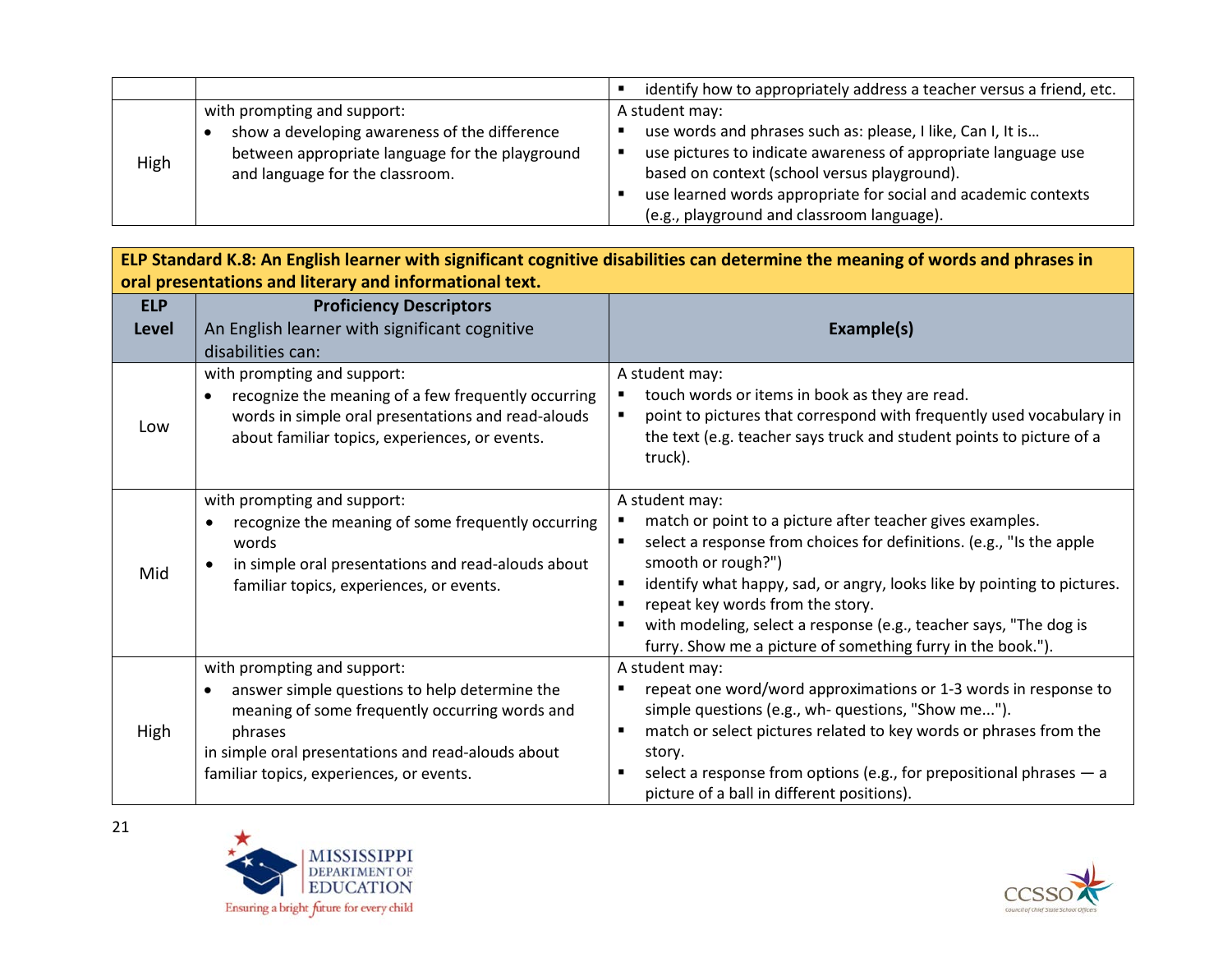| | | |
|---|---|---|
| | | ▪ identify how to appropriately address a teacher versus a friend, etc. |
| High | with prompting and support:<br>• show a developing awareness of the difference between appropriate language for the playground and language for the classroom. | A student may:<br>▪ use words and phrases such as: please, I like, Can I, It is…<br>▪ use pictures to indicate awareness of appropriate language use based on context (school versus playground).<br>▪ use learned words appropriate for social and academic contexts (e.g., playground and classroom language). |

**ELP Standard K.8: An English learner with significant cognitive disabilities can determine the meaning of words and phrases in oral presentations and literary and informational text.**

| ELP Level | Proficiency Descriptors<br>An English learner with significant cognitive disabilities can: | Example(s) |
|---|---|---|
| Low | with prompting and support:<br>• recognize the meaning of a few frequently occurring words in simple oral presentations and read-alouds about familiar topics, experiences, or events. | A student may:<br>▪ touch words or items in book as they are read.<br>▪ point to pictures that correspond with frequently used vocabulary in the text (e.g. teacher says truck and student points to picture of a truck). |
| Mid | with prompting and support:<br>• recognize the meaning of some frequently occurring words<br>• in simple oral presentations and read-alouds about familiar topics, experiences, or events. | A student may:<br>▪ match or point to a picture after teacher gives examples.<br>▪ select a response from choices for definitions. (e.g., "Is the apple smooth or rough?")<br>▪ identify what happy, sad, or angry, looks like by pointing to pictures.<br>▪ repeat key words from the story.<br>▪ with modeling, select a response (e.g., teacher says, "The dog is furry. Show me a picture of something furry in the book."). |
| High | with prompting and support:<br>• answer simple questions to help determine the meaning of some frequently occurring words and phrases<br>in simple oral presentations and read-alouds about familiar topics, experiences, or events. | A student may:<br>▪ repeat one word/word approximations or 1-3 words in response to simple questions (e.g., wh- questions, "Show me...").<br>▪ match or select pictures related to key words or phrases from the story.<br>▪ select a response from options (e.g., for prepositional phrases — a picture of a ball in different positions). |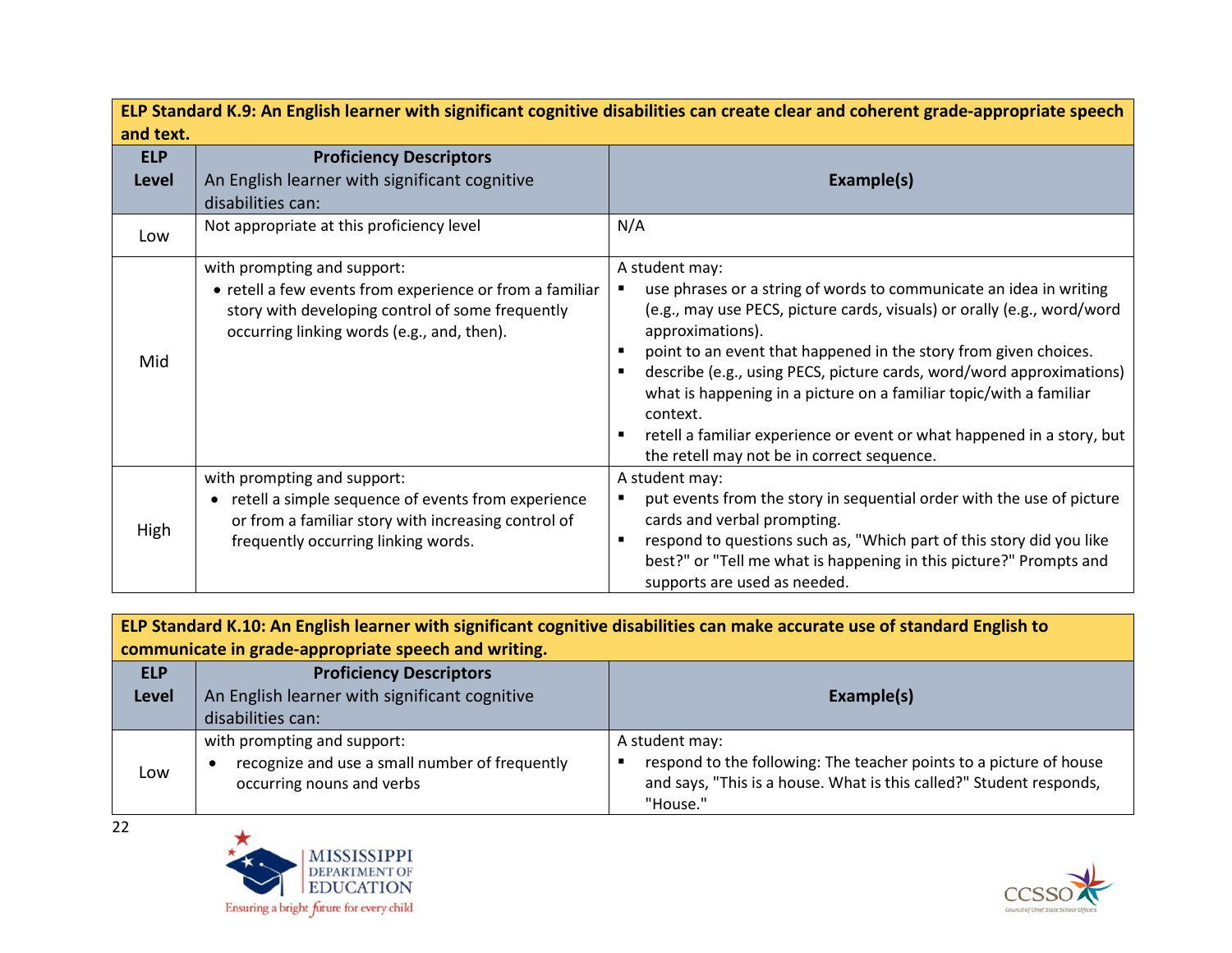| ELP Standard K.9: An English learner with significant cognitive disabilities can create clear and coherent grade-appropriate speech and text. | | |
|---|---|---|
| **ELP Level** | **Proficiency Descriptors** An English learner with significant cognitive disabilities can: | **Example(s)** |
| Low | Not appropriate at this proficiency level | N/A |
| Mid | with prompting and support:<br>• retell a few events from experience or from a familiar story with developing control of some frequently occurring linking words (e.g., and, then). | A student may:<br>▪ use phrases or a string of words to communicate an idea in writing (e.g., may use PECS, picture cards, visuals) or orally (e.g., word/word approximations).<br>▪ point to an event that happened in the story from given choices.<br>▪ describe (e.g., using PECS, picture cards, word/word approximations) what is happening in a picture on a familiar topic/with a familiar context.<br>▪ retell a familiar experience or event or what happened in a story, but the retell may not be in correct sequence. |
| High | with prompting and support:<br>• retell a simple sequence of events from experience or from a familiar story with increasing control of frequently occurring linking words. | A student may:<br>▪ put events from the story in sequential order with the use of picture cards and verbal prompting.<br>▪ respond to questions such as, "Which part of this story did you like best?" or "Tell me what is happening in this picture?" Prompts and supports are used as needed. |

| ELP Standard K.10: An English learner with significant cognitive disabilities can make accurate use of standard English to communicate in grade-appropriate speech and writing. | | |
|---|---|---|
| **ELP Level** | **Proficiency Descriptors** An English learner with significant cognitive disabilities can: | **Example(s)** |
| Low | with prompting and support:<br>• recognize and use a small number of frequently occurring nouns and verbs | A student may:<br>▪ respond to the following: The teacher points to a picture of house and says, "This is a house. What is this called?" Student responds, "House." |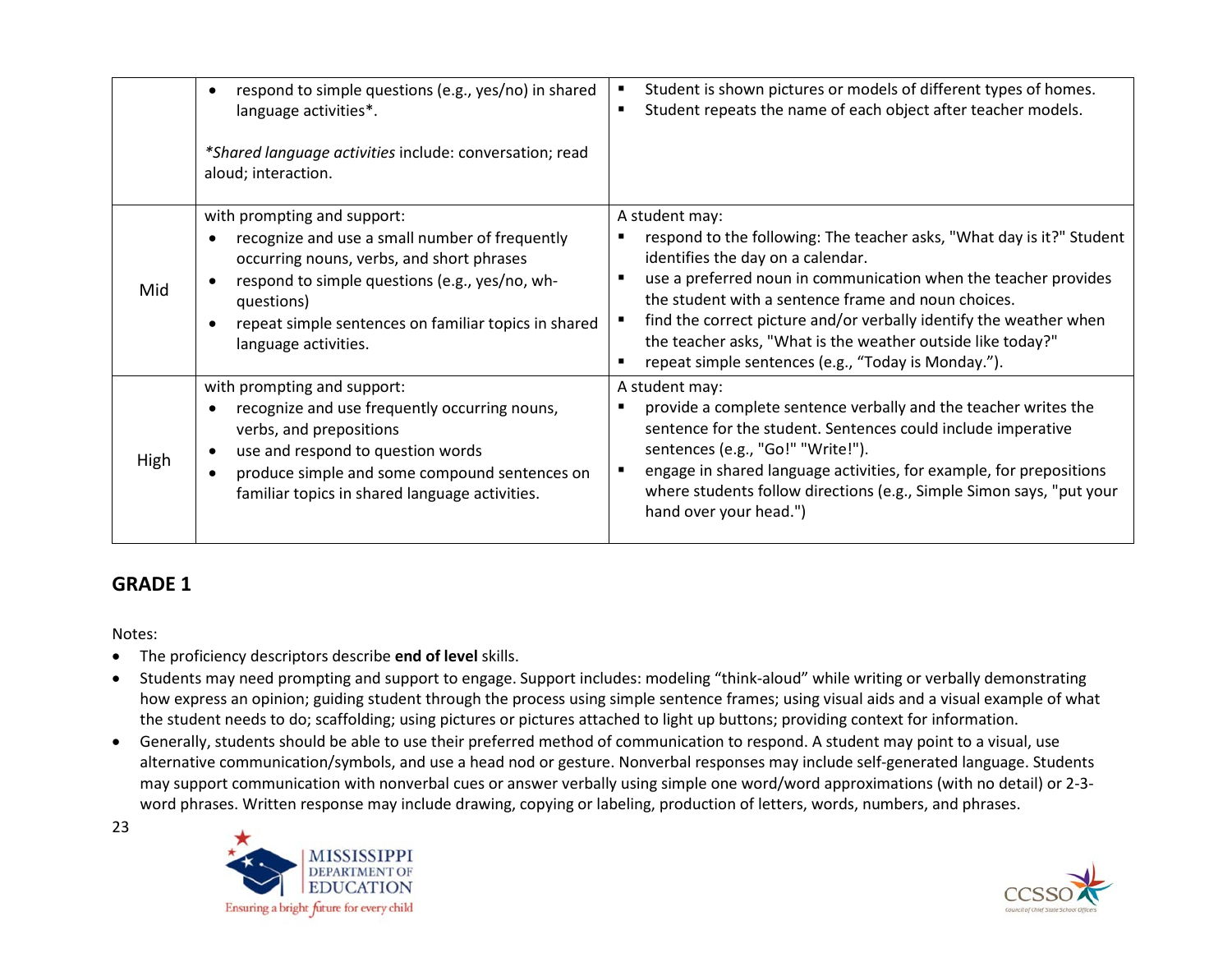| | | |
|---|---|---|
| | • respond to simple questions (e.g., yes/no) in shared language activities*.<br><br>**Shared language activities* include: conversation; read aloud; interaction. | ▪ Student is shown pictures or models of different types of homes.<br>▪ Student repeats the name of each object after teacher models. |
| Mid | with prompting and support:<br>• recognize and use a small number of frequently occurring nouns, verbs, and short phrases<br>• respond to simple questions (e.g., yes/no, wh-questions)<br>• repeat simple sentences on familiar topics in shared language activities. | A student may:<br>▪ respond to the following: The teacher asks, "What day is it?" Student identifies the day on a calendar.<br>▪ use a preferred noun in communication when the teacher provides the student with a sentence frame and noun choices.<br>▪ find the correct picture and/or verbally identify the weather when the teacher asks, "What is the weather outside like today?"<br>▪ repeat simple sentences (e.g., "Today is Monday."). |
| High | with prompting and support:<br>• recognize and use frequently occurring nouns, verbs, and prepositions<br>• use and respond to question words<br>• produce simple and some compound sentences on familiar topics in shared language activities. | A student may:<br>▪ provide a complete sentence verbally and the teacher writes the sentence for the student. Sentences could include imperative sentences (e.g., "Go!" "Write!").<br>▪ engage in shared language activities, for example, for prepositions where students follow directions (e.g., Simple Simon says, "put your hand over your head.") |

## GRADE 1

Notes:

- The proficiency descriptors describe **end of level** skills.
- Students may need prompting and support to engage. Support includes: modeling "think-aloud" while writing or verbally demonstrating how express an opinion; guiding student through the process using simple sentence frames; using visual aids and a visual example of what the student needs to do; scaffolding; using pictures or pictures attached to light up buttons; providing context for information.
- Generally, students should be able to use their preferred method of communication to respond. A student may point to a visual, use alternative communication/symbols, and use a head nod or gesture. Nonverbal responses may include self-generated language. Students may support communication with nonverbal cues or answer verbally using simple one word/word approximations (with no detail) or 2-3-word phrases. Written response may include drawing, copying or labeling, production of letters, words, numbers, and phrases.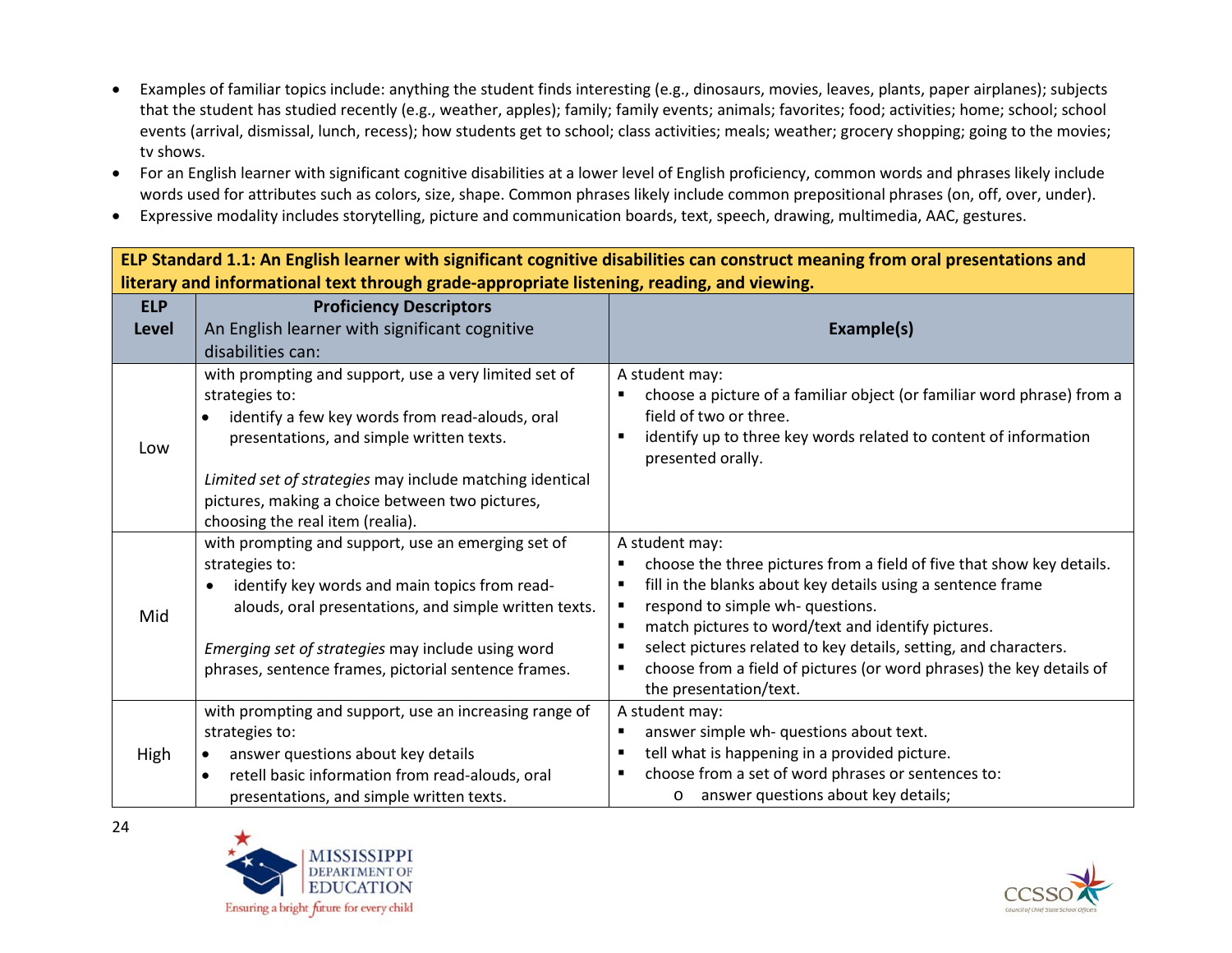- Examples of familiar topics include: anything the student finds interesting (e.g., dinosaurs, movies, leaves, plants, paper airplanes); subjects that the student has studied recently (e.g., weather, apples); family; family events; animals; favorites; food; activities; home; school; school events (arrival, dismissal, lunch, recess); how students get to school; class activities; meals; weather; grocery shopping; going to the movies; tv shows.
- For an English learner with significant cognitive disabilities at a lower level of English proficiency, common words and phrases likely include words used for attributes such as colors, size, shape. Common phrases likely include common prepositional phrases (on, off, over, under).
- Expressive modality includes storytelling, picture and communication boards, text, speech, drawing, multimedia, AAC, gestures.

| **ELP Standard 1.1: An English learner with significant cognitive disabilities can construct meaning from oral presentations and literary and informational text through grade-appropriate listening, reading, and viewing.** | | |
|---|---|---|
| **ELP Level** | **Proficiency Descriptors** An English learner with significant cognitive disabilities can: | **Example(s)** |
| Low | with prompting and support, use a very limited set of strategies to: <br>• identify a few key words from read-alouds, oral presentations, and simple written texts. <br><br>*Limited set of strategies* may include matching identical pictures, making a choice between two pictures, choosing the real item (realia). | A student may: <br>▪ choose a picture of a familiar object (or familiar word phrase) from a field of two or three. <br>▪ identify up to three key words related to content of information presented orally. |
| Mid | with prompting and support, use an emerging set of strategies to: <br>• identify key words and main topics from read-alouds, oral presentations, and simple written texts. <br><br>*Emerging set of strategies* may include using word phrases, sentence frames, pictorial sentence frames. | A student may: <br>▪ choose the three pictures from a field of five that show key details. <br>▪ fill in the blanks about key details using a sentence frame <br>▪ respond to simple wh- questions. <br>▪ match pictures to word/text and identify pictures. <br>▪ select pictures related to key details, setting, and characters. <br>▪ choose from a field of pictures (or word phrases) the key details of the presentation/text. |
| High | with prompting and support, use an increasing range of strategies to: <br>• answer questions about key details <br>• retell basic information from read-alouds, oral presentations, and simple written texts. | A student may: <br>▪ answer simple wh- questions about text. <br>▪ tell what is happening in a provided picture. <br>▪ choose from a set of word phrases or sentences to: <br>&nbsp;&nbsp;&nbsp;&nbsp;o answer questions about key details; |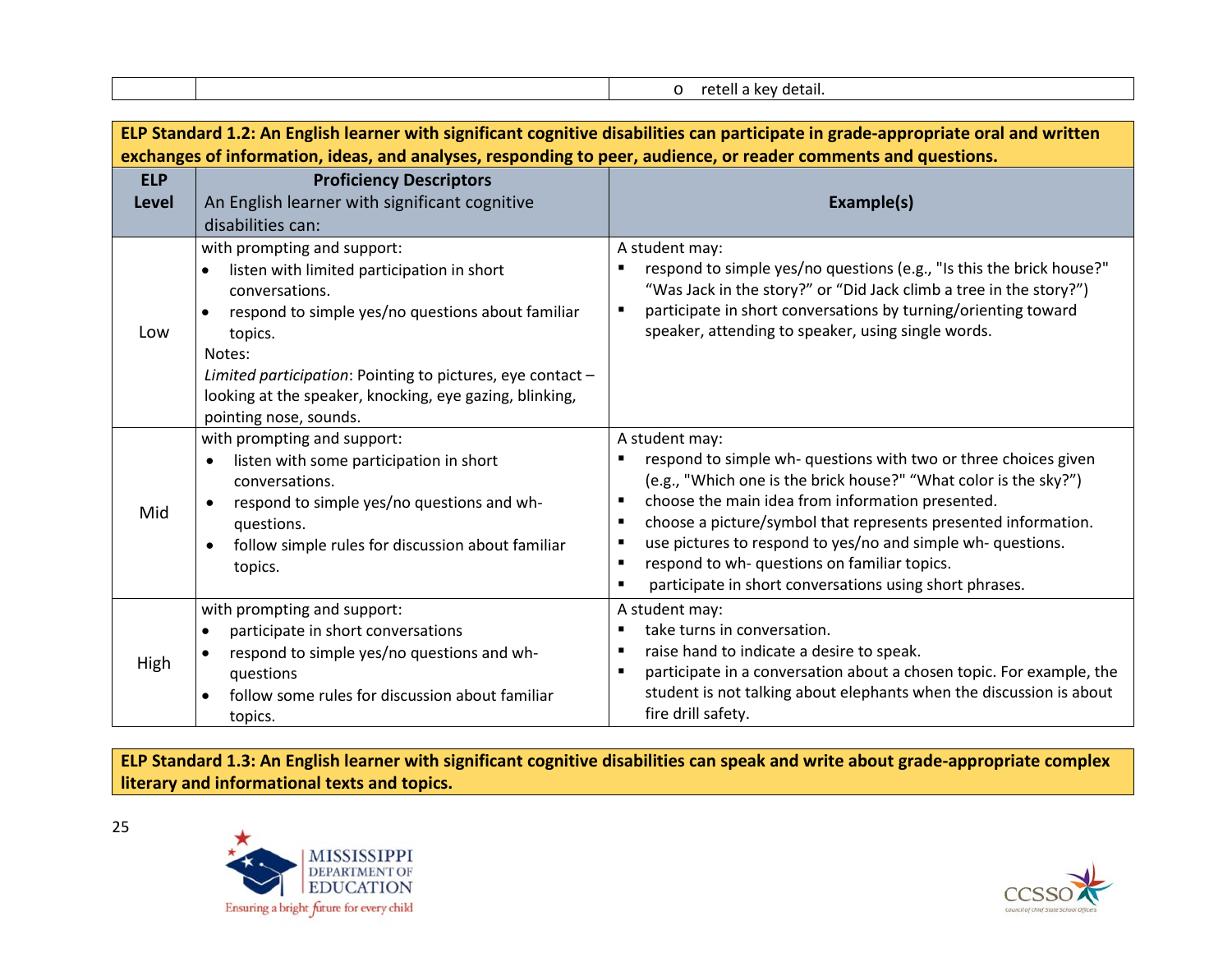| | | o retell a key detail. |
|---|---|---|

**ELP Standard 1.2: An English learner with significant cognitive disabilities can participate in grade-appropriate oral and written exchanges of information, ideas, and analyses, responding to peer, audience, or reader comments and questions.**

| ELP Level | Proficiency Descriptors<br>An English learner with significant cognitive disabilities can: | Example(s) |
|---|---|---|
| Low | with prompting and support:<br>• listen with limited participation in short conversations.<br>• respond to simple yes/no questions about familiar topics.<br>Notes:<br>*Limited participation*: Pointing to pictures, eye contact – looking at the speaker, knocking, eye gazing, blinking, pointing nose, sounds. | A student may:<br>▪ respond to simple yes/no questions (e.g., "Is this the brick house?" "Was Jack in the story?" or "Did Jack climb a tree in the story?")<br>▪ participate in short conversations by turning/orienting toward speaker, attending to speaker, using single words. |
| Mid | with prompting and support:<br>• listen with some participation in short conversations.<br>• respond to simple yes/no questions and wh- questions.<br>• follow simple rules for discussion about familiar topics. | A student may:<br>▪ respond to simple wh- questions with two or three choices given (e.g., "Which one is the brick house?" "What color is the sky?")<br>▪ choose the main idea from information presented.<br>▪ choose a picture/symbol that represents presented information.<br>▪ use pictures to respond to yes/no and simple wh- questions.<br>▪ respond to wh- questions on familiar topics.<br>▪ participate in short conversations using short phrases. |
| High | with prompting and support:<br>• participate in short conversations<br>• respond to simple yes/no questions and wh- questions<br>• follow some rules for discussion about familiar topics. | A student may:<br>▪ take turns in conversation.<br>▪ raise hand to indicate a desire to speak.<br>▪ participate in a conversation about a chosen topic. For example, the student is not talking about elephants when the discussion is about fire drill safety. |

**ELP Standard 1.3: An English learner with significant cognitive disabilities can speak and write about grade-appropriate complex literary and informational texts and topics.**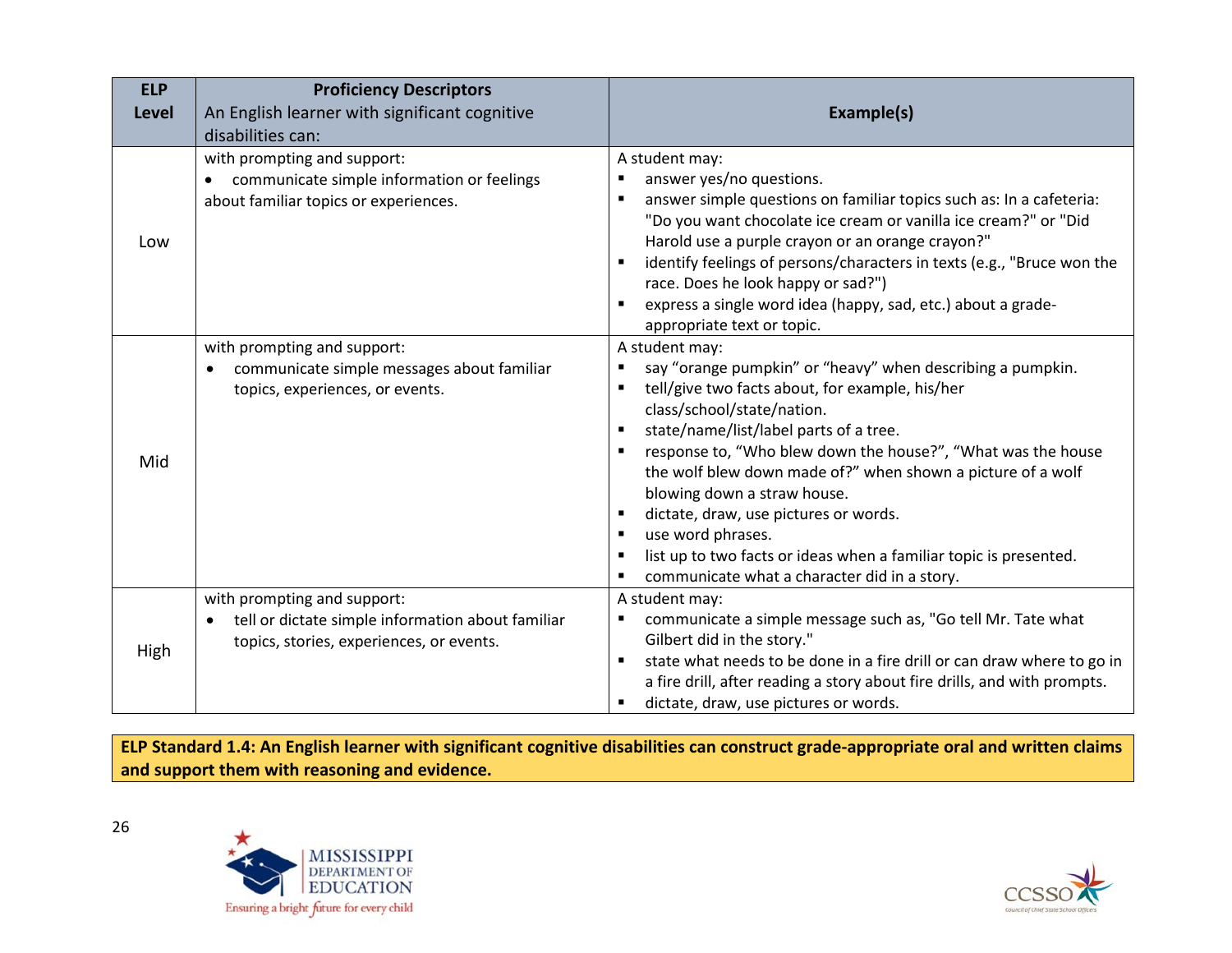| ELP Level | Proficiency Descriptors An English learner with significant cognitive disabilities can: | Example(s) |
|---|---|---|
| Low | with prompting and support:<br>• communicate simple information or feelings about familiar topics or experiences. | A student may:<br>▪ answer yes/no questions.<br>▪ answer simple questions on familiar topics such as: In a cafeteria: "Do you want chocolate ice cream or vanilla ice cream?" or "Did Harold use a purple crayon or an orange crayon?"<br>▪ identify feelings of persons/characters in texts (e.g., "Bruce won the race. Does he look happy or sad?")<br>▪ express a single word idea (happy, sad, etc.) about a grade-appropriate text or topic. |
| Mid | with prompting and support:<br>• communicate simple messages about familiar topics, experiences, or events. | A student may:<br>▪ say "orange pumpkin" or "heavy" when describing a pumpkin.<br>▪ tell/give two facts about, for example, his/her class/school/state/nation.<br>▪ state/name/list/label parts of a tree.<br>▪ response to, "Who blew down the house?", "What was the house the wolf blew down made of?" when shown a picture of a wolf blowing down a straw house.<br>▪ dictate, draw, use pictures or words.<br>▪ use word phrases.<br>▪ list up to two facts or ideas when a familiar topic is presented.<br>▪ communicate what a character did in a story. |
| High | with prompting and support:<br>• tell or dictate simple information about familiar topics, stories, experiences, or events. | A student may:<br>▪ communicate a simple message such as, "Go tell Mr. Tate what Gilbert did in the story."<br>▪ state what needs to be done in a fire drill or can draw where to go in a fire drill, after reading a story about fire drills, and with prompts.<br>▪ dictate, draw, use pictures or words. |

**ELP Standard 1.4: An English learner with significant cognitive disabilities can construct grade-appropriate oral and written claims and support them with reasoning and evidence.**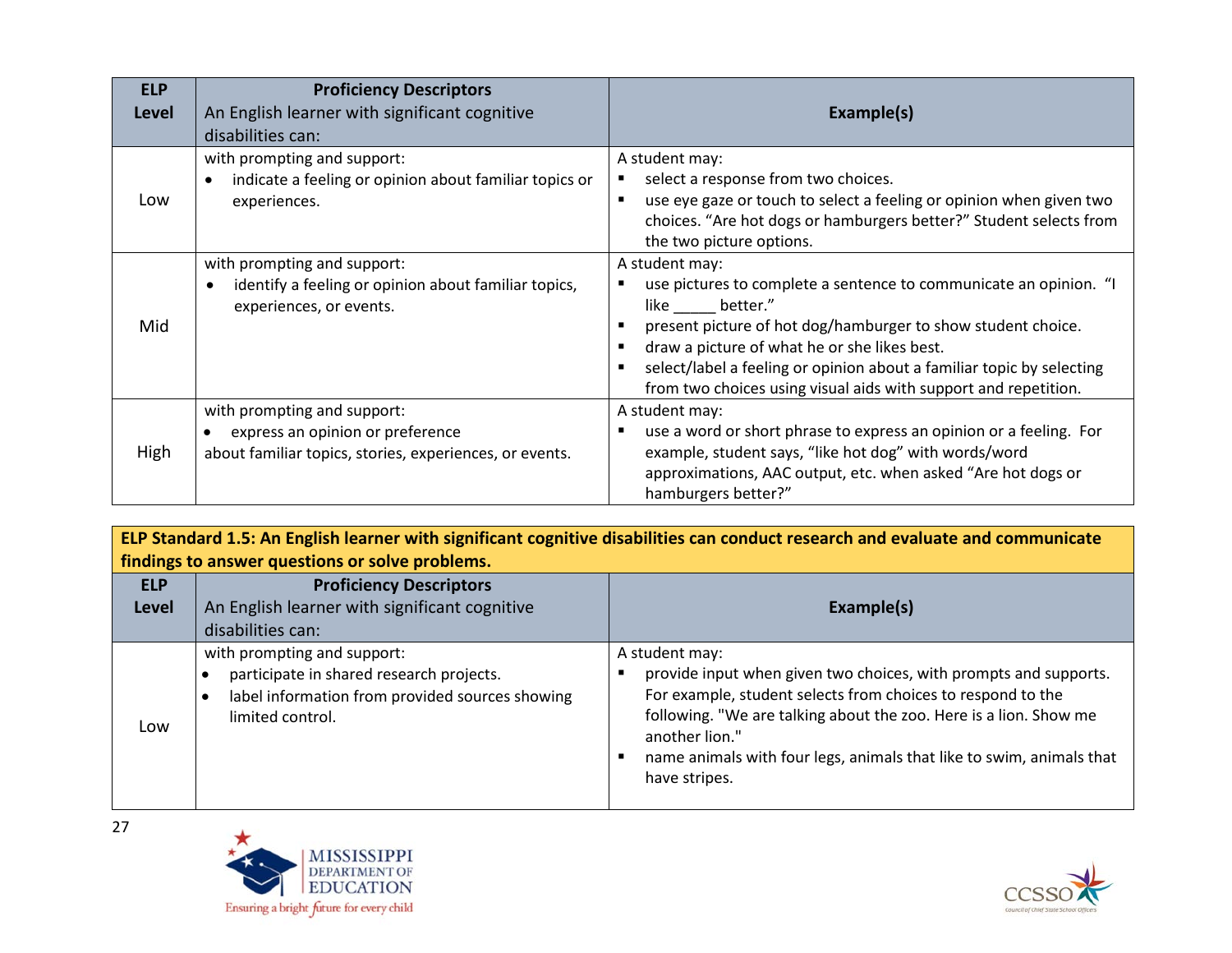| ELP Level | Proficiency Descriptors<br>An English learner with significant cognitive disabilities can: | Example(s) |
|---|---|---|
| Low | with prompting and support:<br>• indicate a feeling or opinion about familiar topics or experiences. | A student may:<br>▪ select a response from two choices.<br>▪ use eye gaze or touch to select a feeling or opinion when given two choices. "Are hot dogs or hamburgers better?" Student selects from the two picture options. |
| Mid | with prompting and support:<br>• identify a feeling or opinion about familiar topics, experiences, or events. | A student may:<br>▪ use pictures to complete a sentence to communicate an opinion. "I like _____ better."<br>▪ present picture of hot dog/hamburger to show student choice.<br>▪ draw a picture of what he or she likes best.<br>▪ select/label a feeling or opinion about a familiar topic by selecting from two choices using visual aids with support and repetition. |
| High | with prompting and support:<br>• express an opinion or preference<br>about familiar topics, stories, experiences, or events. | A student may:<br>▪ use a word or short phrase to express an opinion or a feeling. For example, student says, "like hot dog" with words/word approximations, AAC output, etc. when asked "Are hot dogs or hamburgers better?" |

**ELP Standard 1.5: An English learner with significant cognitive disabilities can conduct research and evaluate and communicate findings to answer questions or solve problems.**

| ELP Level | Proficiency Descriptors<br>An English learner with significant cognitive disabilities can: | Example(s) |
|---|---|---|
| Low | with prompting and support:<br>• participate in shared research projects.<br>• label information from provided sources showing limited control. | A student may:<br>▪ provide input when given two choices, with prompts and supports. For example, student selects from choices to respond to the following. "We are talking about the zoo. Here is a lion. Show me another lion."<br>▪ name animals with four legs, animals that like to swim, animals that have stripes. |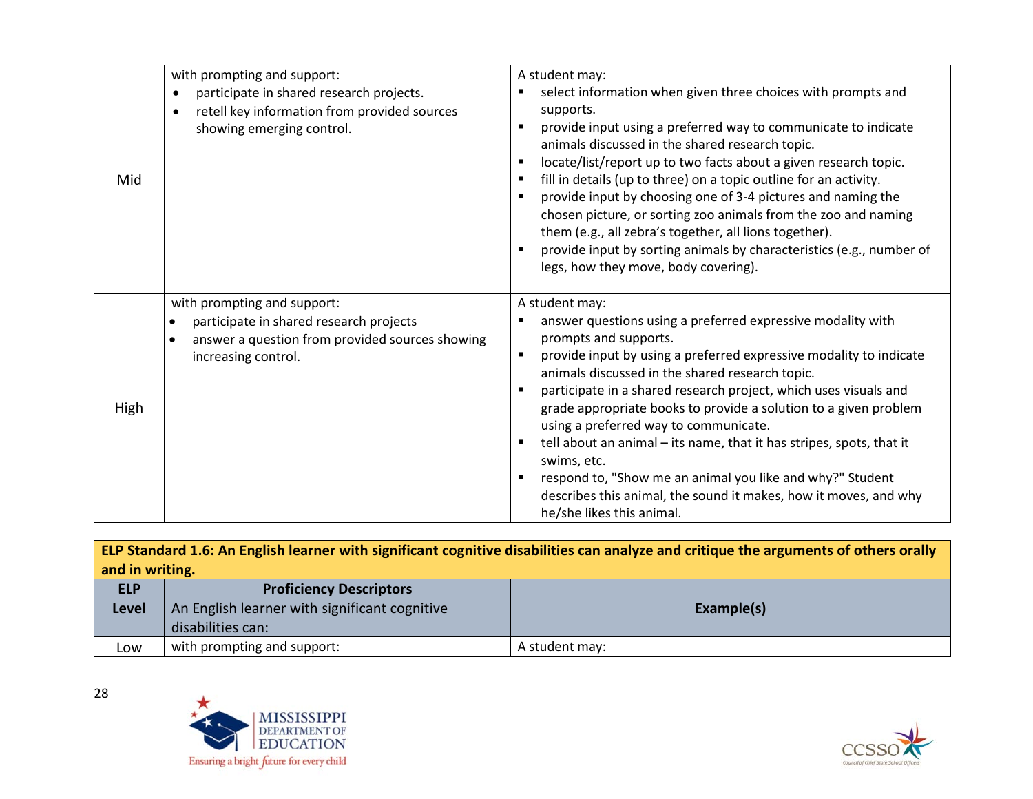| | | |
|---|---|---|
| Mid | with prompting and support:<br>• participate in shared research projects.<br>• retell key information from provided sources showing emerging control. | A student may:<br>▪ select information when given three choices with prompts and supports.<br>▪ provide input using a preferred way to communicate to indicate animals discussed in the shared research topic.<br>▪ locate/list/report up to two facts about a given research topic.<br>▪ fill in details (up to three) on a topic outline for an activity.<br>▪ provide input by choosing one of 3-4 pictures and naming the chosen picture, or sorting zoo animals from the zoo and naming them (e.g., all zebra's together, all lions together).<br>▪ provide input by sorting animals by characteristics (e.g., number of legs, how they move, body covering). |
| High | with prompting and support:<br>• participate in shared research projects<br>• answer a question from provided sources showing increasing control. | A student may:<br>▪ answer questions using a preferred expressive modality with prompts and supports.<br>▪ provide input by using a preferred expressive modality to indicate animals discussed in the shared research topic.<br>▪ participate in a shared research project, which uses visuals and grade appropriate books to provide a solution to a given problem using a preferred way to communicate.<br>▪ tell about an animal – its name, that it has stripes, spots, that it swims, etc.<br>▪ respond to, "Show me an animal you like and why?" Student describes this animal, the sound it makes, how it moves, and why he/she likes this animal. |

**ELP Standard 1.6: An English learner with significant cognitive disabilities can analyze and critique the arguments of others orally and in writing.**

| ELP Level | Proficiency Descriptors<br>An English learner with significant cognitive disabilities can: | Example(s) |
|---|---|---|
| Low | with prompting and support: | A student may: |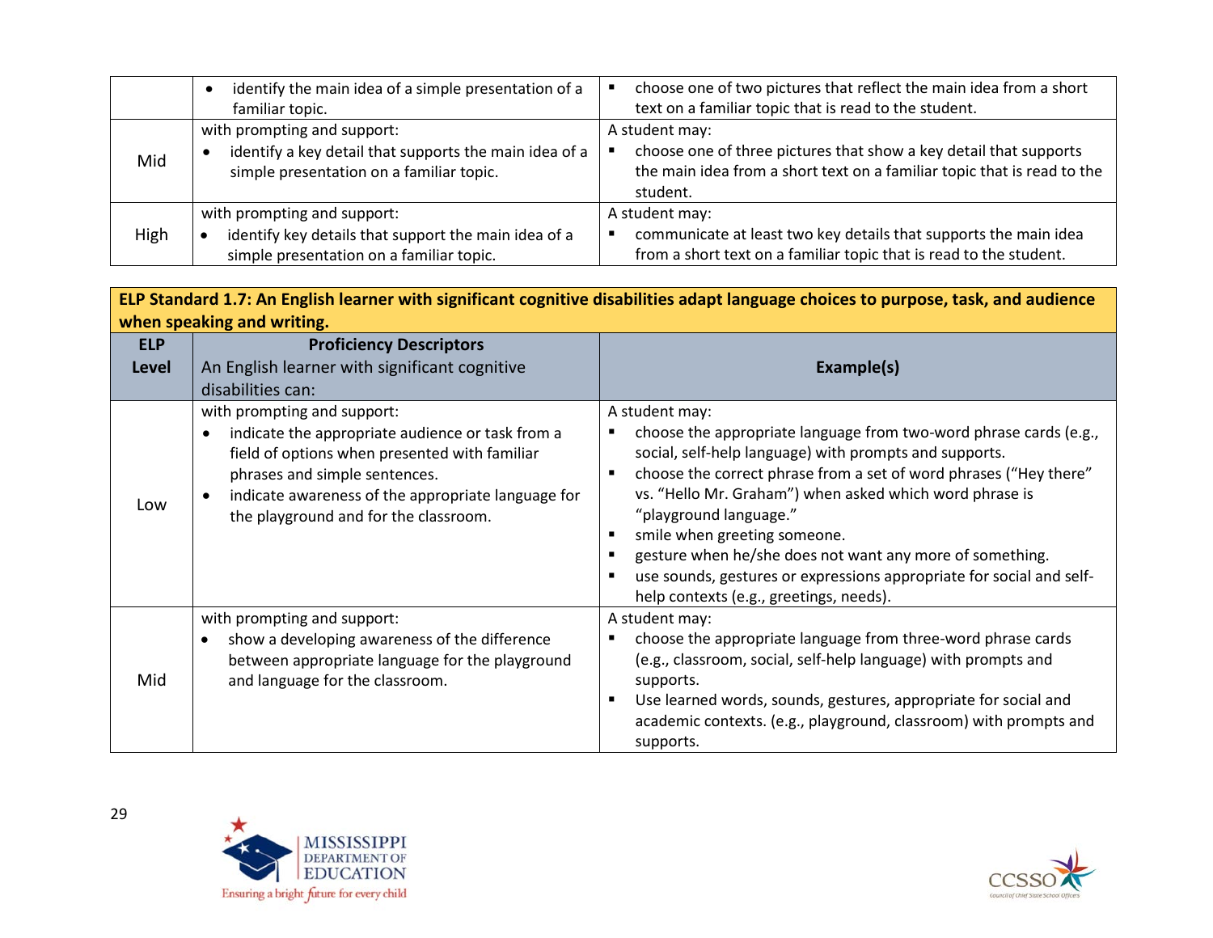| | | |
|---|---|---|
| | • identify the main idea of a simple presentation of a familiar topic. | ▪ choose one of two pictures that reflect the main idea from a short text on a familiar topic that is read to the student. |
| Mid | with prompting and support:<br>• identify a key detail that supports the main idea of a simple presentation on a familiar topic. | A student may:<br>▪ choose one of three pictures that show a key detail that supports the main idea from a short text on a familiar topic that is read to the student. |
| High | with prompting and support:<br>• identify key details that support the main idea of a simple presentation on a familiar topic. | A student may:<br>▪ communicate at least two key details that supports the main idea from a short text on a familiar topic that is read to the student. |

**ELP Standard 1.7: An English learner with significant cognitive disabilities adapt language choices to purpose, task, and audience when speaking and writing.**

| ELP Level | **Proficiency Descriptors**<br>An English learner with significant cognitive disabilities can: | Example(s) |
|---|---|---|
| Low | with prompting and support:<br>• indicate the appropriate audience or task from a field of options when presented with familiar phrases and simple sentences.<br>• indicate awareness of the appropriate language for the playground and for the classroom. | A student may:<br>▪ choose the appropriate language from two-word phrase cards (e.g., social, self-help language) with prompts and supports.<br>▪ choose the correct phrase from a set of word phrases ("Hey there" vs. "Hello Mr. Graham") when asked which word phrase is "playground language."<br>▪ smile when greeting someone.<br>▪ gesture when he/she does not want any more of something.<br>▪ use sounds, gestures or expressions appropriate for social and self-help contexts (e.g., greetings, needs). |
| Mid | with prompting and support:<br>• show a developing awareness of the difference between appropriate language for the playground and language for the classroom. | A student may:<br>▪ choose the appropriate language from three-word phrase cards (e.g., classroom, social, self-help language) with prompts and supports.<br>▪ Use learned words, sounds, gestures, appropriate for social and academic contexts. (e.g., playground, classroom) with prompts and supports. |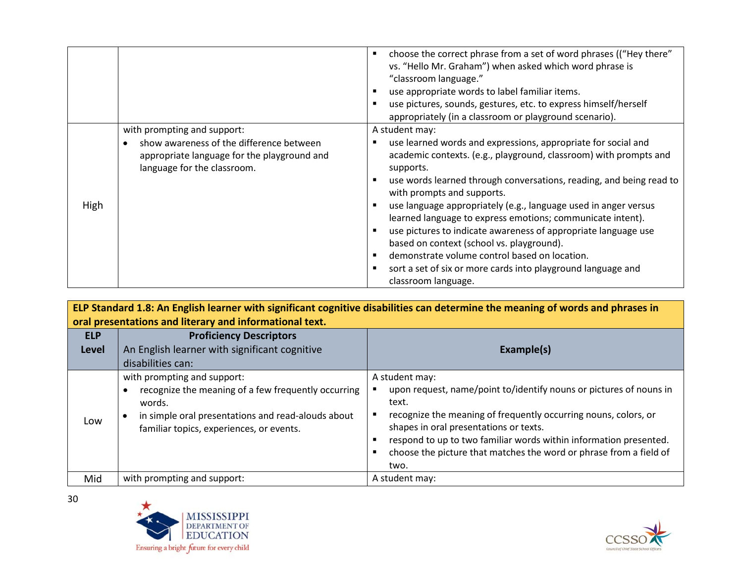| | | |
|---|---|---|
| | | ▪ choose the correct phrase from a set of word phrases ((“Hey there” vs. “Hello Mr. Graham”) when asked which word phrase is “classroom language.”<br>▪ use appropriate words to label familiar items.<br>▪ use pictures, sounds, gestures, etc. to express himself/herself appropriately (in a classroom or playground scenario). |
| High | with prompting and support:<br>• show awareness of the difference between appropriate language for the playground and language for the classroom. | A student may:<br>▪ use learned words and expressions, appropriate for social and academic contexts. (e.g., playground, classroom) with prompts and supports.<br>▪ use words learned through conversations, reading, and being read to with prompts and supports.<br>▪ use language appropriately (e.g., language used in anger versus learned language to express emotions; communicate intent).<br>▪ use pictures to indicate awareness of appropriate language use based on context (school vs. playground).<br>▪ demonstrate volume control based on location.<br>▪ sort a set of six or more cards into playground language and classroom language. |

**ELP Standard 1.8: An English learner with significant cognitive disabilities can determine the meaning of words and phrases in oral presentations and literary and informational text.**

| **ELP Level** | **Proficiency Descriptors**<br>An English learner with significant cognitive disabilities can: | **Example(s)** |
|---|---|---|
| Low | with prompting and support:<br>• recognize the meaning of a few frequently occurring words.<br>• in simple oral presentations and read-alouds about familiar topics, experiences, or events. | A student may:<br>▪ upon request, name/point to/identify nouns or pictures of nouns in text.<br>▪ recognize the meaning of frequently occurring nouns, colors, or shapes in oral presentations or texts.<br>▪ respond to up to two familiar words within information presented.<br>▪ choose the picture that matches the word or phrase from a field of two. |
| Mid | with prompting and support: | A student may: |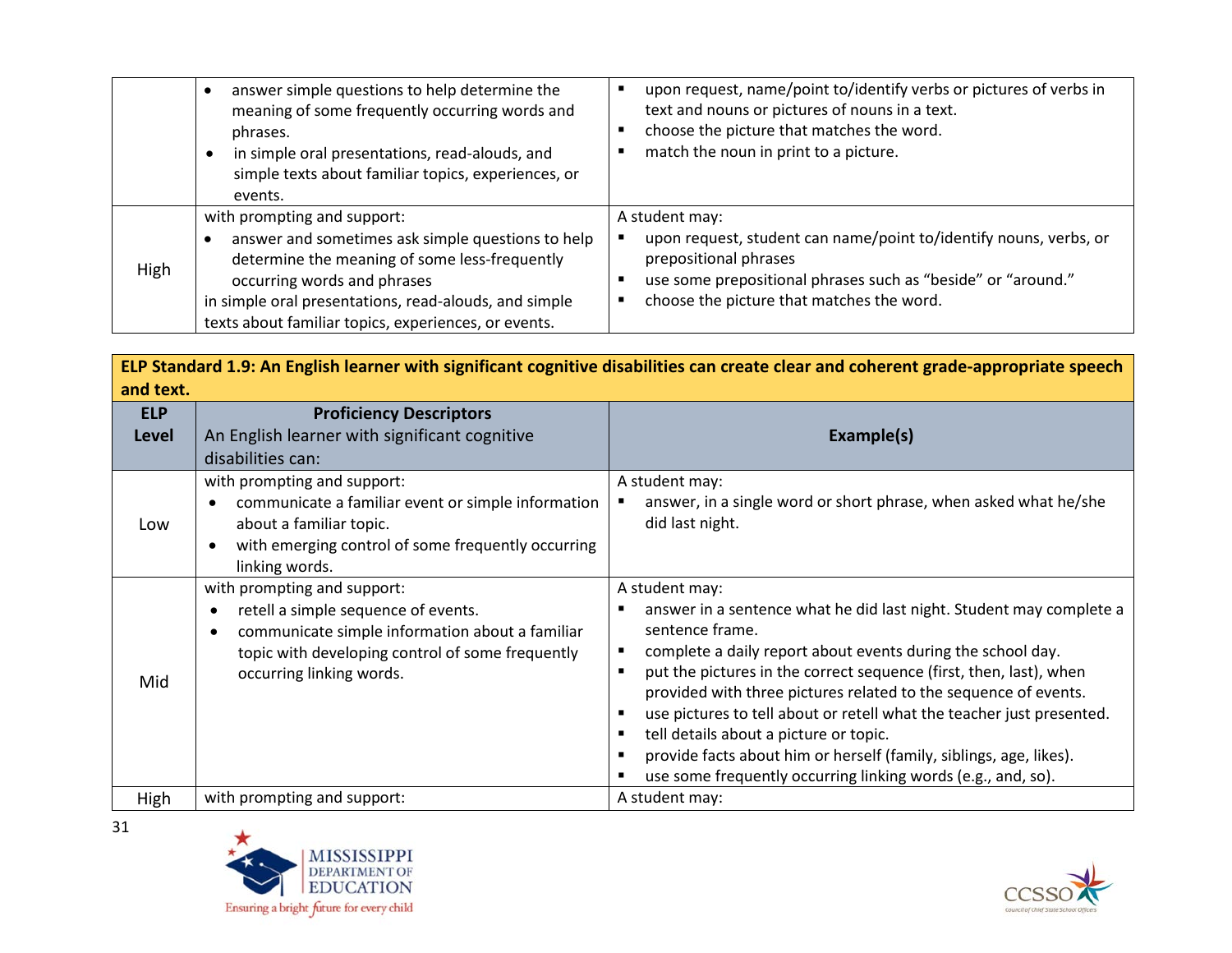| | | |
|---|---|---|
| | • answer simple questions to help determine the meaning of some frequently occurring words and phrases.<br>• in simple oral presentations, read-alouds, and simple texts about familiar topics, experiences, or events. | ▪ upon request, name/point to/identify verbs or pictures of verbs in text and nouns or pictures of nouns in a text.<br>▪ choose the picture that matches the word.<br>▪ match the noun in print to a picture. |
| High | with prompting and support:<br>• answer and sometimes ask simple questions to help determine the meaning of some less-frequently occurring words and phrases<br>in simple oral presentations, read-alouds, and simple texts about familiar topics, experiences, or events. | A student may:<br>▪ upon request, student can name/point to/identify nouns, verbs, or prepositional phrases<br>▪ use some prepositional phrases such as "beside" or "around."<br>▪ choose the picture that matches the word. |

**ELP Standard 1.9: An English learner with significant cognitive disabilities can create clear and coherent grade-appropriate speech and text.**

| ELP Level | **Proficiency Descriptors**<br>An English learner with significant cognitive disabilities can: | Example(s) |
|---|---|---|
| Low | with prompting and support:<br>• communicate a familiar event or simple information about a familiar topic.<br>• with emerging control of some frequently occurring linking words. | A student may:<br>▪ answer, in a single word or short phrase, when asked what he/she did last night. |
| Mid | with prompting and support:<br>• retell a simple sequence of events.<br>• communicate simple information about a familiar topic with developing control of some frequently occurring linking words. | A student may:<br>▪ answer in a sentence what he did last night. Student may complete a sentence frame.<br>▪ complete a daily report about events during the school day.<br>▪ put the pictures in the correct sequence (first, then, last), when provided with three pictures related to the sequence of events.<br>▪ use pictures to tell about or retell what the teacher just presented.<br>▪ tell details about a picture or topic.<br>▪ provide facts about him or herself (family, siblings, age, likes).<br>▪ use some frequently occurring linking words (e.g., and, so). |
| High | with prompting and support: | A student may: |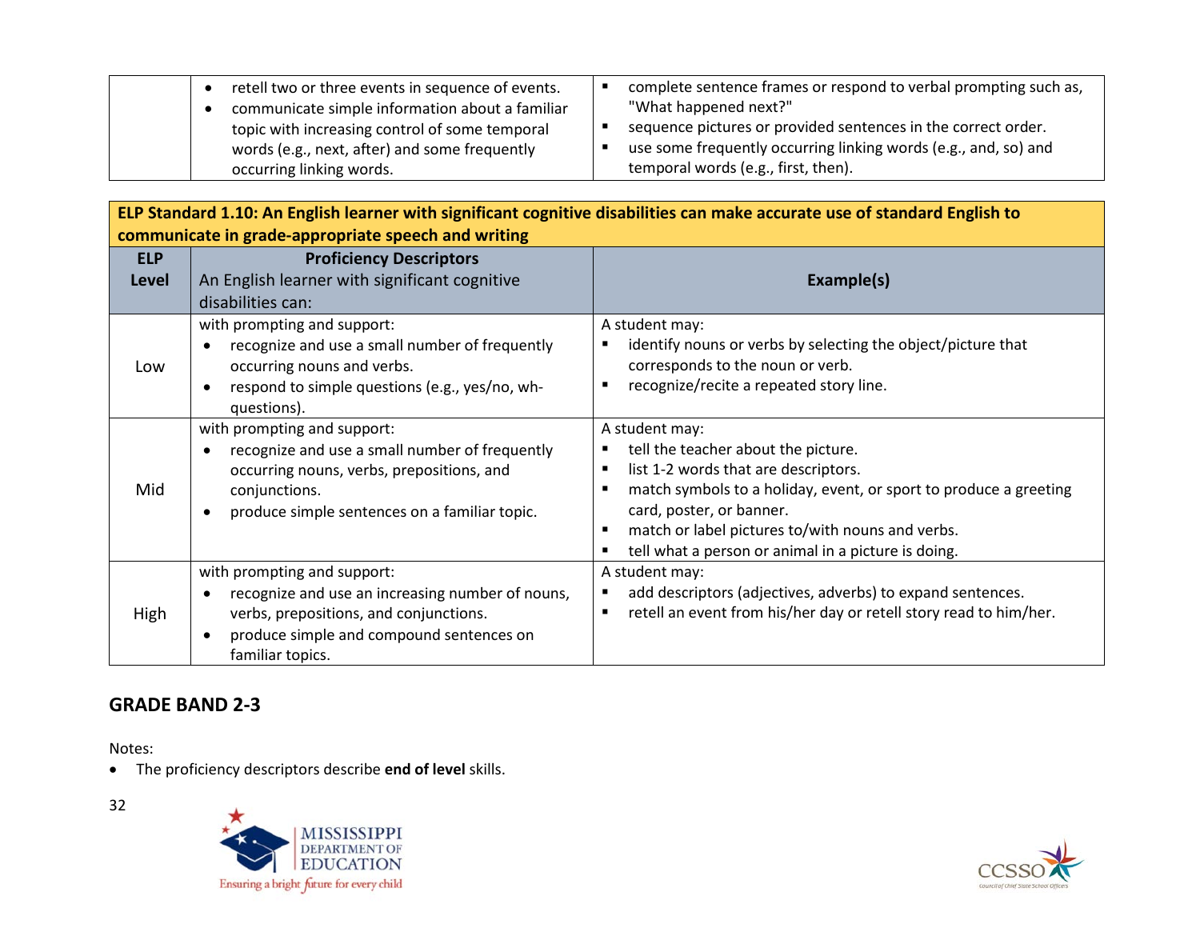| | | |
|---|---|---|
| | • retell two or three events in sequence of events.<br>• communicate simple information about a familiar topic with increasing control of some temporal words (e.g., next, after) and some frequently occurring linking words. | ▪ complete sentence frames or respond to verbal prompting such as, "What happened next?"<br>▪ sequence pictures or provided sentences in the correct order.<br>▪ use some frequently occurring linking words (e.g., and, so) and temporal words (e.g., first, then). |

| **ELP Standard 1.10: An English learner with significant cognitive disabilities can make accurate use of standard English to communicate in grade-appropriate speech and writing** | | |
|---|---|---|
| **ELP Level** | **Proficiency Descriptors**<br>An English learner with significant cognitive disabilities can: | **Example(s)** |
| Low | with prompting and support:<br>• recognize and use a small number of frequently occurring nouns and verbs.<br>• respond to simple questions (e.g., yes/no, wh-questions). | A student may:<br>▪ identify nouns or verbs by selecting the object/picture that corresponds to the noun or verb.<br>▪ recognize/recite a repeated story line. |
| Mid | with prompting and support:<br>• recognize and use a small number of frequently occurring nouns, verbs, prepositions, and conjunctions.<br>• produce simple sentences on a familiar topic. | A student may:<br>▪ tell the teacher about the picture.<br>▪ list 1-2 words that are descriptors.<br>▪ match symbols to a holiday, event, or sport to produce a greeting card, poster, or banner.<br>▪ match or label pictures to/with nouns and verbs.<br>▪ tell what a person or animal in a picture is doing. |
| High | with prompting and support:<br>• recognize and use an increasing number of nouns, verbs, prepositions, and conjunctions.<br>• produce simple and compound sentences on familiar topics. | A student may:<br>▪ add descriptors (adjectives, adverbs) to expand sentences.<br>▪ retell an event from his/her day or retell story read to him/her. |

## GRADE BAND 2-3

Notes:

- The proficiency descriptors describe **end of level** skills.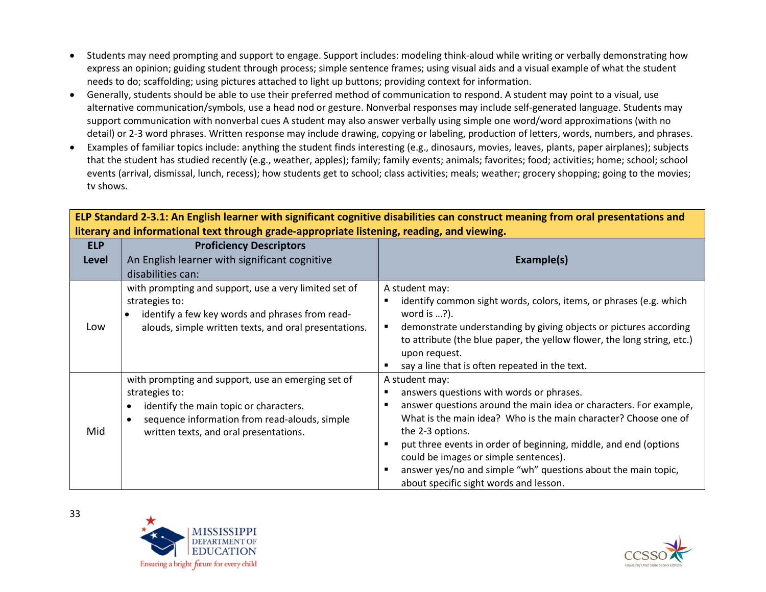- Students may need prompting and support to engage. Support includes: modeling think-aloud while writing or verbally demonstrating how express an opinion; guiding student through process; simple sentence frames; using visual aids and a visual example of what the student needs to do; scaffolding; using pictures attached to light up buttons; providing context for information.
- Generally, students should be able to use their preferred method of communication to respond. A student may point to a visual, use alternative communication/symbols, use a head nod or gesture. Nonverbal responses may include self-generated language. Students may support communication with nonverbal cues A student may also answer verbally using simple one word/word approximations (with no detail) or 2-3 word phrases. Written response may include drawing, copying or labeling, production of letters, words, numbers, and phrases.
- Examples of familiar topics include: anything the student finds interesting (e.g., dinosaurs, movies, leaves, plants, paper airplanes); subjects that the student has studied recently (e.g., weather, apples); family; family events; animals; favorites; food; activities; home; school; school events (arrival, dismissal, lunch, recess); how students get to school; class activities; meals; weather; grocery shopping; going to the movies; tv shows.

**ELP Standard 2-3.1: An English learner with significant cognitive disabilities can construct meaning from oral presentations and literary and informational text through grade-appropriate listening, reading, and viewing.**

| ELP Level | Proficiency Descriptors<br>An English learner with significant cognitive disabilities can: | Example(s) |
|---|---|---|
| Low | with prompting and support, use a very limited set of strategies to:<br>• identify a few key words and phrases from read-alouds, simple written texts, and oral presentations. | A student may:<br>▪ identify common sight words, colors, items, or phrases (e.g. which word is …?).<br>▪ demonstrate understanding by giving objects or pictures according to attribute (the blue paper, the yellow flower, the long string, etc.) upon request.<br>▪ say a line that is often repeated in the text. |
| Mid | with prompting and support, use an emerging set of strategies to:<br>• identify the main topic or characters.<br>• sequence information from read-alouds, simple written texts, and oral presentations. | A student may:<br>▪ answers questions with words or phrases.<br>▪ answer questions around the main idea or characters. For example, What is the main idea? Who is the main character? Choose one of the 2-3 options.<br>▪ put three events in order of beginning, middle, and end (options could be images or simple sentences).<br>▪ answer yes/no and simple "wh" questions about the main topic, about specific sight words and lesson. |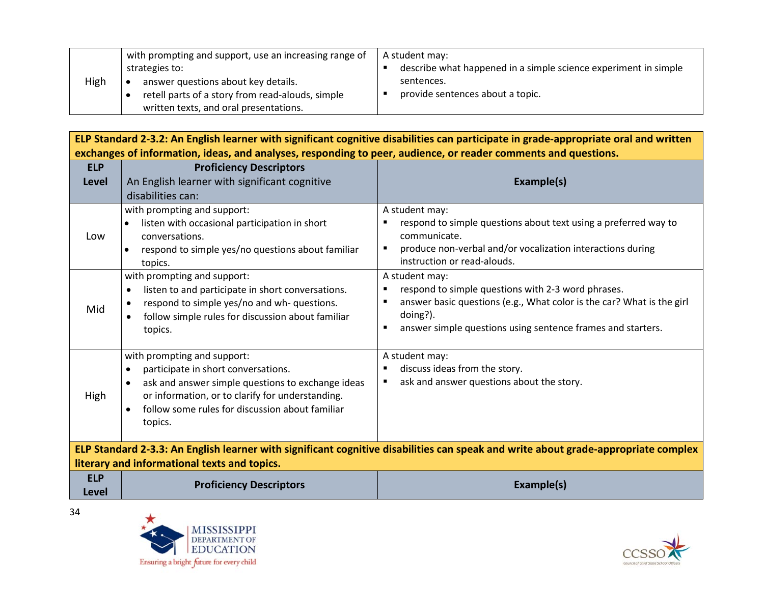| High | with prompting and support, use an increasing range of strategies to:<br>• answer questions about key details.<br>• retell parts of a story from read-alouds, simple written texts, and oral presentations. | A student may:<br>▪ describe what happened in a simple science experiment in simple sentences.<br>▪ provide sentences about a topic. |
|---|---|---|

**ELP Standard 2-3.2: An English learner with significant cognitive disabilities can participate in grade-appropriate oral and written exchanges of information, ideas, and analyses, responding to peer, audience, or reader comments and questions.**

| ELP Level | Proficiency Descriptors<br>An English learner with significant cognitive disabilities can: | Example(s) |
|---|---|---|
| Low | with prompting and support:<br>• listen with occasional participation in short conversations.<br>• respond to simple yes/no questions about familiar topics. | A student may:<br>▪ respond to simple questions about text using a preferred way to communicate.<br>▪ produce non-verbal and/or vocalization interactions during instruction or read-alouds. |
| Mid | with prompting and support:<br>• listen to and participate in short conversations.<br>• respond to simple yes/no and wh- questions.<br>• follow simple rules for discussion about familiar topics. | A student may:<br>▪ respond to simple questions with 2-3 word phrases.<br>▪ answer basic questions (e.g., What color is the car? What is the girl doing?).<br>▪ answer simple questions using sentence frames and starters. |
| High | with prompting and support:<br>• participate in short conversations.<br>• ask and answer simple questions to exchange ideas or information, or to clarify for understanding.<br>• follow some rules for discussion about familiar topics. | A student may:<br>▪ discuss ideas from the story.<br>▪ ask and answer questions about the story. |

**ELP Standard 2-3.3: An English learner with significant cognitive disabilities can speak and write about grade-appropriate complex literary and informational texts and topics.**

| ELP Level | Proficiency Descriptors | Example(s) |
|---|---|---|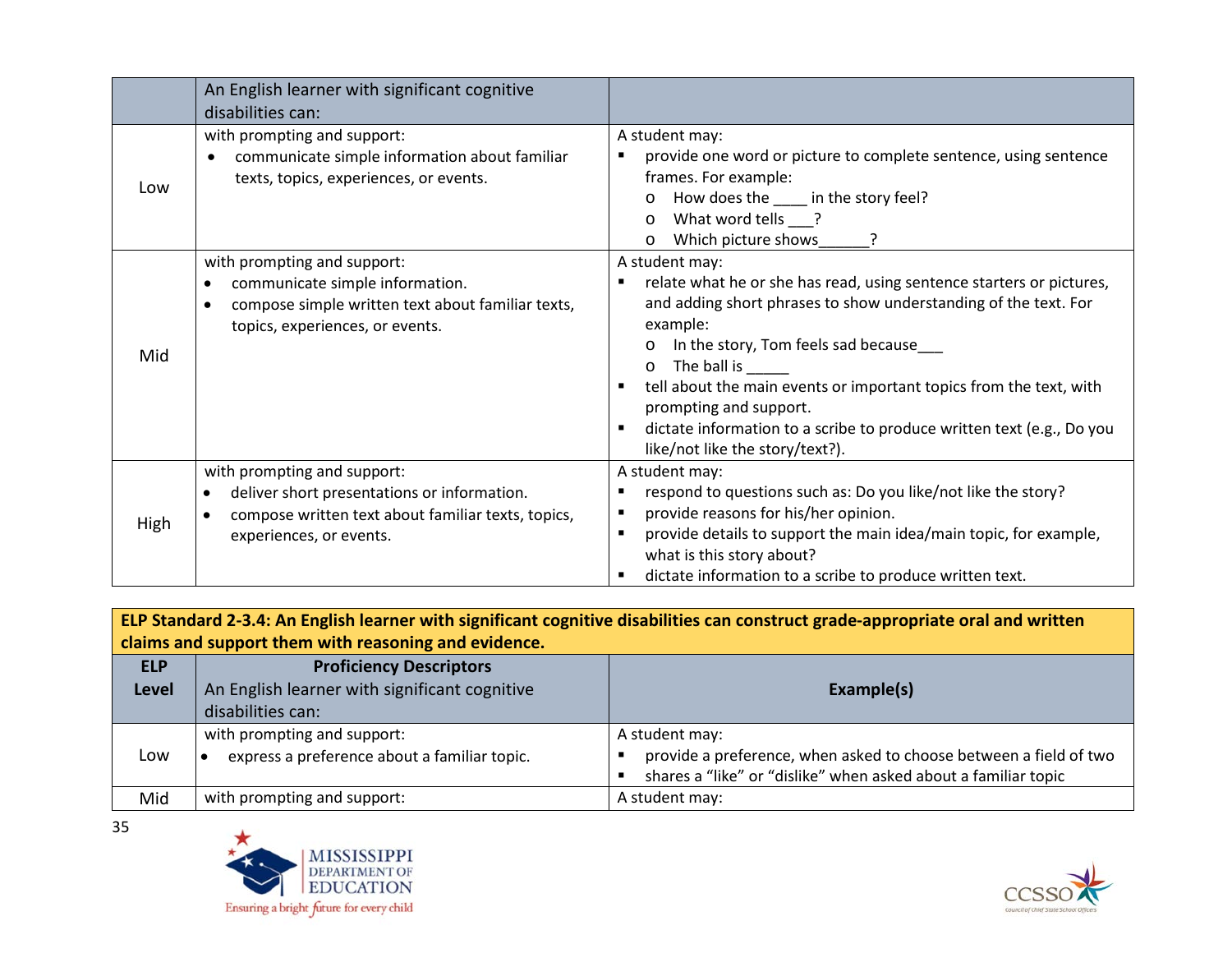| | An English learner with significant cognitive disabilities can: | |
|---|---|---|
| Low | with prompting and support:<br>• communicate simple information about familiar texts, topics, experiences, or events. | A student may:<br>▪ provide one word or picture to complete sentence, using sentence frames. For example:<br>o How does the ____ in the story feel?<br>o What word tells ___?<br>o Which picture shows______? |
| Mid | with prompting and support:<br>• communicate simple information.<br>• compose simple written text about familiar texts, topics, experiences, or events. | A student may:<br>▪ relate what he or she has read, using sentence starters or pictures, and adding short phrases to show understanding of the text. For example:<br>o In the story, Tom feels sad because___<br>o The ball is _____<br>▪ tell about the main events or important topics from the text, with prompting and support.<br>▪ dictate information to a scribe to produce written text (e.g., Do you like/not like the story/text?). |
| High | with prompting and support:<br>• deliver short presentations or information.<br>• compose written text about familiar texts, topics, experiences, or events. | A student may:<br>▪ respond to questions such as: Do you like/not like the story?<br>▪ provide reasons for his/her opinion.<br>▪ provide details to support the main idea/main topic, for example, what is this story about?<br>▪ dictate information to a scribe to produce written text. |

**ELP Standard 2-3.4: An English learner with significant cognitive disabilities can construct grade-appropriate oral and written claims and support them with reasoning and evidence.**

| ELP Level | **Proficiency Descriptors**<br>An English learner with significant cognitive disabilities can: | **Example(s)** |
|---|---|---|
| Low | with prompting and support:<br>• express a preference about a familiar topic. | A student may:<br>▪ provide a preference, when asked to choose between a field of two<br>▪ shares a "like" or "dislike" when asked about a familiar topic |
| Mid | with prompting and support: | A student may: |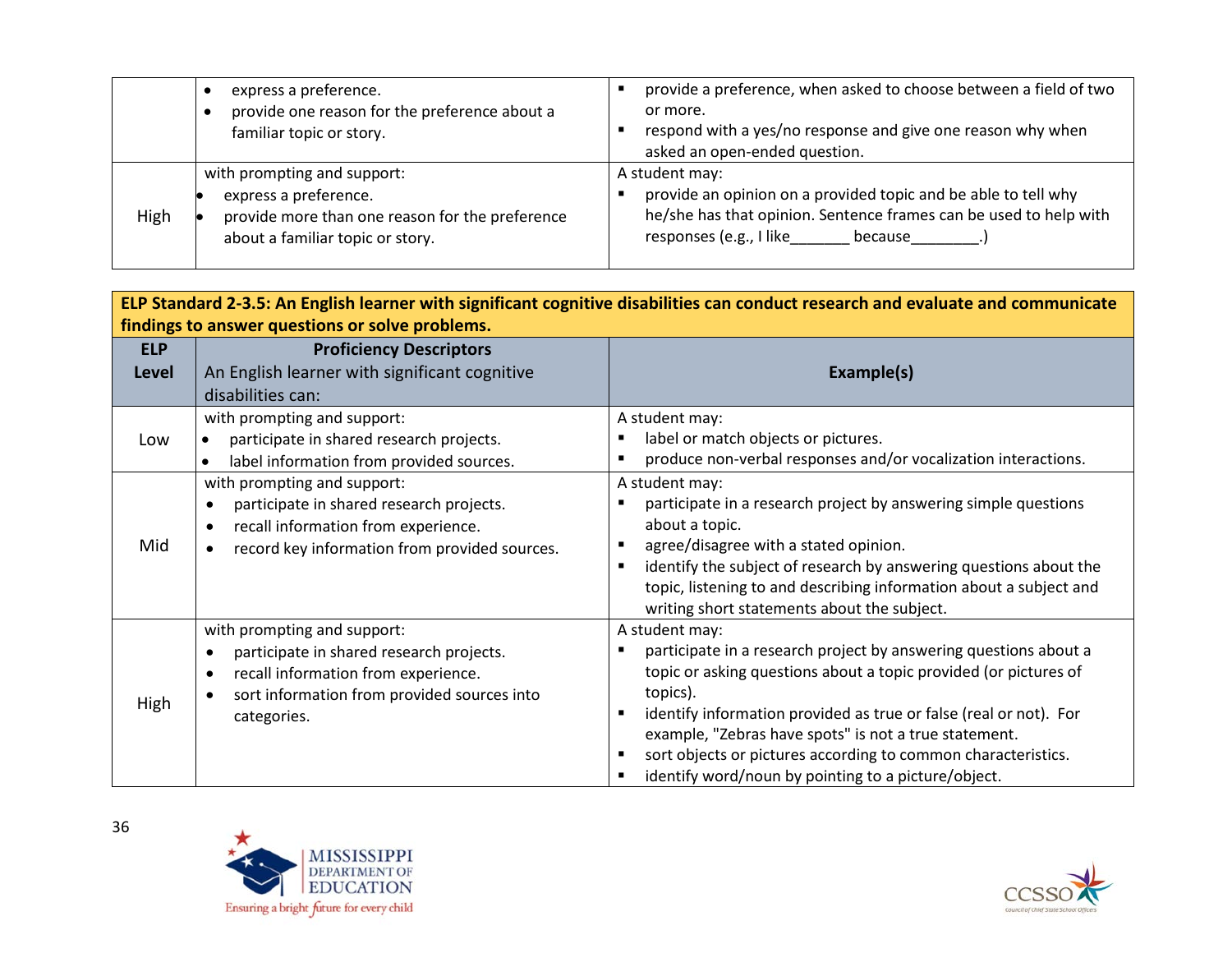| | | |
|---|---|---|
| | • express a preference.<br>• provide one reason for the preference about a familiar topic or story. | ▪ provide a preference, when asked to choose between a field of two or more.<br>▪ respond with a yes/no response and give one reason why when asked an open-ended question. |
| High | with prompting and support:<br>• express a preference.<br>• provide more than one reason for the preference about a familiar topic or story. | A student may:<br>▪ provide an opinion on a provided topic and be able to tell why he/she has that opinion. Sentence frames can be used to help with responses (e.g., I like_______ because________.) |

**ELP Standard 2-3.5: An English learner with significant cognitive disabilities can conduct research and evaluate and communicate findings to answer questions or solve problems.**

| ELP Level | **Proficiency Descriptors** An English learner with significant cognitive disabilities can: | Example(s) |
|---|---|---|
| Low | with prompting and support:<br>• participate in shared research projects.<br>• label information from provided sources. | A student may:<br>▪ label or match objects or pictures.<br>▪ produce non-verbal responses and/or vocalization interactions. |
| Mid | with prompting and support:<br>• participate in shared research projects.<br>• recall information from experience.<br>• record key information from provided sources. | A student may:<br>▪ participate in a research project by answering simple questions about a topic.<br>▪ agree/disagree with a stated opinion.<br>▪ identify the subject of research by answering questions about the topic, listening to and describing information about a subject and writing short statements about the subject. |
| High | with prompting and support:<br>• participate in shared research projects.<br>• recall information from experience.<br>• sort information from provided sources into categories. | A student may:<br>▪ participate in a research project by answering questions about a topic or asking questions about a topic provided (or pictures of topics).<br>▪ identify information provided as true or false (real or not). For example, "Zebras have spots" is not a true statement.<br>▪ sort objects or pictures according to common characteristics.<br>▪ identify word/noun by pointing to a picture/object. |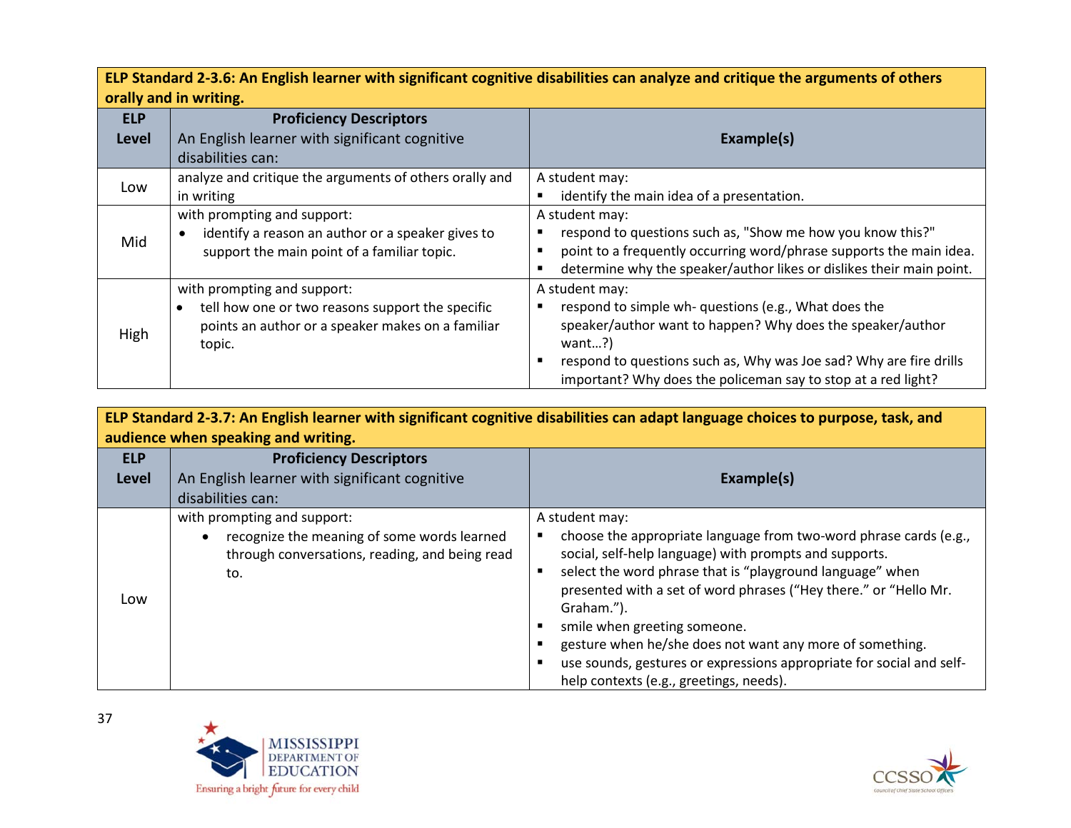| ELP Standard 2-3.6: An English learner with significant cognitive disabilities can analyze and critique the arguments of others orally and in writing. | | |
|---|---|---|
| **ELP Level** | **Proficiency Descriptors** An English learner with significant cognitive disabilities can: | **Example(s)** |
| Low | analyze and critique the arguments of others orally and in writing | A student may: ▪ identify the main idea of a presentation. |
| Mid | with prompting and support: • identify a reason an author or a speaker gives to support the main point of a familiar topic. | A student may: ▪ respond to questions such as, "Show me how you know this?" ▪ point to a frequently occurring word/phrase supports the main idea. ▪ determine why the speaker/author likes or dislikes their main point. |
| High | with prompting and support: • tell how one or two reasons support the specific points an author or a speaker makes on a familiar topic. | A student may: ▪ respond to simple wh- questions (e.g., What does the speaker/author want to happen? Why does the speaker/author want…?) ▪ respond to questions such as, Why was Joe sad? Why are fire drills important? Why does the policeman say to stop at a red light? |

| ELP Standard 2-3.7: An English learner with significant cognitive disabilities can adapt language choices to purpose, task, and audience when speaking and writing. | | |
|---|---|---|
| **ELP Level** | **Proficiency Descriptors** An English learner with significant cognitive disabilities can: | **Example(s)** |
| Low | with prompting and support: • recognize the meaning of some words learned through conversations, reading, and being read to. | A student may: ▪ choose the appropriate language from two-word phrase cards (e.g., social, self-help language) with prompts and supports. ▪ select the word phrase that is "playground language" when presented with a set of word phrases ("Hey there." or "Hello Mr. Graham."). ▪ smile when greeting someone. ▪ gesture when he/she does not want any more of something. ▪ use sounds, gestures or expressions appropriate for social and self-help contexts (e.g., greetings, needs). |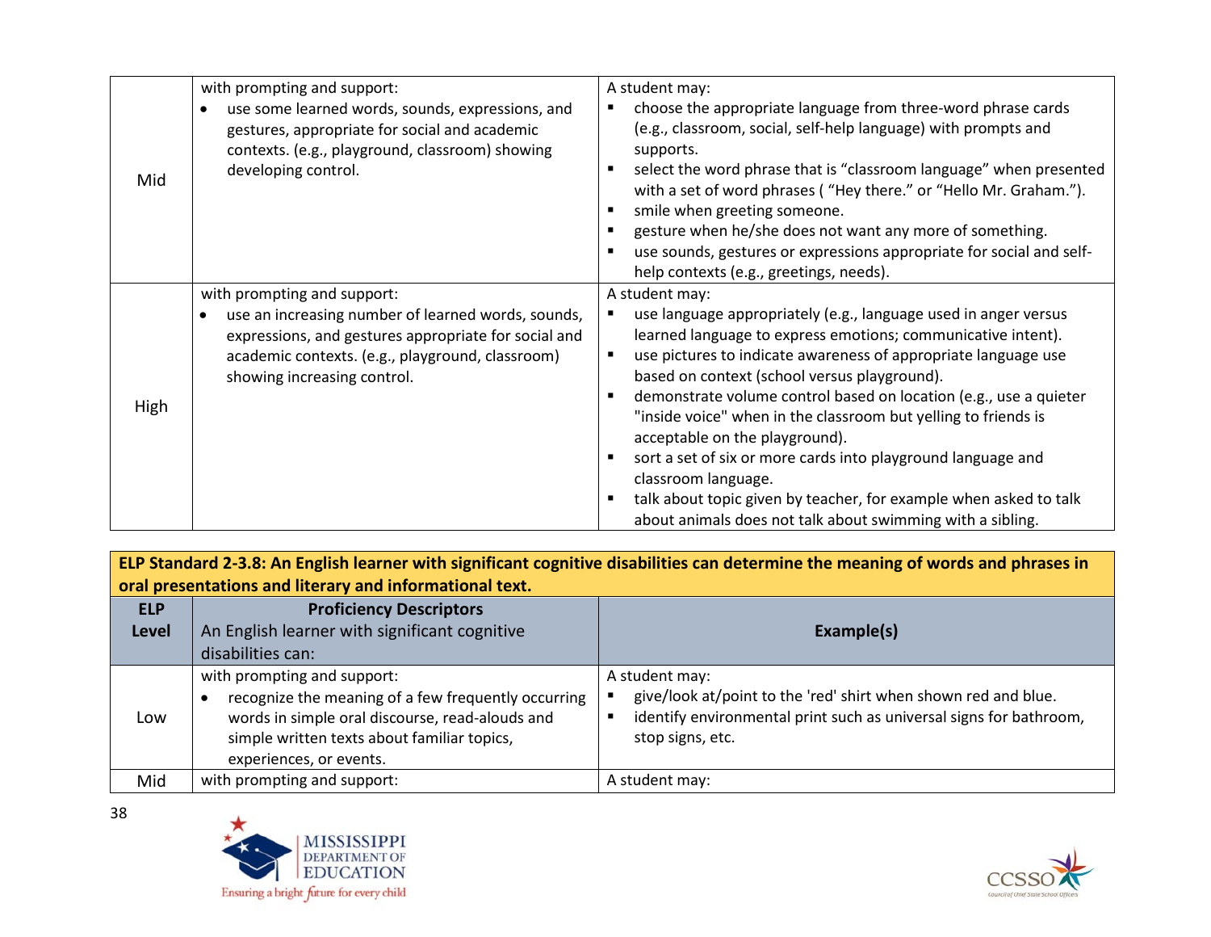| | | |
|---|---|---|
| Mid | with prompting and support:<br>• use some learned words, sounds, expressions, and gestures, appropriate for social and academic contexts. (e.g., playground, classroom) showing developing control. | A student may:<br>▪ choose the appropriate language from three-word phrase cards (e.g., classroom, social, self-help language) with prompts and supports.<br>▪ select the word phrase that is "classroom language" when presented with a set of word phrases ( "Hey there." or "Hello Mr. Graham.").<br>▪ smile when greeting someone.<br>▪ gesture when he/she does not want any more of something.<br>▪ use sounds, gestures or expressions appropriate for social and self-help contexts (e.g., greetings, needs). |
| High | with prompting and support:<br>• use an increasing number of learned words, sounds, expressions, and gestures appropriate for social and academic contexts. (e.g., playground, classroom) showing increasing control. | A student may:<br>▪ use language appropriately (e.g., language used in anger versus learned language to express emotions; communicative intent).<br>▪ use pictures to indicate awareness of appropriate language use based on context (school versus playground).<br>▪ demonstrate volume control based on location (e.g., use a quieter "inside voice" when in the classroom but yelling to friends is acceptable on the playground).<br>▪ sort a set of six or more cards into playground language and classroom language.<br>▪ talk about topic given by teacher, for example when asked to talk about animals does not talk about swimming with a sibling. |

**ELP Standard 2-3.8: An English learner with significant cognitive disabilities can determine the meaning of words and phrases in oral presentations and literary and informational text.**

| ELP Level | Proficiency Descriptors<br>An English learner with significant cognitive disabilities can: | Example(s) |
|---|---|---|
| Low | with prompting and support:<br>• recognize the meaning of a few frequently occurring words in simple oral discourse, read-alouds and simple written texts about familiar topics, experiences, or events. | A student may:<br>▪ give/look at/point to the 'red' shirt when shown red and blue.<br>▪ identify environmental print such as universal signs for bathroom, stop signs, etc. |
| Mid | with prompting and support: | A student may: |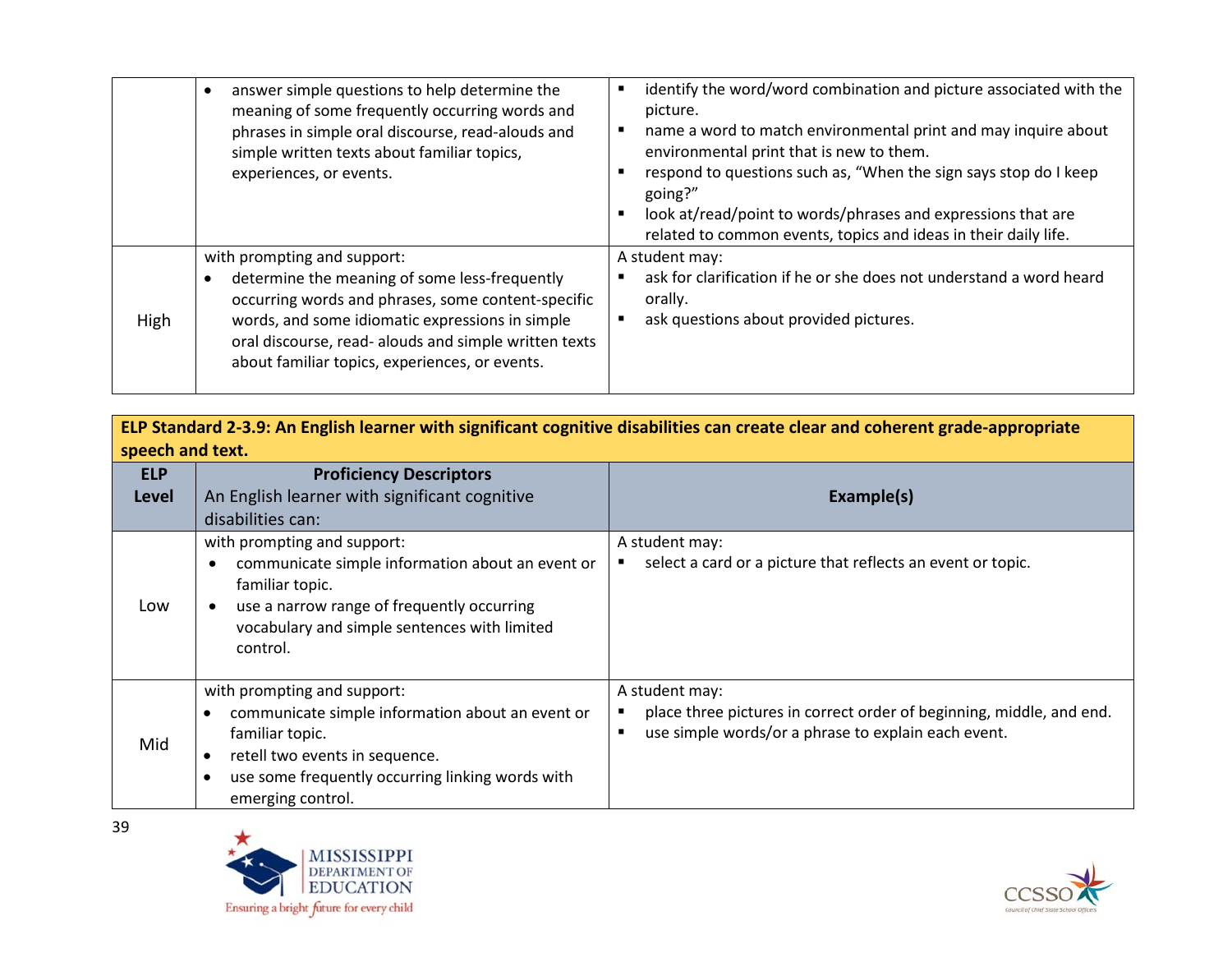| | | |
|---|---|---|
| | • answer simple questions to help determine the meaning of some frequently occurring words and phrases in simple oral discourse, read-alouds and simple written texts about familiar topics, experiences, or events. | ▪ identify the word/word combination and picture associated with the picture.<br>▪ name a word to match environmental print and may inquire about environmental print that is new to them.<br>▪ respond to questions such as, "When the sign says stop do I keep going?"<br>▪ look at/read/point to words/phrases and expressions that are related to common events, topics and ideas in their daily life. |
| High | with prompting and support:<br>• determine the meaning of some less-frequently occurring words and phrases, some content-specific words, and some idiomatic expressions in simple oral discourse, read- alouds and simple written texts about familiar topics, experiences, or events. | A student may:<br>▪ ask for clarification if he or she does not understand a word heard orally.<br>▪ ask questions about provided pictures. |

**ELP Standard 2-3.9: An English learner with significant cognitive disabilities can create clear and coherent grade-appropriate speech and text.**

| ELP Level | Proficiency Descriptors<br>An English learner with significant cognitive disabilities can: | Example(s) |
|---|---|---|
| Low | with prompting and support:<br>• communicate simple information about an event or familiar topic.<br>• use a narrow range of frequently occurring vocabulary and simple sentences with limited control. | A student may:<br>▪ select a card or a picture that reflects an event or topic. |
| Mid | with prompting and support:<br>• communicate simple information about an event or familiar topic.<br>• retell two events in sequence.<br>• use some frequently occurring linking words with emerging control. | A student may:<br>▪ place three pictures in correct order of beginning, middle, and end.<br>▪ use simple words/or a phrase to explain each event. |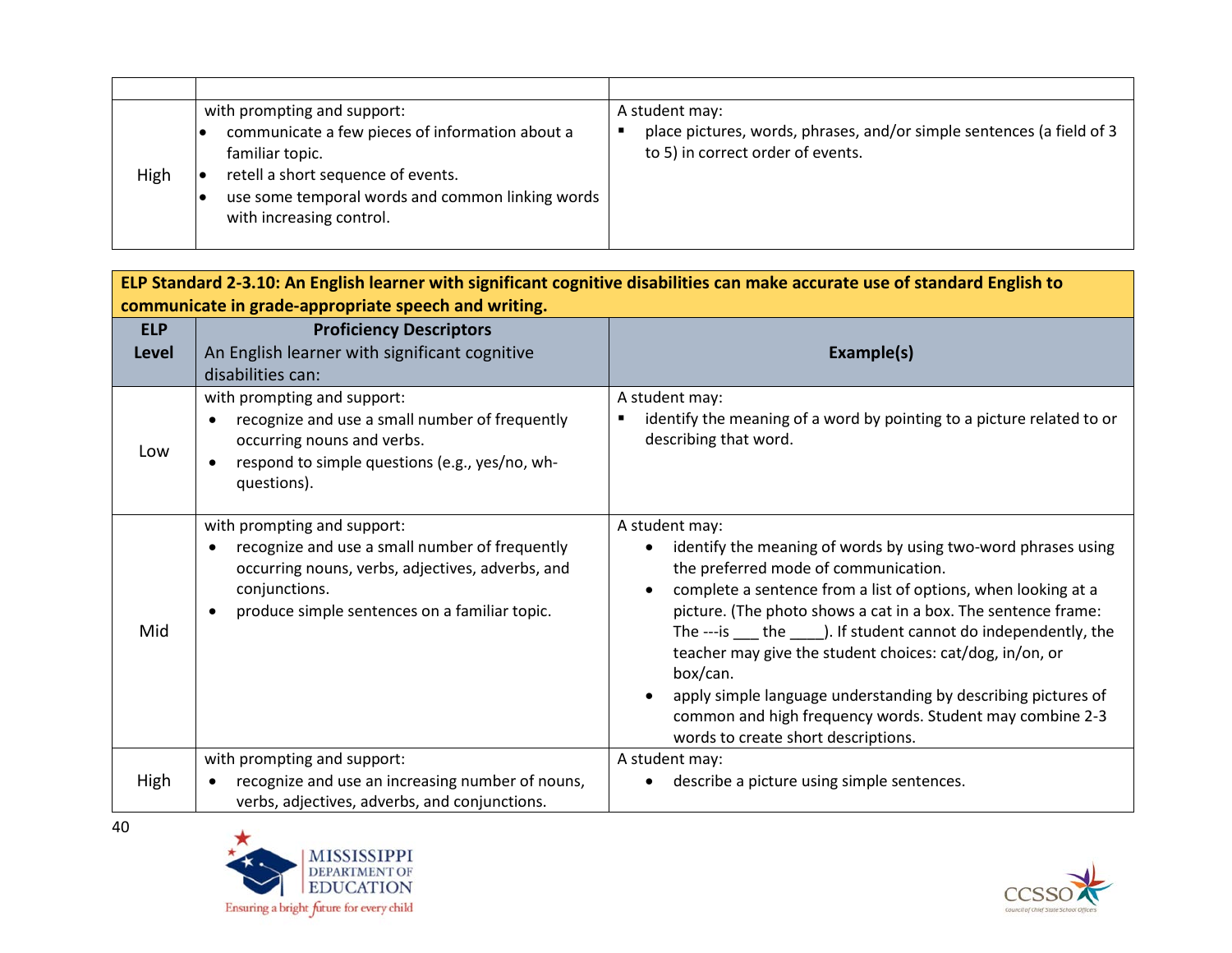| | | |
|---|---|---|
| High | with prompting and support:<br>• communicate a few pieces of information about a familiar topic.<br>• retell a short sequence of events.<br>• use some temporal words and common linking words with increasing control. | A student may:<br>▪ place pictures, words, phrases, and/or simple sentences (a field of 3 to 5) in correct order of events. |

**ELP Standard 2-3.10: An English learner with significant cognitive disabilities can make accurate use of standard English to communicate in grade-appropriate speech and writing.**

| ELP Level | Proficiency Descriptors<br>An English learner with significant cognitive disabilities can: | Example(s) |
|---|---|---|
| Low | with prompting and support:<br>• recognize and use a small number of frequently occurring nouns and verbs.<br>• respond to simple questions (e.g., yes/no, wh-questions). | A student may:<br>▪ identify the meaning of a word by pointing to a picture related to or describing that word. |
| Mid | with prompting and support:<br>• recognize and use a small number of frequently occurring nouns, verbs, adjectives, adverbs, and conjunctions.<br>• produce simple sentences on a familiar topic. | A student may:<br>• identify the meaning of words by using two-word phrases using the preferred mode of communication.<br>• complete a sentence from a list of options, when looking at a picture. (The photo shows a cat in a box. The sentence frame: The ---is ___ the ____). If student cannot do independently, the teacher may give the student choices: cat/dog, in/on, or box/can.<br>• apply simple language understanding by describing pictures of common and high frequency words. Student may combine 2-3 words to create short descriptions. |
| High | with prompting and support:<br>• recognize and use an increasing number of nouns, verbs, adjectives, adverbs, and conjunctions. | A student may:<br>• describe a picture using simple sentences. |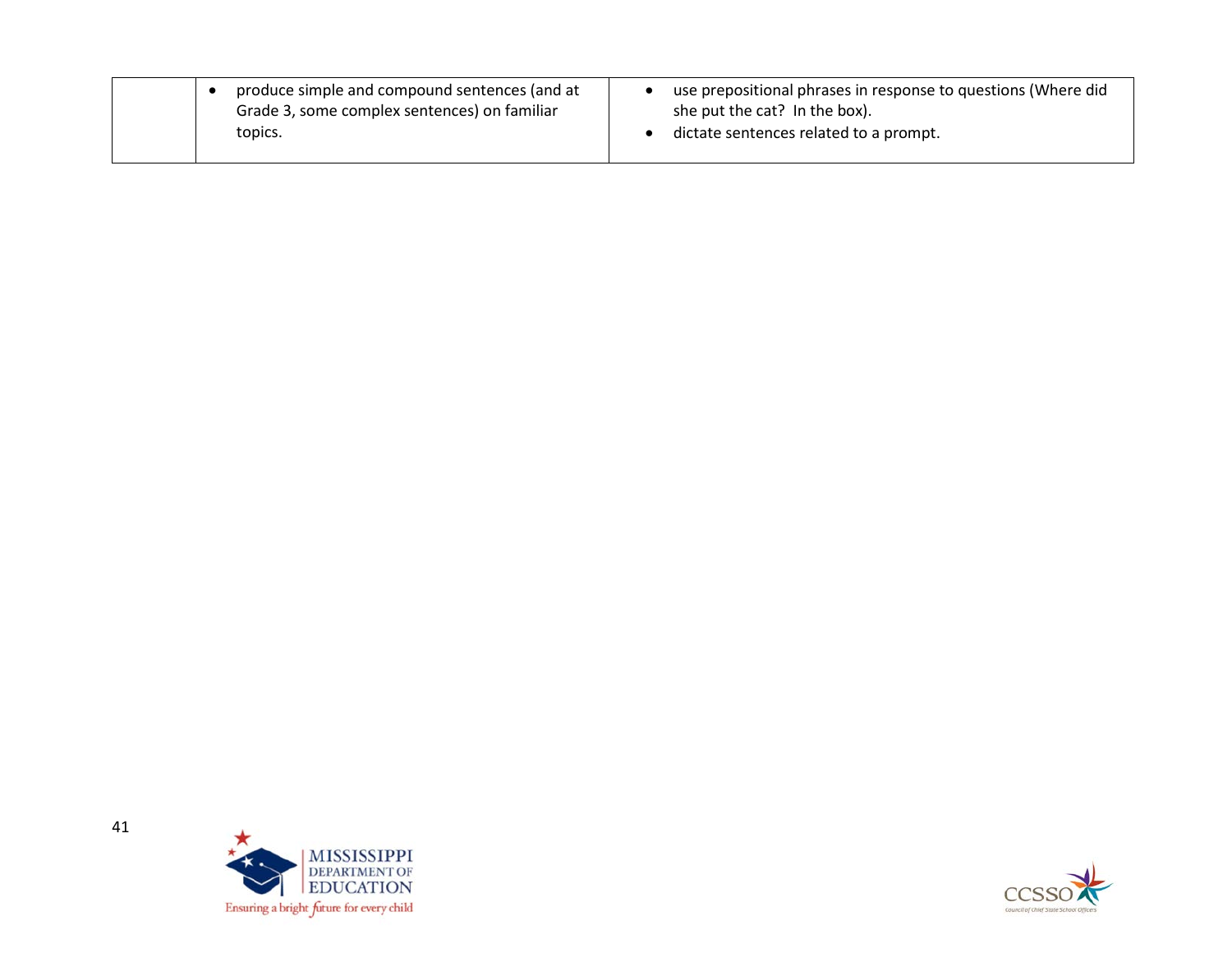|  |  |  |
|---|---|---|
|  | • produce simple and compound sentences (and at Grade 3, some complex sentences) on familiar topics. | • use prepositional phrases in response to questions (Where did she put the cat? In the box).<br>• dictate sentences related to a prompt. |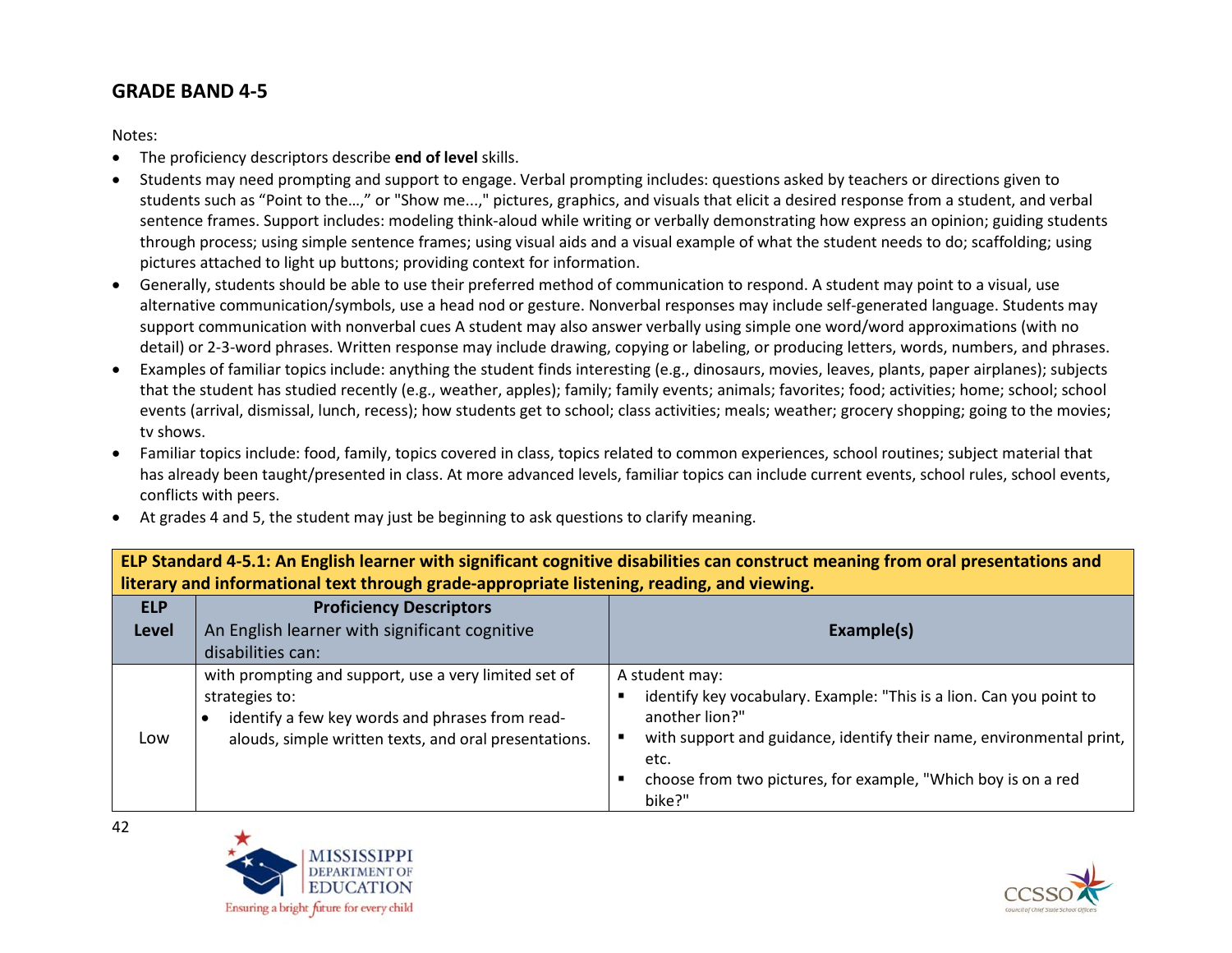## GRADE BAND 4-5

Notes:

- The proficiency descriptors describe **end of level** skills.
- Students may need prompting and support to engage. Verbal prompting includes: questions asked by teachers or directions given to students such as "Point to the…," or "Show me...," pictures, graphics, and visuals that elicit a desired response from a student, and verbal sentence frames. Support includes: modeling think-aloud while writing or verbally demonstrating how express an opinion; guiding students through process; using simple sentence frames; using visual aids and a visual example of what the student needs to do; scaffolding; using pictures attached to light up buttons; providing context for information.
- Generally, students should be able to use their preferred method of communication to respond. A student may point to a visual, use alternative communication/symbols, use a head nod or gesture. Nonverbal responses may include self-generated language. Students may support communication with nonverbal cues A student may also answer verbally using simple one word/word approximations (with no detail) or 2-3-word phrases. Written response may include drawing, copying or labeling, or producing letters, words, numbers, and phrases.
- Examples of familiar topics include: anything the student finds interesting (e.g., dinosaurs, movies, leaves, plants, paper airplanes); subjects that the student has studied recently (e.g., weather, apples); family; family events; animals; favorites; food; activities; home; school; school events (arrival, dismissal, lunch, recess); how students get to school; class activities; meals; weather; grocery shopping; going to the movies; tv shows.
- Familiar topics include: food, family, topics covered in class, topics related to common experiences, school routines; subject material that has already been taught/presented in class. At more advanced levels, familiar topics can include current events, school rules, school events, conflicts with peers.
- At grades 4 and 5, the student may just be beginning to ask questions to clarify meaning.

| **ELP Standard 4-5.1: An English learner with significant cognitive disabilities can construct meaning from oral presentations and literary and informational text through grade-appropriate listening, reading, and viewing.** | | |
|---|---|---|
| **ELP Level** | **Proficiency Descriptors** An English learner with significant cognitive disabilities can: | **Example(s)** |
| Low | with prompting and support, use a very limited set of strategies to:<br>• identify a few key words and phrases from read-alouds, simple written texts, and oral presentations. | A student may:<br>▪ identify key vocabulary. Example: "This is a lion. Can you point to another lion?"<br>▪ with support and guidance, identify their name, environmental print, etc.<br>▪ choose from two pictures, for example, "Which boy is on a red bike?" |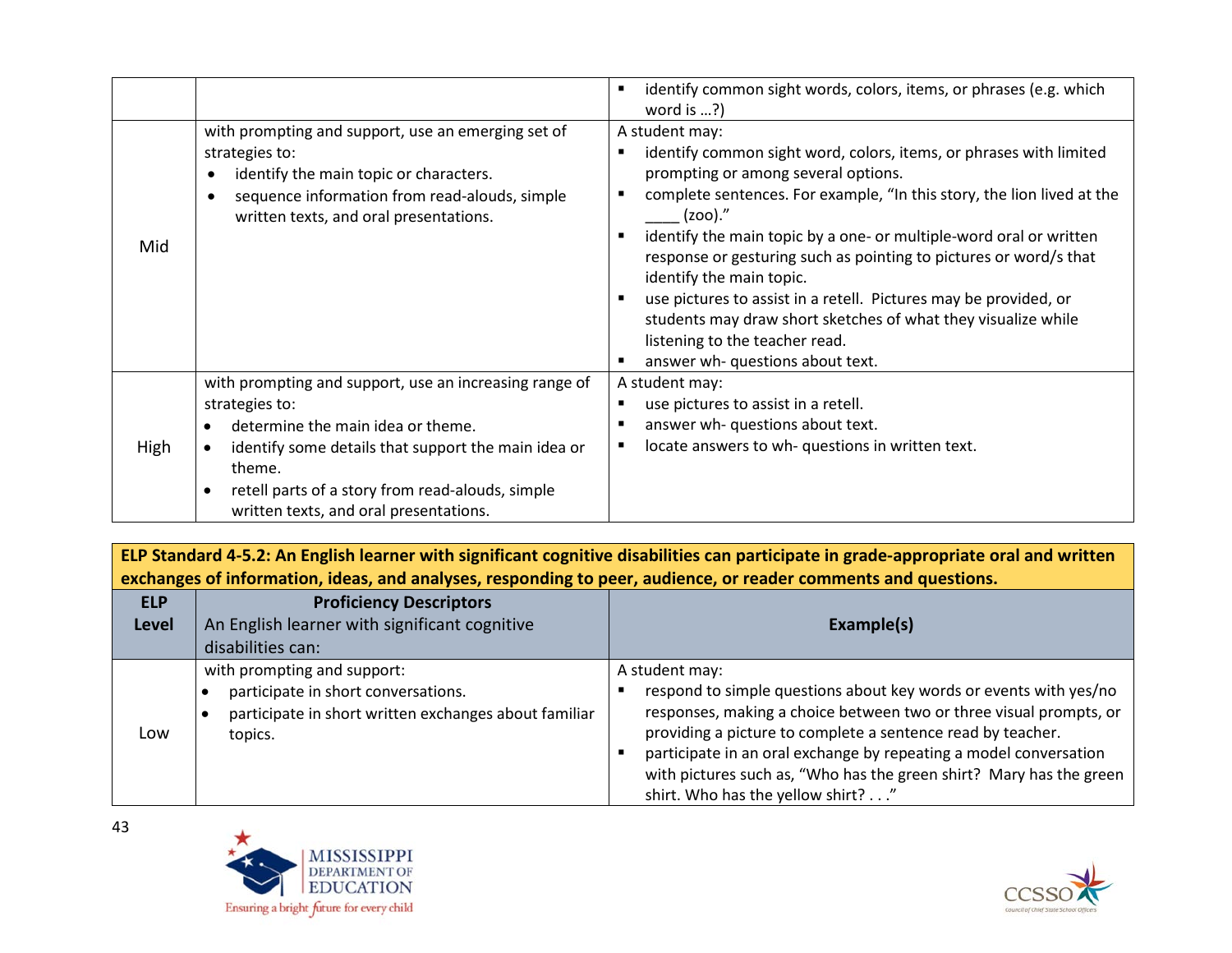| | | |
|---|---|---|
| | | ▪ identify common sight words, colors, items, or phrases (e.g. which word is …?) |
| Mid | with prompting and support, use an emerging set of strategies to:<br>• identify the main topic or characters.<br>• sequence information from read-alouds, simple written texts, and oral presentations. | A student may:<br>▪ identify common sight word, colors, items, or phrases with limited prompting or among several options.<br>▪ complete sentences. For example, "In this story, the lion lived at the ____ (zoo)."<br>▪ identify the main topic by a one- or multiple-word oral or written response or gesturing such as pointing to pictures or word/s that identify the main topic.<br>▪ use pictures to assist in a retell. Pictures may be provided, or students may draw short sketches of what they visualize while listening to the teacher read.<br>▪ answer wh- questions about text. |
| High | with prompting and support, use an increasing range of strategies to:<br>• determine the main idea or theme.<br>• identify some details that support the main idea or theme.<br>• retell parts of a story from read-alouds, simple written texts, and oral presentations. | A student may:<br>▪ use pictures to assist in a retell.<br>▪ answer wh- questions about text.<br>▪ locate answers to wh- questions in written text. |

**ELP Standard 4-5.2: An English learner with significant cognitive disabilities can participate in grade-appropriate oral and written exchanges of information, ideas, and analyses, responding to peer, audience, or reader comments and questions.**

| ELP Level | Proficiency Descriptors<br>An English learner with significant cognitive disabilities can: | Example(s) |
|---|---|---|
| Low | with prompting and support:<br>• participate in short conversations.<br>• participate in short written exchanges about familiar topics. | A student may:<br>▪ respond to simple questions about key words or events with yes/no responses, making a choice between two or three visual prompts, or providing a picture to complete a sentence read by teacher.<br>▪ participate in an oral exchange by repeating a model conversation with pictures such as, "Who has the green shirt? Mary has the green shirt. Who has the yellow shirt? . . ." |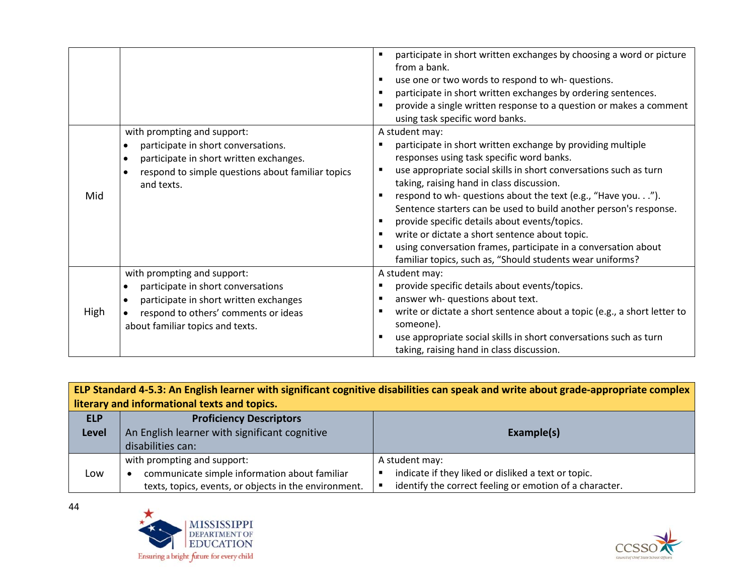| | | |
|---|---|---|
| | | ▪ participate in short written exchanges by choosing a word or picture from a bank.<br>▪ use one or two words to respond to wh- questions.<br>▪ participate in short written exchanges by ordering sentences.<br>▪ provide a single written response to a question or makes a comment using task specific word banks. |
| Mid | with prompting and support:<br>• participate in short conversations.<br>• participate in short written exchanges.<br>• respond to simple questions about familiar topics and texts. | A student may:<br>▪ participate in short written exchange by providing multiple responses using task specific word banks.<br>▪ use appropriate social skills in short conversations such as turn taking, raising hand in class discussion.<br>▪ respond to wh- questions about the text (e.g., "Have you. . ."). Sentence starters can be used to build another person's response.<br>▪ provide specific details about events/topics.<br>▪ write or dictate a short sentence about topic.<br>▪ using conversation frames, participate in a conversation about familiar topics, such as, "Should students wear uniforms? |
| High | with prompting and support:<br>• participate in short conversations<br>• participate in short written exchanges<br>• respond to others' comments or ideas<br>about familiar topics and texts. | A student may:<br>▪ provide specific details about events/topics.<br>▪ answer wh- questions about text.<br>▪ write or dictate a short sentence about a topic (e.g., a short letter to someone).<br>▪ use appropriate social skills in short conversations such as turn taking, raising hand in class discussion. |

**ELP Standard 4-5.3: An English learner with significant cognitive disabilities can speak and write about grade-appropriate complex literary and informational texts and topics.**

| **ELP Level** | **Proficiency Descriptors**<br>An English learner with significant cognitive disabilities can: | **Example(s)** |
|---|---|---|
| Low | with prompting and support:<br>• communicate simple information about familiar texts, topics, events, or objects in the environment. | A student may:<br>▪ indicate if they liked or disliked a text or topic.<br>▪ identify the correct feeling or emotion of a character. |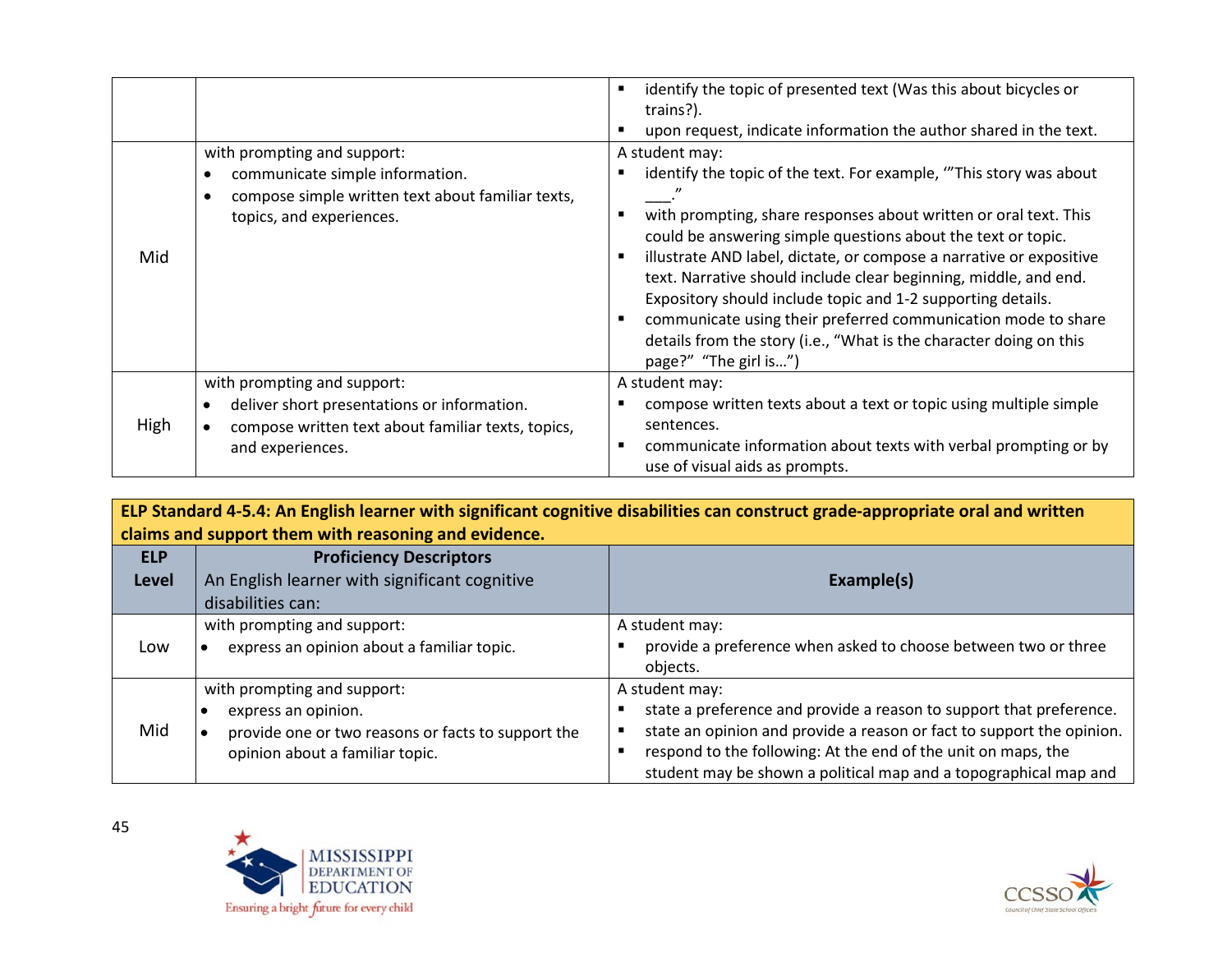| | | |
|---|---|---|
| | | ▪ identify the topic of presented text (Was this about bicycles or trains?).<br>▪ upon request, indicate information the author shared in the text. |
| Mid | with prompting and support:<br>• communicate simple information.<br>• compose simple written text about familiar texts, topics, and experiences. | A student may:<br>▪ identify the topic of the text. For example, '"This story was about ___."<br>▪ with prompting, share responses about written or oral text. This could be answering simple questions about the text or topic.<br>▪ illustrate AND label, dictate, or compose a narrative or expositive text. Narrative should include clear beginning, middle, and end. Expository should include topic and 1-2 supporting details.<br>▪ communicate using their preferred communication mode to share details from the story (i.e., "What is the character doing on this page?" "The girl is…") |
| High | with prompting and support:<br>• deliver short presentations or information.<br>• compose written text about familiar texts, topics, and experiences. | A student may:<br>▪ compose written texts about a text or topic using multiple simple sentences.<br>▪ communicate information about texts with verbal prompting or by use of visual aids as prompts. |

| **ELP Standard 4-5.4: An English learner with significant cognitive disabilities can construct grade-appropriate oral and written claims and support them with reasoning and evidence.** | | |
|---|---|---|
| **ELP Level** | **Proficiency Descriptors**<br>An English learner with significant cognitive disabilities can: | **Example(s)** |
| Low | with prompting and support:<br>• express an opinion about a familiar topic. | A student may:<br>▪ provide a preference when asked to choose between two or three objects. |
| Mid | with prompting and support:<br>• express an opinion.<br>• provide one or two reasons or facts to support the opinion about a familiar topic. | A student may:<br>▪ state a preference and provide a reason to support that preference.<br>▪ state an opinion and provide a reason or fact to support the opinion.<br>▪ respond to the following: At the end of the unit on maps, the student may be shown a political map and a topographical map and |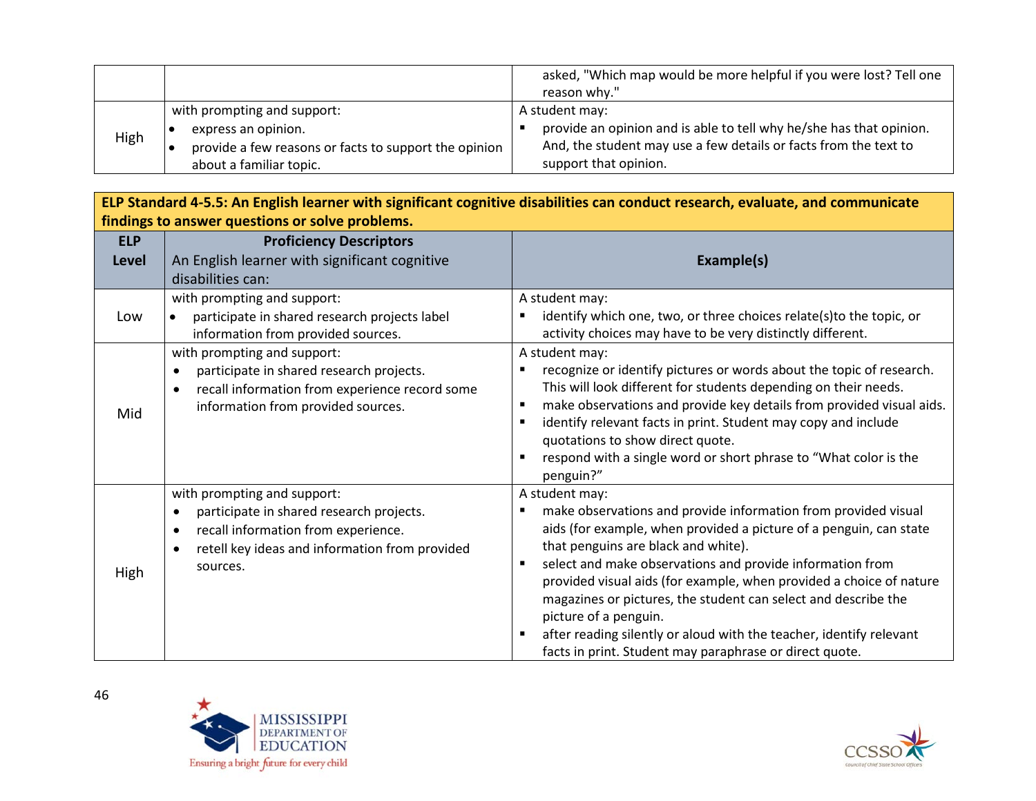| | | asked, "Which map would be more helpful if you were lost? Tell one reason why." |
|---|---|---|
| High | with prompting and support:<br>• express an opinion.<br>• provide a few reasons or facts to support the opinion about a familiar topic. | A student may:<br>▪ provide an opinion and is able to tell why he/she has that opinion. And, the student may use a few details or facts from the text to support that opinion. |

| **ELP Standard 4-5.5: An English learner with significant cognitive disabilities can conduct research, evaluate, and communicate findings to answer questions or solve problems.** | | |
|---|---|---|
| **ELP Level** | **Proficiency Descriptors**<br>An English learner with significant cognitive disabilities can: | **Example(s)** |
| Low | with prompting and support:<br>• participate in shared research projects label information from provided sources. | A student may:<br>▪ identify which one, two, or three choices relate(s)to the topic, or activity choices may have to be very distinctly different. |
| Mid | with prompting and support:<br>• participate in shared research projects.<br>• recall information from experience record some information from provided sources. | A student may:<br>▪ recognize or identify pictures or words about the topic of research. This will look different for students depending on their needs.<br>▪ make observations and provide key details from provided visual aids.<br>▪ identify relevant facts in print. Student may copy and include quotations to show direct quote.<br>▪ respond with a single word or short phrase to "What color is the penguin?" |
| High | with prompting and support:<br>• participate in shared research projects.<br>• recall information from experience.<br>• retell key ideas and information from provided sources. | A student may:<br>▪ make observations and provide information from provided visual aids (for example, when provided a picture of a penguin, can state that penguins are black and white).<br>▪ select and make observations and provide information from provided visual aids (for example, when provided a choice of nature magazines or pictures, the student can select and describe the picture of a penguin.<br>▪ after reading silently or aloud with the teacher, identify relevant facts in print. Student may paraphrase or direct quote. |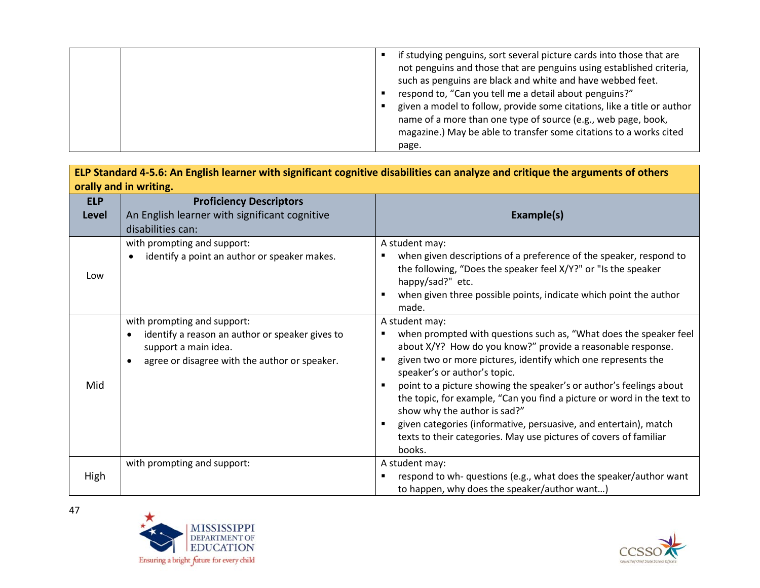| | | |
|---|---|---|
| | | ▪ if studying penguins, sort several picture cards into those that are not penguins and those that are penguins using established criteria, such as penguins are black and white and have webbed feet.<br>▪ respond to, "Can you tell me a detail about penguins?"<br>▪ given a model to follow, provide some citations, like a title or author name of a more than one type of source (e.g., web page, book, magazine.) May be able to transfer some citations to a works cited page. |

**ELP Standard 4-5.6: An English learner with significant cognitive disabilities can analyze and critique the arguments of others orally and in writing.**

| ELP Level | Proficiency Descriptors<br>An English learner with significant cognitive disabilities can: | Example(s) |
|---|---|---|
| Low | with prompting and support:<br>• identify a point an author or speaker makes. | A student may:<br>▪ when given descriptions of a preference of the speaker, respond to the following, "Does the speaker feel X/Y?" or "Is the speaker happy/sad?" etc.<br>▪ when given three possible points, indicate which point the author made. |
| Mid | with prompting and support:<br>• identify a reason an author or speaker gives to support a main idea.<br>• agree or disagree with the author or speaker. | A student may:<br>▪ when prompted with questions such as, "What does the speaker feel about X/Y? How do you know?" provide a reasonable response.<br>▪ given two or more pictures, identify which one represents the speaker's or author's topic.<br>▪ point to a picture showing the speaker's or author's feelings about the topic, for example, "Can you find a picture or word in the text to show why the author is sad?"<br>▪ given categories (informative, persuasive, and entertain), match texts to their categories. May use pictures of covers of familiar books. |
| High | with prompting and support: | A student may:<br>▪ respond to wh- questions (e.g., what does the speaker/author want to happen, why does the speaker/author want…) |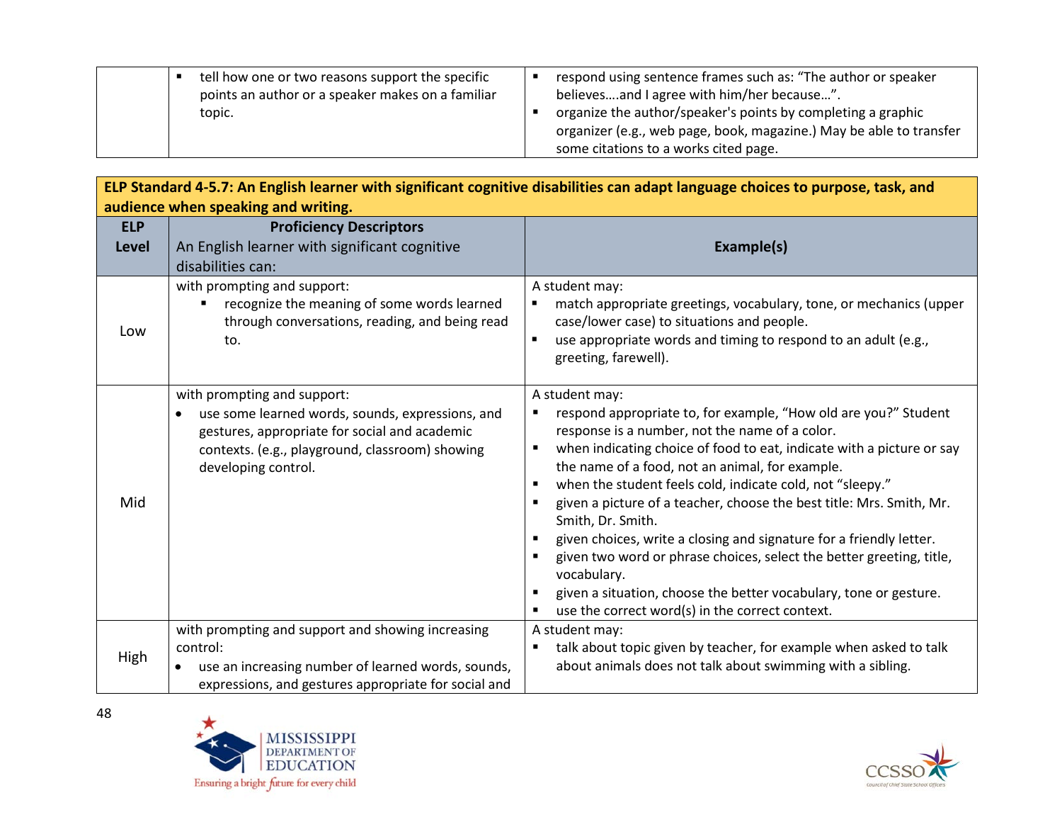| | | |
|---|---|---|
| | ▪ tell how one or two reasons support the specific points an author or a speaker makes on a familiar topic. | ▪ respond using sentence frames such as: "The author or speaker believes….and I agree with him/her because…".<br>▪ organize the author/speaker's points by completing a graphic organizer (e.g., web page, book, magazine.) May be able to transfer some citations to a works cited page. |

**ELP Standard 4-5.7: An English learner with significant cognitive disabilities can adapt language choices to purpose, task, and audience when speaking and writing.**

| ELP Level | Proficiency Descriptors<br>An English learner with significant cognitive disabilities can: | Example(s) |
|---|---|---|
| Low | with prompting and support:<br>▪ recognize the meaning of some words learned through conversations, reading, and being read to. | A student may:<br>▪ match appropriate greetings, vocabulary, tone, or mechanics (upper case/lower case) to situations and people.<br>▪ use appropriate words and timing to respond to an adult (e.g., greeting, farewell). |
| Mid | with prompting and support:<br>• use some learned words, sounds, expressions, and gestures, appropriate for social and academic contexts. (e.g., playground, classroom) showing developing control. | A student may:<br>▪ respond appropriate to, for example, "How old are you?" Student response is a number, not the name of a color.<br>▪ when indicating choice of food to eat, indicate with a picture or say the name of a food, not an animal, for example.<br>▪ when the student feels cold, indicate cold, not "sleepy."<br>▪ given a picture of a teacher, choose the best title: Mrs. Smith, Mr. Smith, Dr. Smith.<br>▪ given choices, write a closing and signature for a friendly letter.<br>▪ given two word or phrase choices, select the better greeting, title, vocabulary.<br>▪ given a situation, choose the better vocabulary, tone or gesture.<br>▪ use the correct word(s) in the correct context. |
| High | with prompting and support and showing increasing control:<br>• use an increasing number of learned words, sounds, expressions, and gestures appropriate for social and | A student may:<br>▪ talk about topic given by teacher, for example when asked to talk about animals does not talk about swimming with a sibling. |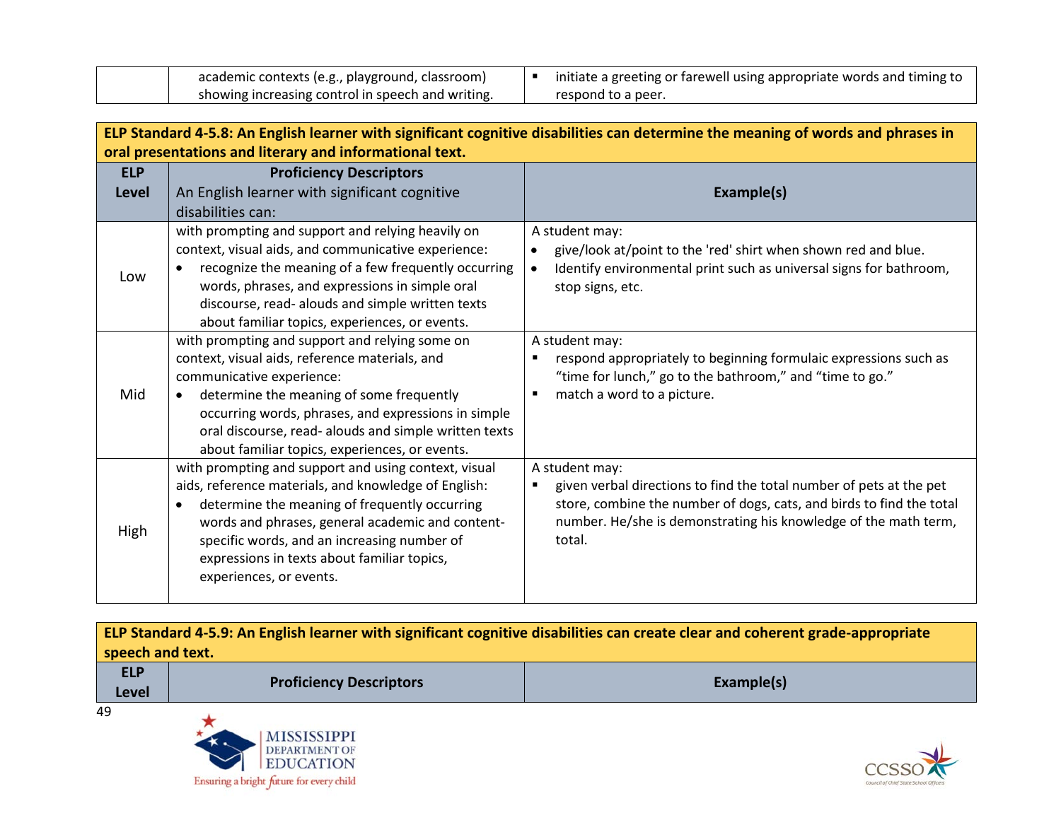| | | |
|---|---|---|
| | academic contexts (e.g., playground, classroom) showing increasing control in speech and writing. | ▪ initiate a greeting or farewell using appropriate words and timing to respond to a peer. |

**ELP Standard 4-5.8: An English learner with significant cognitive disabilities can determine the meaning of words and phrases in oral presentations and literary and informational text.**

| ELP Level | **Proficiency Descriptors** An English learner with significant cognitive disabilities can: | Example(s) |
|---|---|---|
| Low | with prompting and support and relying heavily on context, visual aids, and communicative experience: <br>• recognize the meaning of a few frequently occurring words, phrases, and expressions in simple oral discourse, read- alouds and simple written texts about familiar topics, experiences, or events. | A student may: <br>• give/look at/point to the 'red' shirt when shown red and blue. <br>• Identify environmental print such as universal signs for bathroom, stop signs, etc. |
| Mid | with prompting and support and relying some on context, visual aids, reference materials, and communicative experience: <br>• determine the meaning of some frequently occurring words, phrases, and expressions in simple oral discourse, read- alouds and simple written texts about familiar topics, experiences, or events. | A student may: <br>▪ respond appropriately to beginning formulaic expressions such as “time for lunch,” go to the bathroom,” and “time to go.” <br>▪ match a word to a picture. |
| High | with prompting and support and using context, visual aids, reference materials, and knowledge of English: <br>• determine the meaning of frequently occurring words and phrases, general academic and content-specific words, and an increasing number of expressions in texts about familiar topics, experiences, or events. | A student may: <br>▪ given verbal directions to find the total number of pets at the pet store, combine the number of dogs, cats, and birds to find the total number. He/she is demonstrating his knowledge of the math term, total. |

**ELP Standard 4-5.9: An English learner with significant cognitive disabilities can create clear and coherent grade-appropriate speech and text.**

| ELP Level | Proficiency Descriptors | Example(s) |
|---|---|---|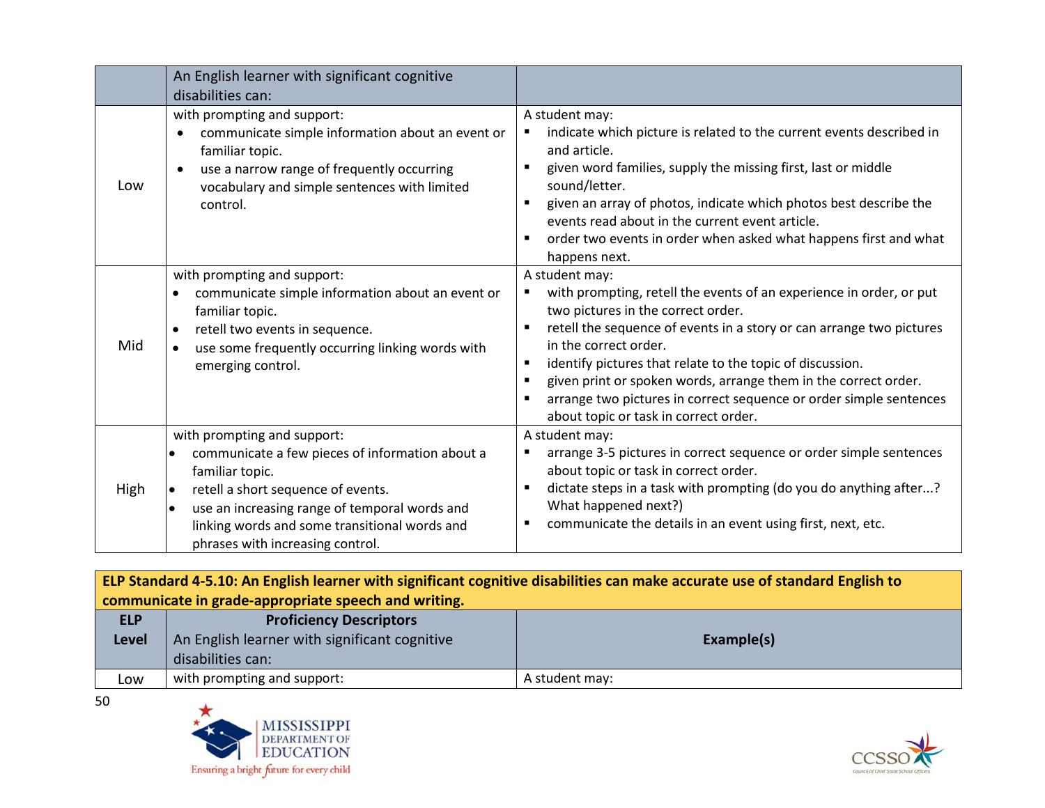| | An English learner with significant cognitive disabilities can: | |
|---|---|---|
| Low | with prompting and support:<br>• communicate simple information about an event or familiar topic.<br>• use a narrow range of frequently occurring vocabulary and simple sentences with limited control. | A student may:<br>▪ indicate which picture is related to the current events described in and article.<br>▪ given word families, supply the missing first, last or middle sound/letter.<br>▪ given an array of photos, indicate which photos best describe the events read about in the current event article.<br>▪ order two events in order when asked what happens first and what happens next. |
| Mid | with prompting and support:<br>• communicate simple information about an event or familiar topic.<br>• retell two events in sequence.<br>• use some frequently occurring linking words with emerging control. | A student may:<br>▪ with prompting, retell the events of an experience in order, or put two pictures in the correct order.<br>▪ retell the sequence of events in a story or can arrange two pictures in the correct order.<br>▪ identify pictures that relate to the topic of discussion.<br>▪ given print or spoken words, arrange them in the correct order.<br>▪ arrange two pictures in correct sequence or order simple sentences about topic or task in correct order. |
| High | with prompting and support:<br>• communicate a few pieces of information about a familiar topic.<br>• retell a short sequence of events.<br>• use an increasing range of temporal words and linking words and some transitional words and phrases with increasing control. | A student may:<br>▪ arrange 3-5 pictures in correct sequence or order simple sentences about topic or task in correct order.<br>▪ dictate steps in a task with prompting (do you do anything after...? What happened next?)<br>▪ communicate the details in an event using first, next, etc. |

**ELP Standard 4-5.10: An English learner with significant cognitive disabilities can make accurate use of standard English to communicate in grade-appropriate speech and writing.**

| ELP Level | Proficiency Descriptors<br>An English learner with significant cognitive disabilities can: | Example(s) |
|---|---|---|
| Low | with prompting and support: | A student may: |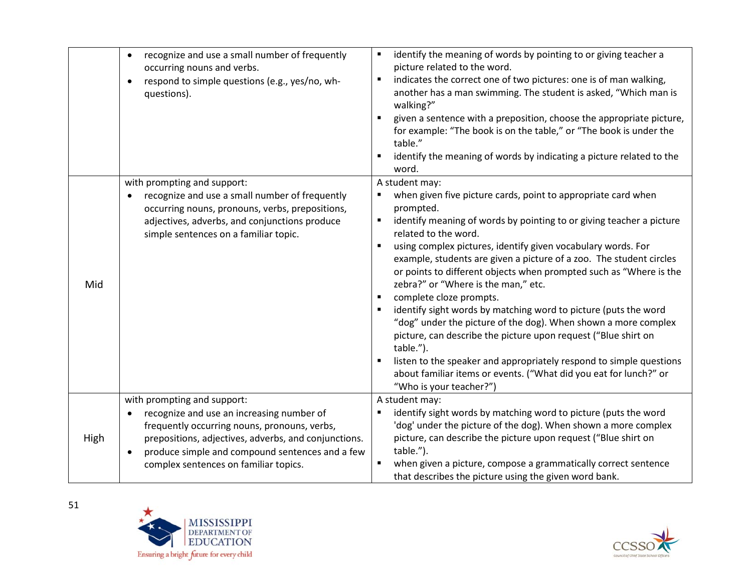| | | |
|---|---|---|
| | • recognize and use a small number of frequently occurring nouns and verbs.<br>• respond to simple questions (e.g., yes/no, wh-questions). | ▪ identify the meaning of words by pointing to or giving teacher a picture related to the word.<br>▪ indicates the correct one of two pictures: one is of man walking, another has a man swimming. The student is asked, "Which man is walking?"<br>▪ given a sentence with a preposition, choose the appropriate picture, for example: "The book is on the table," or "The book is under the table."<br>▪ identify the meaning of words by indicating a picture related to the word. |
| Mid | with prompting and support:<br>• recognize and use a small number of frequently occurring nouns, pronouns, verbs, prepositions, adjectives, adverbs, and conjunctions produce simple sentences on a familiar topic. | A student may:<br>▪ when given five picture cards, point to appropriate card when prompted.<br>▪ identify meaning of words by pointing to or giving teacher a picture related to the word.<br>▪ using complex pictures, identify given vocabulary words. For example, students are given a picture of a zoo. The student circles or points to different objects when prompted such as "Where is the zebra?" or "Where is the man," etc.<br>▪ complete cloze prompts.<br>▪ identify sight words by matching word to picture (puts the word "dog" under the picture of the dog). When shown a more complex picture, can describe the picture upon request ("Blue shirt on table.").<br>▪ listen to the speaker and appropriately respond to simple questions about familiar items or events. ("What did you eat for lunch?" or "Who is your teacher?") |
| High | with prompting and support:<br>• recognize and use an increasing number of frequently occurring nouns, pronouns, verbs, prepositions, adjectives, adverbs, and conjunctions.<br>• produce simple and compound sentences and a few complex sentences on familiar topics. | A student may:<br>▪ identify sight words by matching word to picture (puts the word 'dog' under the picture of the dog). When shown a more complex picture, can describe the picture upon request ("Blue shirt on table.").<br>▪ when given a picture, compose a grammatically correct sentence that describes the picture using the given word bank. |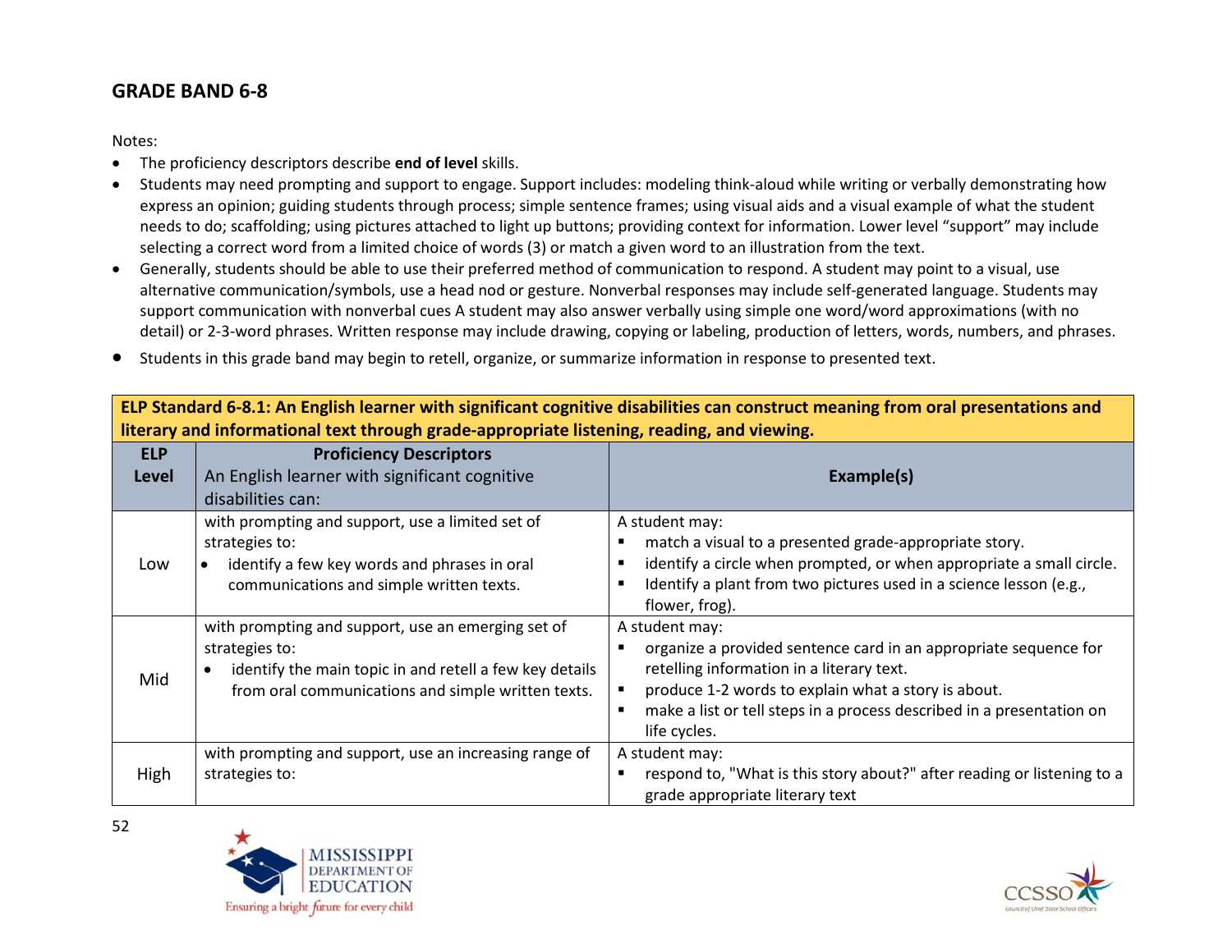## GRADE BAND 6-8

Notes:

- The proficiency descriptors describe **end of level** skills.
- Students may need prompting and support to engage. Support includes: modeling think-aloud while writing or verbally demonstrating how express an opinion; guiding students through process; simple sentence frames; using visual aids and a visual example of what the student needs to do; scaffolding; using pictures attached to light up buttons; providing context for information. Lower level "support" may include selecting a correct word from a limited choice of words (3) or match a given word to an illustration from the text.
- Generally, students should be able to use their preferred method of communication to respond. A student may point to a visual, use alternative communication/symbols, use a head nod or gesture. Nonverbal responses may include self-generated language. Students may support communication with nonverbal cues A student may also answer verbally using simple one word/word approximations (with no detail) or 2-3-word phrases. Written response may include drawing, copying or labeling, production of letters, words, numbers, and phrases.
- Students in this grade band may begin to retell, organize, or summarize information in response to presented text.

| **ELP Standard 6-8.1: An English learner with significant cognitive disabilities can construct meaning from oral presentations and literary and informational text through grade-appropriate listening, reading, and viewing.** | | |
|---|---|---|
| **ELP Level** | **Proficiency Descriptors**<br>An English learner with significant cognitive disabilities can: | **Example(s)** |
| Low | with prompting and support, use a limited set of strategies to:<br>• identify a few key words and phrases in oral communications and simple written texts. | A student may:<br>▪ match a visual to a presented grade-appropriate story.<br>▪ identify a circle when prompted, or when appropriate a small circle.<br>▪ Identify a plant from two pictures used in a science lesson (e.g., flower, frog). |
| Mid | with prompting and support, use an emerging set of strategies to:<br>• identify the main topic in and retell a few key details from oral communications and simple written texts. | A student may:<br>▪ organize a provided sentence card in an appropriate sequence for retelling information in a literary text.<br>▪ produce 1-2 words to explain what a story is about.<br>▪ make a list or tell steps in a process described in a presentation on life cycles. |
| High | with prompting and support, use an increasing range of strategies to: | A student may:<br>▪ respond to, "What is this story about?" after reading or listening to a grade appropriate literary text |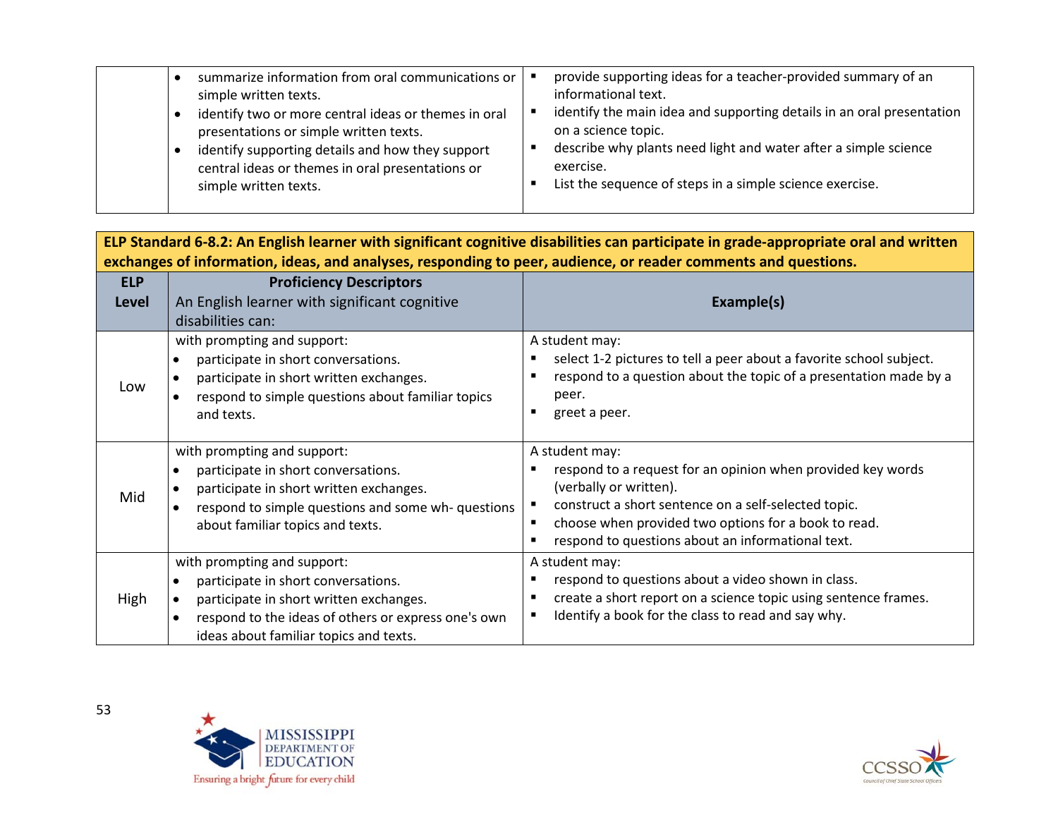| | | |
|---|---|---|
| | • summarize information from oral communications or simple written texts.<br>• identify two or more central ideas or themes in oral presentations or simple written texts.<br>• identify supporting details and how they support central ideas or themes in oral presentations or simple written texts. | ▪ provide supporting ideas for a teacher-provided summary of an informational text.<br>▪ identify the main idea and supporting details in an oral presentation on a science topic.<br>▪ describe why plants need light and water after a simple science exercise.<br>▪ List the sequence of steps in a simple science exercise. |

| **ELP Standard 6-8.2: An English learner with significant cognitive disabilities can participate in grade-appropriate oral and written exchanges of information, ideas, and analyses, responding to peer, audience, or reader comments and questions.** | | |
|---|---|---|
| **ELP Level** | **Proficiency Descriptors**<br>An English learner with significant cognitive disabilities can: | **Example(s)** |
| Low | with prompting and support:<br>• participate in short conversations.<br>• participate in short written exchanges.<br>• respond to simple questions about familiar topics and texts. | A student may:<br>▪ select 1-2 pictures to tell a peer about a favorite school subject.<br>▪ respond to a question about the topic of a presentation made by a peer.<br>▪ greet a peer. |
| Mid | with prompting and support:<br>• participate in short conversations.<br>• participate in short written exchanges.<br>• respond to simple questions and some wh- questions about familiar topics and texts. | A student may:<br>▪ respond to a request for an opinion when provided key words (verbally or written).<br>▪ construct a short sentence on a self-selected topic.<br>▪ choose when provided two options for a book to read.<br>▪ respond to questions about an informational text. |
| High | with prompting and support:<br>• participate in short conversations.<br>• participate in short written exchanges.<br>• respond to the ideas of others or express one's own ideas about familiar topics and texts. | A student may:<br>▪ respond to questions about a video shown in class.<br>▪ create a short report on a science topic using sentence frames.<br>▪ Identify a book for the class to read and say why. |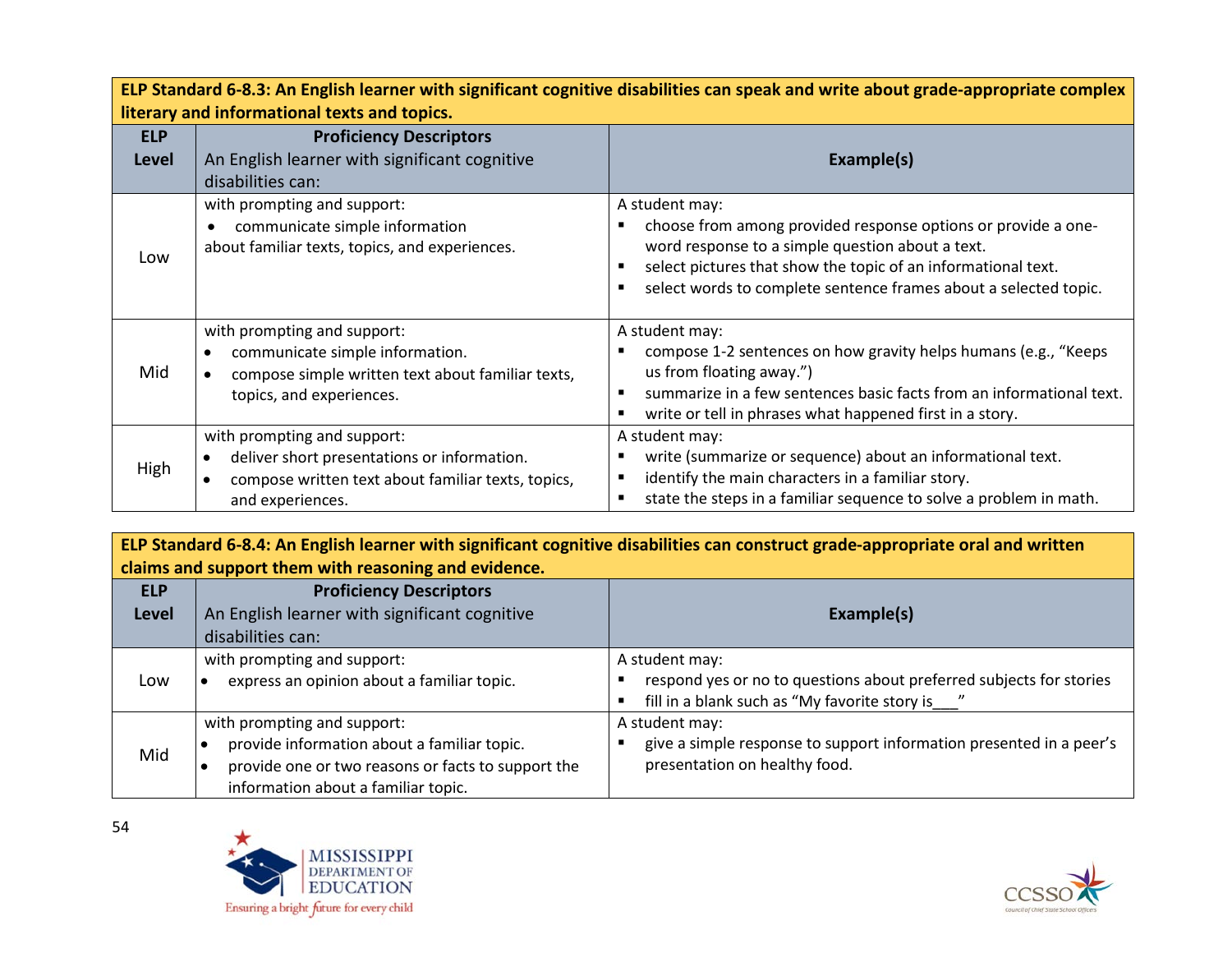| ELP Standard 6-8.3: An English learner with significant cognitive disabilities can speak and write about grade-appropriate complex literary and informational texts and topics. | | |
|---|---|---|
| **ELP Level** | **Proficiency Descriptors** An English learner with significant cognitive disabilities can: | **Example(s)** |
| Low | with prompting and support: <br>• communicate simple information about familiar texts, topics, and experiences. | A student may: <br>▪ choose from among provided response options or provide a one-word response to a simple question about a text. <br>▪ select pictures that show the topic of an informational text. <br>▪ select words to complete sentence frames about a selected topic. |
| Mid | with prompting and support: <br>• communicate simple information. <br>• compose simple written text about familiar texts, topics, and experiences. | A student may: <br>▪ compose 1-2 sentences on how gravity helps humans (e.g., "Keeps us from floating away.") <br>▪ summarize in a few sentences basic facts from an informational text. <br>▪ write or tell in phrases what happened first in a story. |
| High | with prompting and support: <br>• deliver short presentations or information. <br>• compose written text about familiar texts, topics, and experiences. | A student may: <br>▪ write (summarize or sequence) about an informational text. <br>▪ identify the main characters in a familiar story. <br>▪ state the steps in a familiar sequence to solve a problem in math. |

| ELP Standard 6-8.4: An English learner with significant cognitive disabilities can construct grade-appropriate oral and written claims and support them with reasoning and evidence. | | |
|---|---|---|
| **ELP Level** | **Proficiency Descriptors** An English learner with significant cognitive disabilities can: | **Example(s)** |
| Low | with prompting and support: <br>• express an opinion about a familiar topic. | A student may: <br>▪ respond yes or no to questions about preferred subjects for stories <br>▪ fill in a blank such as "My favorite story is___" |
| Mid | with prompting and support: <br>• provide information about a familiar topic. <br>• provide one or two reasons or facts to support the information about a familiar topic. | A student may: <br>▪ give a simple response to support information presented in a peer's presentation on healthy food. |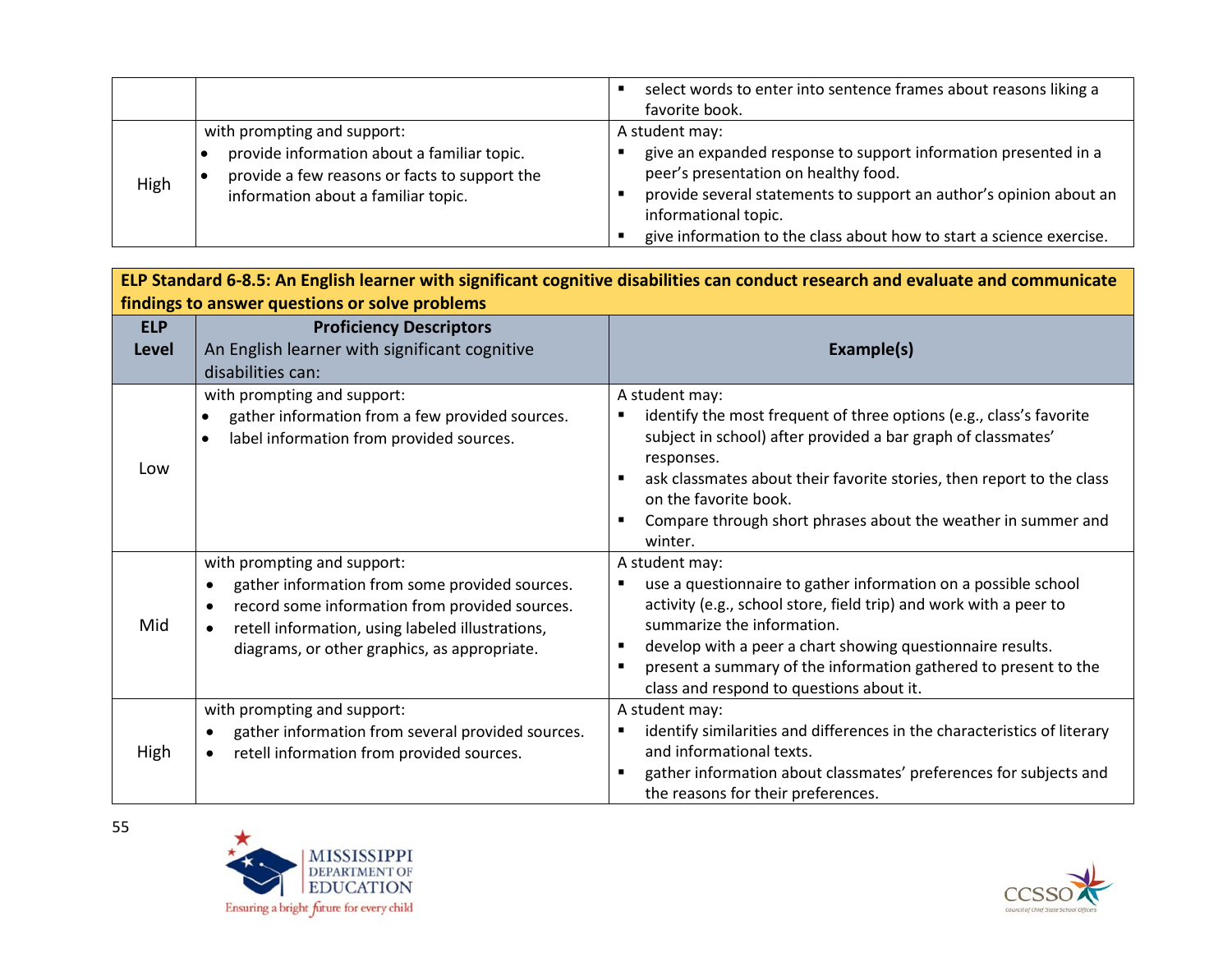| | | |
|---|---|---|
| | | ▪ select words to enter into sentence frames about reasons liking a favorite book. |
| High | with prompting and support:<br>• provide information about a familiar topic.<br>• provide a few reasons or facts to support the information about a familiar topic. | A student may:<br>▪ give an expanded response to support information presented in a peer's presentation on healthy food.<br>▪ provide several statements to support an author's opinion about an informational topic.<br>▪ give information to the class about how to start a science exercise. |

**ELP Standard 6-8.5: An English learner with significant cognitive disabilities can conduct research and evaluate and communicate findings to answer questions or solve problems**

| ELP Level | **Proficiency Descriptors**<br>An English learner with significant cognitive disabilities can: | Example(s) |
|---|---|---|
| Low | with prompting and support:<br>• gather information from a few provided sources.<br>• label information from provided sources. | A student may:<br>▪ identify the most frequent of three options (e.g., class's favorite subject in school) after provided a bar graph of classmates' responses.<br>▪ ask classmates about their favorite stories, then report to the class on the favorite book.<br>▪ Compare through short phrases about the weather in summer and winter. |
| Mid | with prompting and support:<br>• gather information from some provided sources.<br>• record some information from provided sources.<br>• retell information, using labeled illustrations, diagrams, or other graphics, as appropriate. | A student may:<br>▪ use a questionnaire to gather information on a possible school activity (e.g., school store, field trip) and work with a peer to summarize the information.<br>▪ develop with a peer a chart showing questionnaire results.<br>▪ present a summary of the information gathered to present to the class and respond to questions about it. |
| High | with prompting and support:<br>• gather information from several provided sources.<br>• retell information from provided sources. | A student may:<br>▪ identify similarities and differences in the characteristics of literary and informational texts.<br>▪ gather information about classmates' preferences for subjects and the reasons for their preferences. |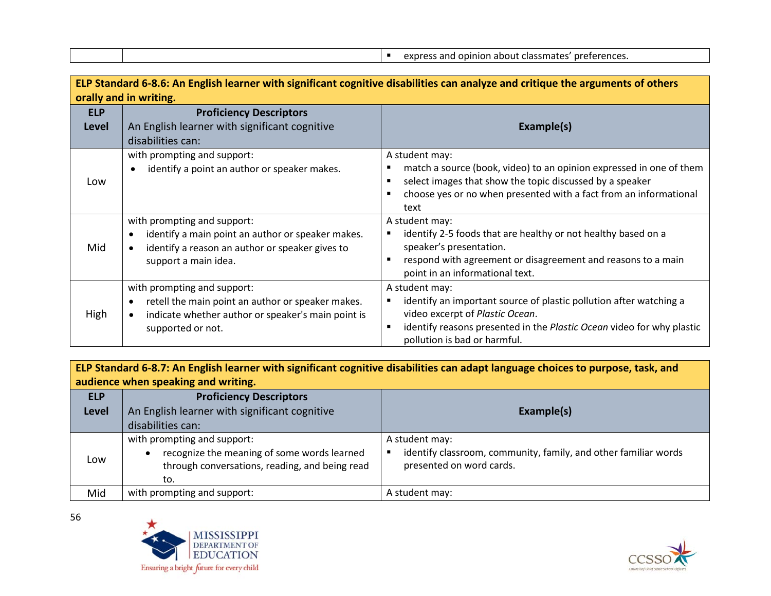| | | ▪ express and opinion about classmates' preferences. |
|---|---|---|

**ELP Standard 6-8.6: An English learner with significant cognitive disabilities can analyze and critique the arguments of others orally and in writing.**

| ELP Level | Proficiency Descriptors An English learner with significant cognitive disabilities can: | Example(s) |
|---|---|---|
| Low | with prompting and support:<br>• identify a point an author or speaker makes. | A student may:<br>▪ match a source (book, video) to an opinion expressed in one of them<br>▪ select images that show the topic discussed by a speaker<br>▪ choose yes or no when presented with a fact from an informational text |
| Mid | with prompting and support:<br>• identify a main point an author or speaker makes.<br>• identify a reason an author or speaker gives to support a main idea. | A student may:<br>▪ identify 2-5 foods that are healthy or not healthy based on a speaker's presentation.<br>▪ respond with agreement or disagreement and reasons to a main point in an informational text. |
| High | with prompting and support:<br>• retell the main point an author or speaker makes.<br>• indicate whether author or speaker's main point is supported or not. | A student may:<br>▪ identify an important source of plastic pollution after watching a video excerpt of *Plastic Ocean*.<br>▪ identify reasons presented in the *Plastic Ocean* video for why plastic pollution is bad or harmful. |

**ELP Standard 6-8.7: An English learner with significant cognitive disabilities can adapt language choices to purpose, task, and audience when speaking and writing.**

| ELP Level | Proficiency Descriptors An English learner with significant cognitive disabilities can: | Example(s) |
|---|---|---|
| Low | with prompting and support:<br>• recognize the meaning of some words learned through conversations, reading, and being read to. | A student may:<br>▪ identify classroom, community, family, and other familiar words presented on word cards. |
| Mid | with prompting and support: | A student may: |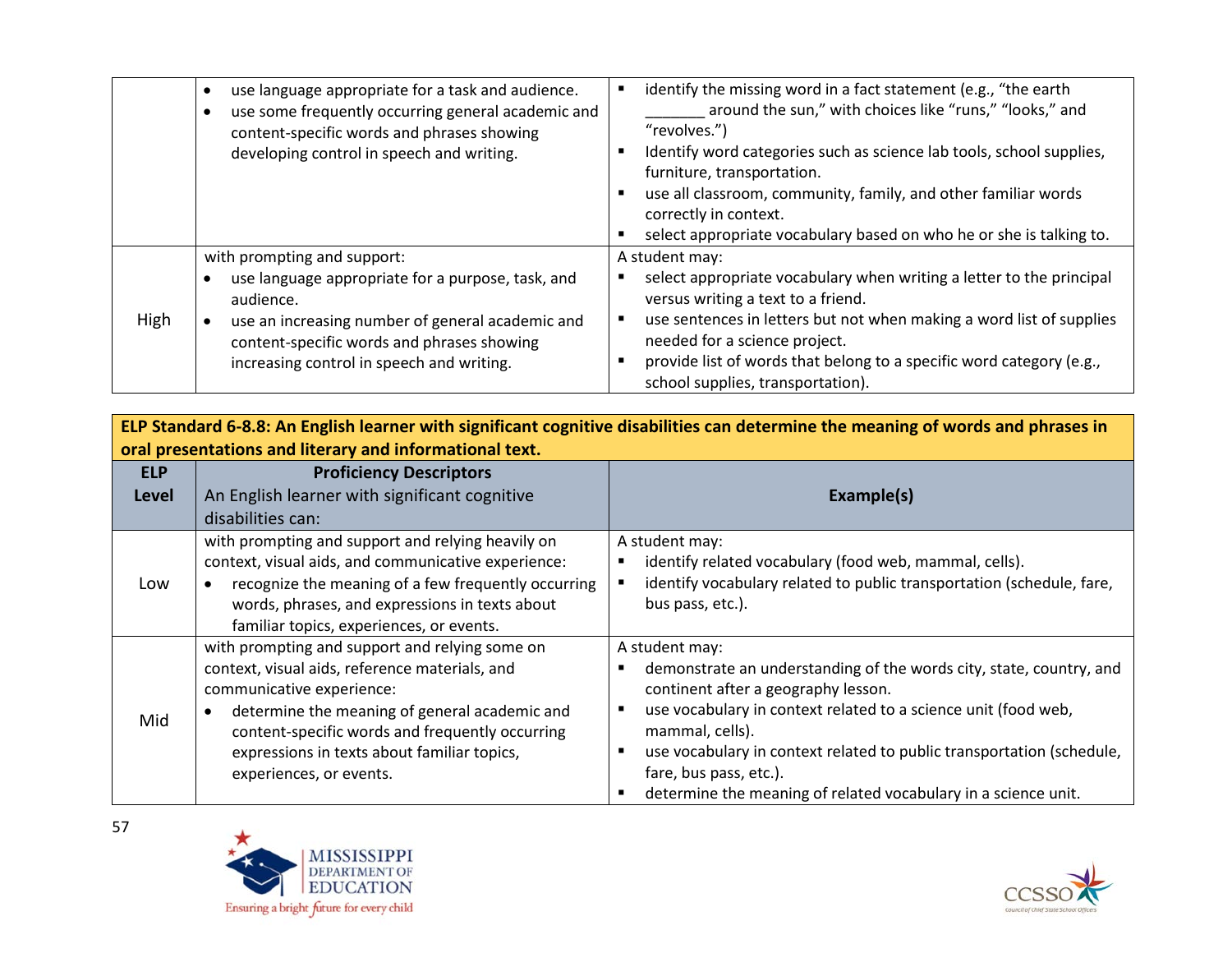| | | |
|---|---|---|
| | • use language appropriate for a task and audience.<br>• use some frequently occurring general academic and content-specific words and phrases showing developing control in speech and writing. | ▪ identify the missing word in a fact statement (e.g., "the earth _______ around the sun," with choices like "runs," "looks," and "revolves.")<br>▪ Identify word categories such as science lab tools, school supplies, furniture, transportation.<br>▪ use all classroom, community, family, and other familiar words correctly in context.<br>▪ select appropriate vocabulary based on who he or she is talking to. |
| High | with prompting and support:<br>• use language appropriate for a purpose, task, and audience.<br>• use an increasing number of general academic and content-specific words and phrases showing increasing control in speech and writing. | A student may:<br>▪ select appropriate vocabulary when writing a letter to the principal versus writing a text to a friend.<br>▪ use sentences in letters but not when making a word list of supplies needed for a science project.<br>▪ provide list of words that belong to a specific word category (e.g., school supplies, transportation). |

**ELP Standard 6-8.8: An English learner with significant cognitive disabilities can determine the meaning of words and phrases in oral presentations and literary and informational text.**

| ELP Level | Proficiency Descriptors<br>An English learner with significant cognitive disabilities can: | Example(s) |
|---|---|---|
| Low | with prompting and support and relying heavily on context, visual aids, and communicative experience:<br>• recognize the meaning of a few frequently occurring words, phrases, and expressions in texts about familiar topics, experiences, or events. | A student may:<br>▪ identify related vocabulary (food web, mammal, cells).<br>▪ identify vocabulary related to public transportation (schedule, fare, bus pass, etc.). |
| Mid | with prompting and support and relying some on context, visual aids, reference materials, and communicative experience:<br>• determine the meaning of general academic and content-specific words and frequently occurring expressions in texts about familiar topics, experiences, or events. | A student may:<br>▪ demonstrate an understanding of the words city, state, country, and continent after a geography lesson.<br>▪ use vocabulary in context related to a science unit (food web, mammal, cells).<br>▪ use vocabulary in context related to public transportation (schedule, fare, bus pass, etc.).<br>▪ determine the meaning of related vocabulary in a science unit. |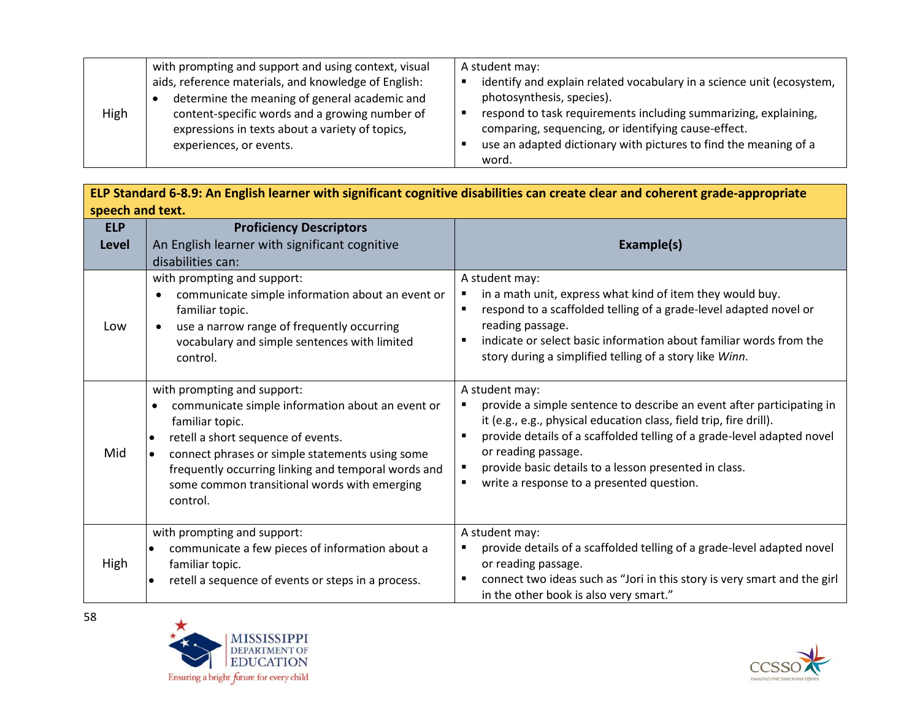| High | with prompting and support and using context, visual aids, reference materials, and knowledge of English:<br>• determine the meaning of general academic and content-specific words and a growing number of expressions in texts about a variety of topics, experiences, or events. | A student may:<br>▪ identify and explain related vocabulary in a science unit (ecosystem, photosynthesis, species).<br>▪ respond to task requirements including summarizing, explaining, comparing, sequencing, or identifying cause-effect.<br>▪ use an adapted dictionary with pictures to find the meaning of a word. |
|---|---|---|

| **ELP Standard 6-8.9: An English learner with significant cognitive disabilities can create clear and coherent grade-appropriate speech and text.** | | |
|---|---|---|
| **ELP Level** | **Proficiency Descriptors**<br>An English learner with significant cognitive disabilities can: | **Example(s)** |
| Low | with prompting and support:<br>• communicate simple information about an event or familiar topic.<br>• use a narrow range of frequently occurring vocabulary and simple sentences with limited control. | A student may:<br>▪ in a math unit, express what kind of item they would buy.<br>▪ respond to a scaffolded telling of a grade-level adapted novel or reading passage.<br>▪ indicate or select basic information about familiar words from the story during a simplified telling of a story like *Winn.* |
| Mid | with prompting and support:<br>• communicate simple information about an event or familiar topic.<br>• retell a short sequence of events.<br>• connect phrases or simple statements using some frequently occurring linking and temporal words and some common transitional words with emerging control. | A student may:<br>▪ provide a simple sentence to describe an event after participating in it (e.g., e.g., physical education class, field trip, fire drill).<br>▪ provide details of a scaffolded telling of a grade-level adapted novel or reading passage.<br>▪ provide basic details to a lesson presented in class.<br>▪ write a response to a presented question. |
| High | with prompting and support:<br>• communicate a few pieces of information about a familiar topic.<br>• retell a sequence of events or steps in a process. | A student may:<br>▪ provide details of a scaffolded telling of a grade-level adapted novel or reading passage.<br>▪ connect two ideas such as "Jori in this story is very smart and the girl in the other book is also very smart." |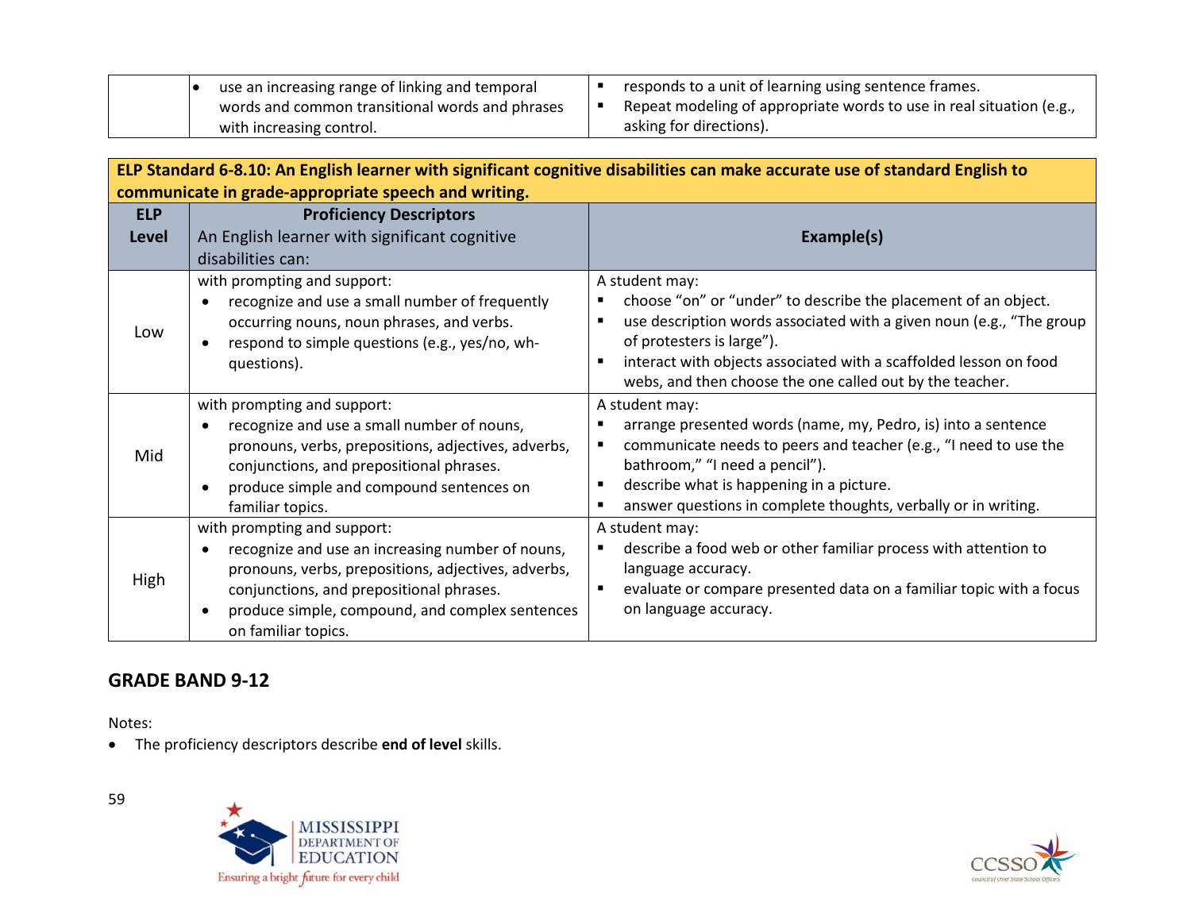| | | |
|---|---|---|
| | • use an increasing range of linking and temporal words and common transitional words and phrases with increasing control. | ▪ responds to a unit of learning using sentence frames.<br>▪ Repeat modeling of appropriate words to use in real situation (e.g., asking for directions). |

| **ELP Standard 6-8.10: An English learner with significant cognitive disabilities can make accurate use of standard English to communicate in grade-appropriate speech and writing.** | | |
|---|---|---|
| **ELP Level** | **Proficiency Descriptors**<br>An English learner with significant cognitive disabilities can: | **Example(s)** |
| Low | with prompting and support:<br>• recognize and use a small number of frequently occurring nouns, noun phrases, and verbs.<br>• respond to simple questions (e.g., yes/no, wh-questions). | A student may:<br>▪ choose "on" or "under" to describe the placement of an object.<br>▪ use description words associated with a given noun (e.g., "The group of protesters is large").<br>▪ interact with objects associated with a scaffolded lesson on food webs, and then choose the one called out by the teacher. |
| Mid | with prompting and support:<br>• recognize and use a small number of nouns, pronouns, verbs, prepositions, adjectives, adverbs, conjunctions, and prepositional phrases.<br>• produce simple and compound sentences on familiar topics. | A student may:<br>▪ arrange presented words (name, my, Pedro, is) into a sentence<br>▪ communicate needs to peers and teacher (e.g., "I need to use the bathroom," "I need a pencil").<br>▪ describe what is happening in a picture.<br>▪ answer questions in complete thoughts, verbally or in writing. |
| High | with prompting and support:<br>• recognize and use an increasing number of nouns, pronouns, verbs, prepositions, adjectives, adverbs, conjunctions, and prepositional phrases.<br>• produce simple, compound, and complex sentences on familiar topics. | A student may:<br>▪ describe a food web or other familiar process with attention to language accuracy.<br>▪ evaluate or compare presented data on a familiar topic with a focus on language accuracy. |

## GRADE BAND 9-12

Notes:

- The proficiency descriptors describe **end of level** skills.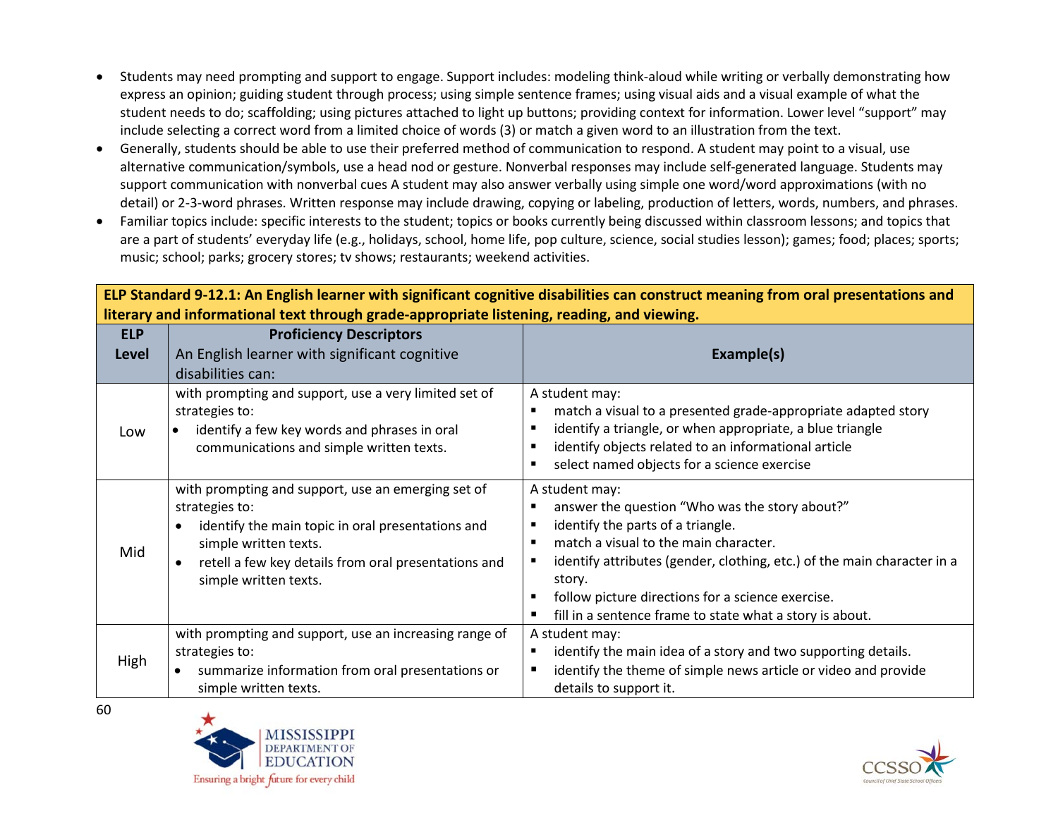- Students may need prompting and support to engage. Support includes: modeling think-aloud while writing or verbally demonstrating how express an opinion; guiding student through process; using simple sentence frames; using visual aids and a visual example of what the student needs to do; scaffolding; using pictures attached to light up buttons; providing context for information. Lower level "support" may include selecting a correct word from a limited choice of words (3) or match a given word to an illustration from the text.
- Generally, students should be able to use their preferred method of communication to respond. A student may point to a visual, use alternative communication/symbols, use a head nod or gesture. Nonverbal responses may include self-generated language. Students may support communication with nonverbal cues A student may also answer verbally using simple one word/word approximations (with no detail) or 2-3-word phrases. Written response may include drawing, copying or labeling, production of letters, words, numbers, and phrases.
- Familiar topics include: specific interests to the student; topics or books currently being discussed within classroom lessons; and topics that are a part of students' everyday life (e.g., holidays, school, home life, pop culture, science, social studies lesson); games; food; places; sports; music; school; parks; grocery stores; tv shows; restaurants; weekend activities.

| **ELP Standard 9-12.1: An English learner with significant cognitive disabilities can construct meaning from oral presentations and literary and informational text through grade-appropriate listening, reading, and viewing.** | | |
|---|---|---|
| **ELP Level** | **Proficiency Descriptors** An English learner with significant cognitive disabilities can: | **Example(s)** |
| Low | with prompting and support, use a very limited set of strategies to:<br>• identify a few key words and phrases in oral communications and simple written texts. | A student may:<br>▪ match a visual to a presented grade-appropriate adapted story<br>▪ identify a triangle, or when appropriate, a blue triangle<br>▪ identify objects related to an informational article<br>▪ select named objects for a science exercise |
| Mid | with prompting and support, use an emerging set of strategies to:<br>• identify the main topic in oral presentations and simple written texts.<br>• retell a few key details from oral presentations and simple written texts. | A student may:<br>▪ answer the question "Who was the story about?"<br>▪ identify the parts of a triangle.<br>▪ match a visual to the main character.<br>▪ identify attributes (gender, clothing, etc.) of the main character in a story.<br>▪ follow picture directions for a science exercise.<br>▪ fill in a sentence frame to state what a story is about. |
| High | with prompting and support, use an increasing range of strategies to:<br>• summarize information from oral presentations or simple written texts. | A student may:<br>▪ identify the main idea of a story and two supporting details.<br>▪ identify the theme of simple news article or video and provide details to support it. |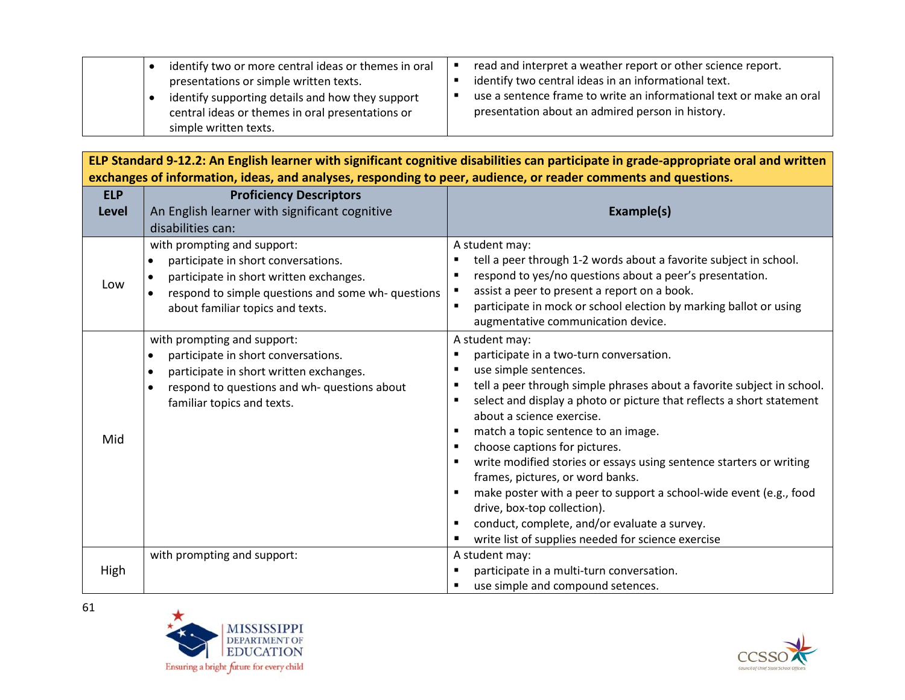| | | |
|---|---|---|
| | • identify two or more central ideas or themes in oral presentations or simple written texts.<br>• identify supporting details and how they support central ideas or themes in oral presentations or simple written texts. | ▪ read and interpret a weather report or other science report.<br>▪ identify two central ideas in an informational text.<br>▪ use a sentence frame to write an informational text or make an oral presentation about an admired person in history. |

| **ELP Standard 9-12.2: An English learner with significant cognitive disabilities can participate in grade-appropriate oral and written exchanges of information, ideas, and analyses, responding to peer, audience, or reader comments and questions.** | | |
|---|---|---|
| **ELP Level** | **Proficiency Descriptors**<br>An English learner with significant cognitive disabilities can: | **Example(s)** |
| Low | with prompting and support:<br>• participate in short conversations.<br>• participate in short written exchanges.<br>• respond to simple questions and some wh- questions about familiar topics and texts. | A student may:<br>▪ tell a peer through 1-2 words about a favorite subject in school.<br>▪ respond to yes/no questions about a peer's presentation.<br>▪ assist a peer to present a report on a book.<br>▪ participate in mock or school election by marking ballot or using augmentative communication device. |
| Mid | with prompting and support:<br>• participate in short conversations.<br>• participate in short written exchanges.<br>• respond to questions and wh- questions about familiar topics and texts. | A student may:<br>▪ participate in a two-turn conversation.<br>▪ use simple sentences.<br>▪ tell a peer through simple phrases about a favorite subject in school.<br>▪ select and display a photo or picture that reflects a short statement about a science exercise.<br>▪ match a topic sentence to an image.<br>▪ choose captions for pictures.<br>▪ write modified stories or essays using sentence starters or writing frames, pictures, or word banks.<br>▪ make poster with a peer to support a school-wide event (e.g., food drive, box-top collection).<br>▪ conduct, complete, and/or evaluate a survey.<br>▪ write list of supplies needed for science exercise |
| High | with prompting and support: | A student may:<br>▪ participate in a multi-turn conversation.<br>▪ use simple and compound setences. |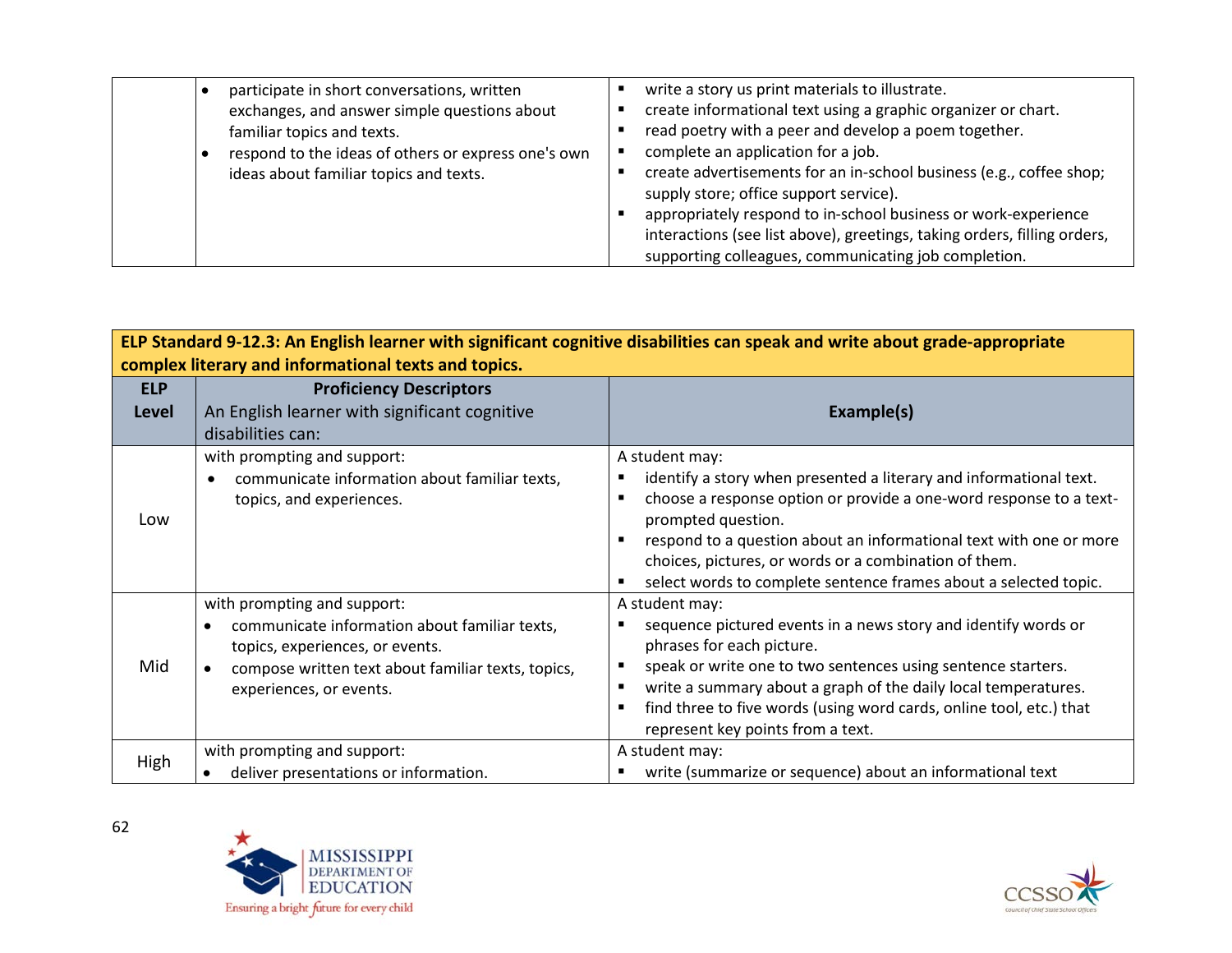| | | |
|---|---|---|
| | • participate in short conversations, written exchanges, and answer simple questions about familiar topics and texts.<br>• respond to the ideas of others or express one's own ideas about familiar topics and texts. | ▪ write a story us print materials to illustrate.<br>▪ create informational text using a graphic organizer or chart.<br>▪ read poetry with a peer and develop a poem together.<br>▪ complete an application for a job.<br>▪ create advertisements for an in-school business (e.g., coffee shop; supply store; office support service).<br>▪ appropriately respond to in-school business or work-experience interactions (see list above), greetings, taking orders, filling orders, supporting colleagues, communicating job completion. |

**ELP Standard 9-12.3: An English learner with significant cognitive disabilities can speak and write about grade-appropriate complex literary and informational texts and topics.**

| ELP Level | Proficiency Descriptors<br>An English learner with significant cognitive disabilities can: | Example(s) |
|---|---|---|
| Low | with prompting and support:<br>• communicate information about familiar texts, topics, and experiences. | A student may:<br>▪ identify a story when presented a literary and informational text.<br>▪ choose a response option or provide a one-word response to a text-prompted question.<br>▪ respond to a question about an informational text with one or more choices, pictures, or words or a combination of them.<br>▪ select words to complete sentence frames about a selected topic. |
| Mid | with prompting and support:<br>• communicate information about familiar texts, topics, experiences, or events.<br>• compose written text about familiar texts, topics, experiences, or events. | A student may:<br>▪ sequence pictured events in a news story and identify words or phrases for each picture.<br>▪ speak or write one to two sentences using sentence starters.<br>▪ write a summary about a graph of the daily local temperatures.<br>▪ find three to five words (using word cards, online tool, etc.) that represent key points from a text. |
| High | with prompting and support:<br>• deliver presentations or information. | A student may:<br>▪ write (summarize or sequence) about an informational text |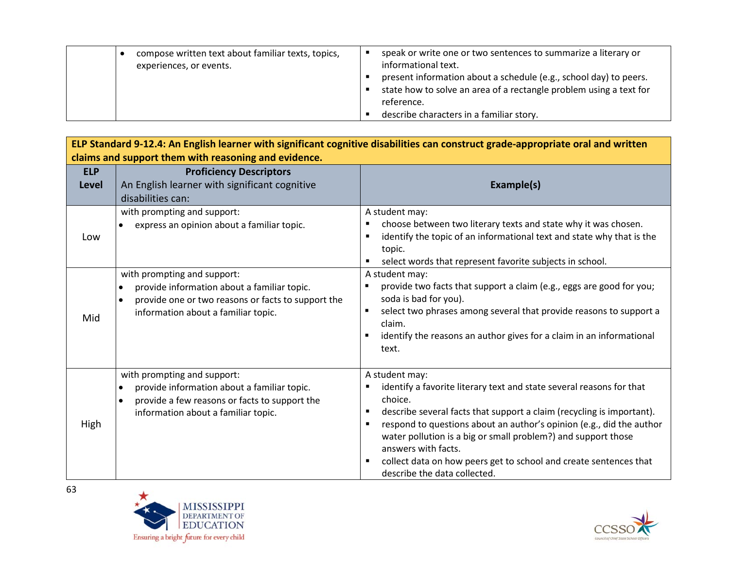|  | • compose written text about familiar texts, topics, experiences, or events. | ▪ speak or write one or two sentences to summarize a literary or informational text.<br>▪ present information about a schedule (e.g., school day) to peers.<br>▪ state how to solve an area of a rectangle problem using a text for reference.<br>▪ describe characters in a familiar story. |
|---|---|---|

**ELP Standard 9-12.4: An English learner with significant cognitive disabilities can construct grade-appropriate oral and written claims and support them with reasoning and evidence.**

| ELP Level | Proficiency Descriptors<br>An English learner with significant cognitive disabilities can: | Example(s) |
|---|---|---|
| Low | with prompting and support:<br>• express an opinion about a familiar topic. | A student may:<br>▪ choose between two literary texts and state why it was chosen.<br>▪ identify the topic of an informational text and state why that is the topic.<br>▪ select words that represent favorite subjects in school. |
| Mid | with prompting and support:<br>• provide information about a familiar topic.<br>• provide one or two reasons or facts to support the information about a familiar topic. | A student may:<br>▪ provide two facts that support a claim (e.g., eggs are good for you; soda is bad for you).<br>▪ select two phrases among several that provide reasons to support a claim.<br>▪ identify the reasons an author gives for a claim in an informational text. |
| High | with prompting and support:<br>• provide information about a familiar topic.<br>• provide a few reasons or facts to support the information about a familiar topic. | A student may:<br>▪ identify a favorite literary text and state several reasons for that choice.<br>▪ describe several facts that support a claim (recycling is important).<br>▪ respond to questions about an author's opinion (e.g., did the author water pollution is a big or small problem?) and support those answers with facts.<br>▪ collect data on how peers get to school and create sentences that describe the data collected. |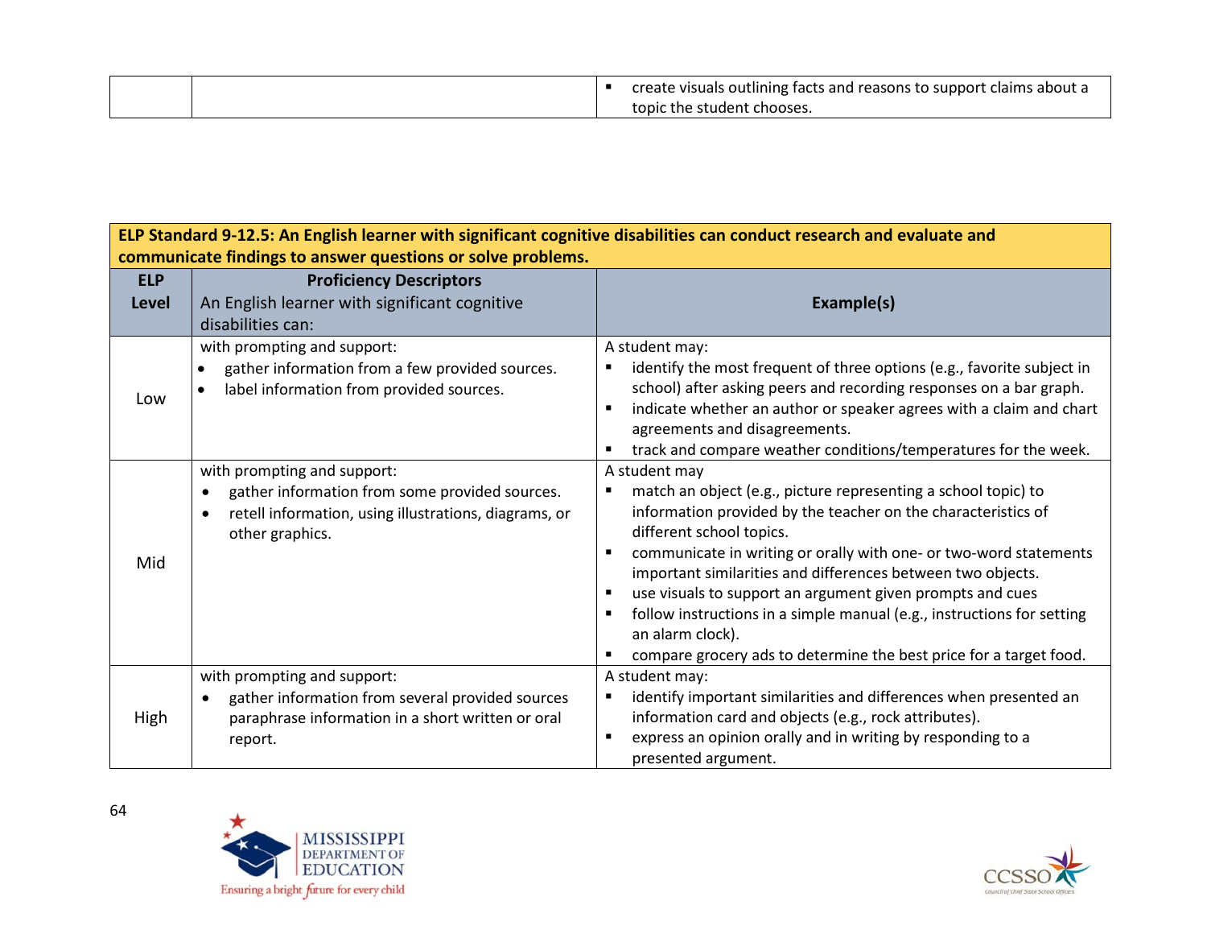| | | ▪ create visuals outlining facts and reasons to support claims about a topic the student chooses. |
|---|---|---|

| **ELP Standard 9-12.5: An English learner with significant cognitive disabilities can conduct research and evaluate and communicate findings to answer questions or solve problems.** | | |
|---|---|---|
| **ELP Level** | **Proficiency Descriptors** An English learner with significant cognitive disabilities can: | **Example(s)** |
| Low | with prompting and support: <br>• gather information from a few provided sources. <br>• label information from provided sources. | A student may: <br>▪ identify the most frequent of three options (e.g., favorite subject in school) after asking peers and recording responses on a bar graph. <br>▪ indicate whether an author or speaker agrees with a claim and chart agreements and disagreements. <br>▪ track and compare weather conditions/temperatures for the week. |
| Mid | with prompting and support: <br>• gather information from some provided sources. <br>• retell information, using illustrations, diagrams, or other graphics. | A student may <br>▪ match an object (e.g., picture representing a school topic) to information provided by the teacher on the characteristics of different school topics. <br>▪ communicate in writing or orally with one- or two-word statements important similarities and differences between two objects. <br>▪ use visuals to support an argument given prompts and cues <br>▪ follow instructions in a simple manual (e.g., instructions for setting an alarm clock). <br>▪ compare grocery ads to determine the best price for a target food. |
| High | with prompting and support: <br>• gather information from several provided sources paraphrase information in a short written or oral report. | A student may: <br>▪ identify important similarities and differences when presented an information card and objects (e.g., rock attributes). <br>▪ express an opinion orally and in writing by responding to a presented argument. |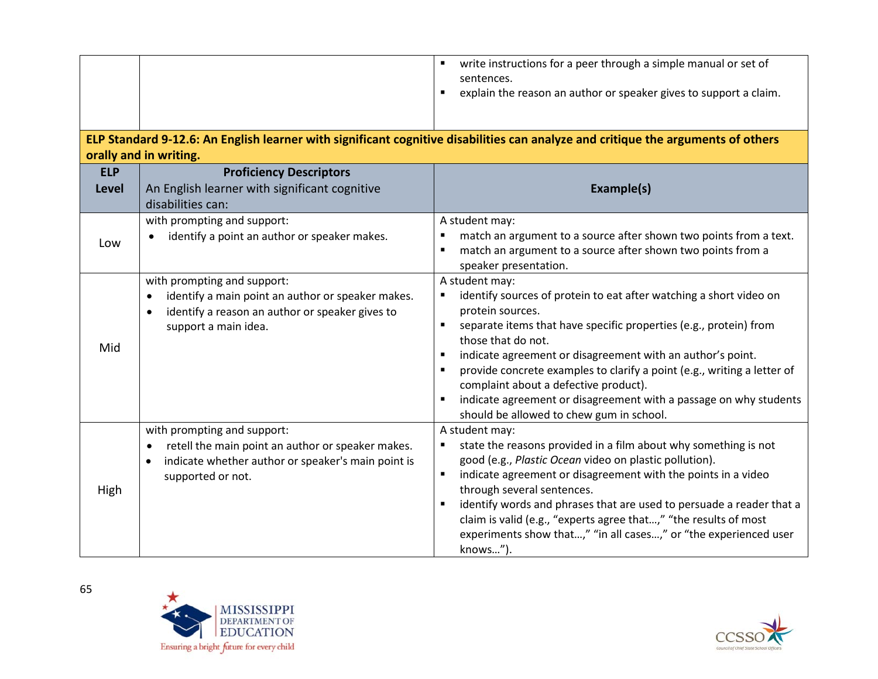| | | |
|---|---|---|
| | | ▪ write instructions for a peer through a simple manual or set of sentences.<br>▪ explain the reason an author or speaker gives to support a claim. |

**ELP Standard 9-12.6: An English learner with significant cognitive disabilities can analyze and critique the arguments of others orally and in writing.**

| ELP Level | Proficiency Descriptors<br>An English learner with significant cognitive disabilities can: | Example(s) |
|---|---|---|
| Low | with prompting and support:<br>• identify a point an author or speaker makes. | A student may:<br>▪ match an argument to a source after shown two points from a text.<br>▪ match an argument to a source after shown two points from a speaker presentation. |
| Mid | with prompting and support:<br>• identify a main point an author or speaker makes.<br>• identify a reason an author or speaker gives to support a main idea. | A student may:<br>▪ identify sources of protein to eat after watching a short video on protein sources.<br>▪ separate items that have specific properties (e.g., protein) from those that do not.<br>▪ indicate agreement or disagreement with an author's point.<br>▪ provide concrete examples to clarify a point (e.g., writing a letter of complaint about a defective product).<br>▪ indicate agreement or disagreement with a passage on why students should be allowed to chew gum in school. |
| High | with prompting and support:<br>• retell the main point an author or speaker makes.<br>• indicate whether author or speaker's main point is supported or not. | A student may:<br>▪ state the reasons provided in a film about why something is not good (e.g., *Plastic Ocean* video on plastic pollution).<br>▪ indicate agreement or disagreement with the points in a video through several sentences.<br>▪ identify words and phrases that are used to persuade a reader that a claim is valid (e.g., "experts agree that…," "the results of most experiments show that…," "in all cases…," or "the experienced user knows…"). |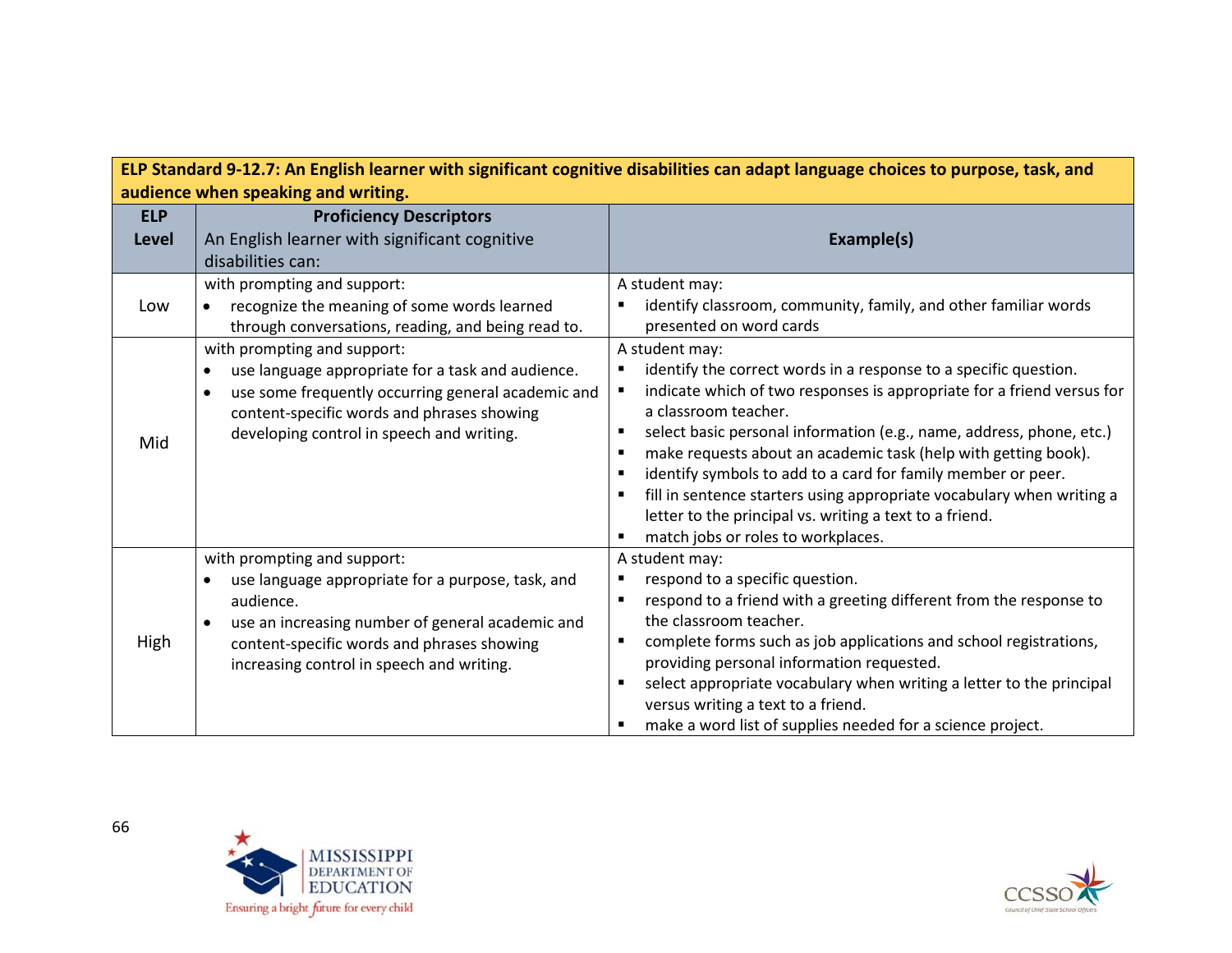| ELP Standard 9-12.7: An English learner with significant cognitive disabilities can adapt language choices to purpose, task, and audience when speaking and writing. | | |
|---|---|---|
| **ELP Level** | **Proficiency Descriptors** An English learner with significant cognitive disabilities can: | **Example(s)** |
| Low | with prompting and support: <br>• recognize the meaning of some words learned through conversations, reading, and being read to. | A student may: <br>▪ identify classroom, community, family, and other familiar words presented on word cards |
| Mid | with prompting and support: <br>• use language appropriate for a task and audience. <br>• use some frequently occurring general academic and content-specific words and phrases showing developing control in speech and writing. | A student may: <br>▪ identify the correct words in a response to a specific question. <br>▪ indicate which of two responses is appropriate for a friend versus for a classroom teacher. <br>▪ select basic personal information (e.g., name, address, phone, etc.) <br>▪ make requests about an academic task (help with getting book). <br>▪ identify symbols to add to a card for family member or peer. <br>▪ fill in sentence starters using appropriate vocabulary when writing a letter to the principal vs. writing a text to a friend. <br>▪ match jobs or roles to workplaces. |
| High | with prompting and support: <br>• use language appropriate for a purpose, task, and audience. <br>• use an increasing number of general academic and content-specific words and phrases showing increasing control in speech and writing. | A student may: <br>▪ respond to a specific question. <br>▪ respond to a friend with a greeting different from the response to the classroom teacher. <br>▪ complete forms such as job applications and school registrations, providing personal information requested. <br>▪ select appropriate vocabulary when writing a letter to the principal versus writing a text to a friend. <br>▪ make a word list of supplies needed for a science project. |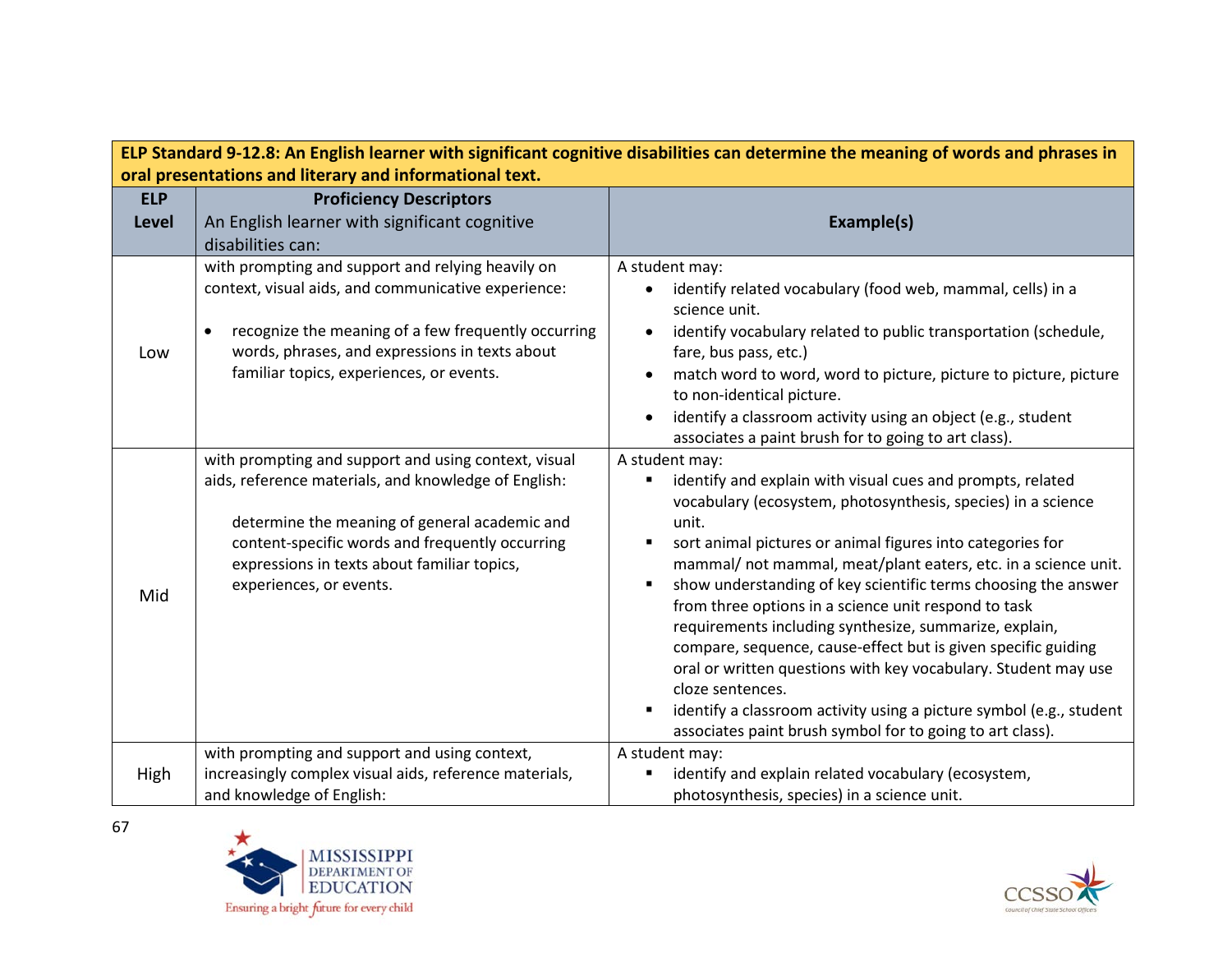| ELP Standard 9-12.8: An English learner with significant cognitive disabilities can determine the meaning of words and phrases in oral presentations and literary and informational text. | | |
|---|---|---|
| **ELP Level** | **Proficiency Descriptors** An English learner with significant cognitive disabilities can: | **Example(s)** |
| Low | with prompting and support and relying heavily on context, visual aids, and communicative experience: <br><br> • recognize the meaning of a few frequently occurring words, phrases, and expressions in texts about familiar topics, experiences, or events. | A student may: <br> • identify related vocabulary (food web, mammal, cells) in a science unit. <br> • identify vocabulary related to public transportation (schedule, fare, bus pass, etc.) <br> • match word to word, word to picture, picture to picture, picture to non-identical picture. <br> • identify a classroom activity using an object (e.g., student associates a paint brush for to going to art class). |
| Mid | with prompting and support and using context, visual aids, reference materials, and knowledge of English: <br><br> determine the meaning of general academic and content-specific words and frequently occurring expressions in texts about familiar topics, experiences, or events. | A student may: <br> ▪ identify and explain with visual cues and prompts, related vocabulary (ecosystem, photosynthesis, species) in a science unit. <br> ▪ sort animal pictures or animal figures into categories for mammal/ not mammal, meat/plant eaters, etc. in a science unit. <br> ▪ show understanding of key scientific terms choosing the answer from three options in a science unit respond to task requirements including synthesize, summarize, explain, compare, sequence, cause-effect but is given specific guiding oral or written questions with key vocabulary. Student may use cloze sentences. <br> ▪ identify a classroom activity using a picture symbol (e.g., student associates paint brush symbol for to going to art class). |
| High | with prompting and support and using context, increasingly complex visual aids, reference materials, and knowledge of English: | A student may: <br> ▪ identify and explain related vocabulary (ecosystem, photosynthesis, species) in a science unit. |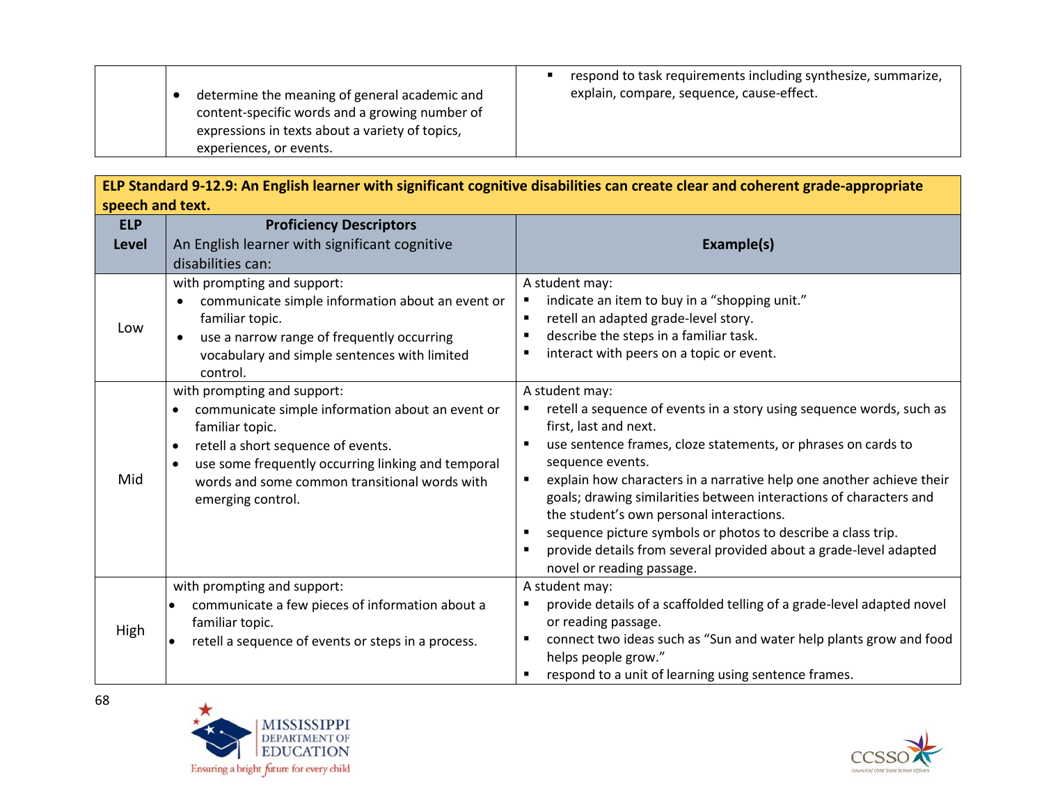| | | |
|---|---|---|
| | • determine the meaning of general academic and content-specific words and a growing number of expressions in texts about a variety of topics, experiences, or events. | ▪ respond to task requirements including synthesize, summarize, explain, compare, sequence, cause-effect. |

**ELP Standard 9-12.9: An English learner with significant cognitive disabilities can create clear and coherent grade-appropriate speech and text.**

| ELP Level | Proficiency Descriptors<br>An English learner with significant cognitive disabilities can: | Example(s) |
|---|---|---|
| Low | with prompting and support:<br>• communicate simple information about an event or familiar topic.<br>• use a narrow range of frequently occurring vocabulary and simple sentences with limited control. | A student may:<br>▪ indicate an item to buy in a "shopping unit."<br>▪ retell an adapted grade-level story.<br>▪ describe the steps in a familiar task.<br>▪ interact with peers on a topic or event. |
| Mid | with prompting and support:<br>• communicate simple information about an event or familiar topic.<br>• retell a short sequence of events.<br>• use some frequently occurring linking and temporal words and some common transitional words with emerging control. | A student may:<br>▪ retell a sequence of events in a story using sequence words, such as first, last and next.<br>▪ use sentence frames, cloze statements, or phrases on cards to sequence events.<br>▪ explain how characters in a narrative help one another achieve their goals; drawing similarities between interactions of characters and the student's own personal interactions.<br>▪ sequence picture symbols or photos to describe a class trip.<br>▪ provide details from several provided about a grade-level adapted novel or reading passage. |
| High | with prompting and support:<br>• communicate a few pieces of information about a familiar topic.<br>• retell a sequence of events or steps in a process. | A student may:<br>▪ provide details of a scaffolded telling of a grade-level adapted novel or reading passage.<br>▪ connect two ideas such as "Sun and water help plants grow and food helps people grow."<br>▪ respond to a unit of learning using sentence frames. |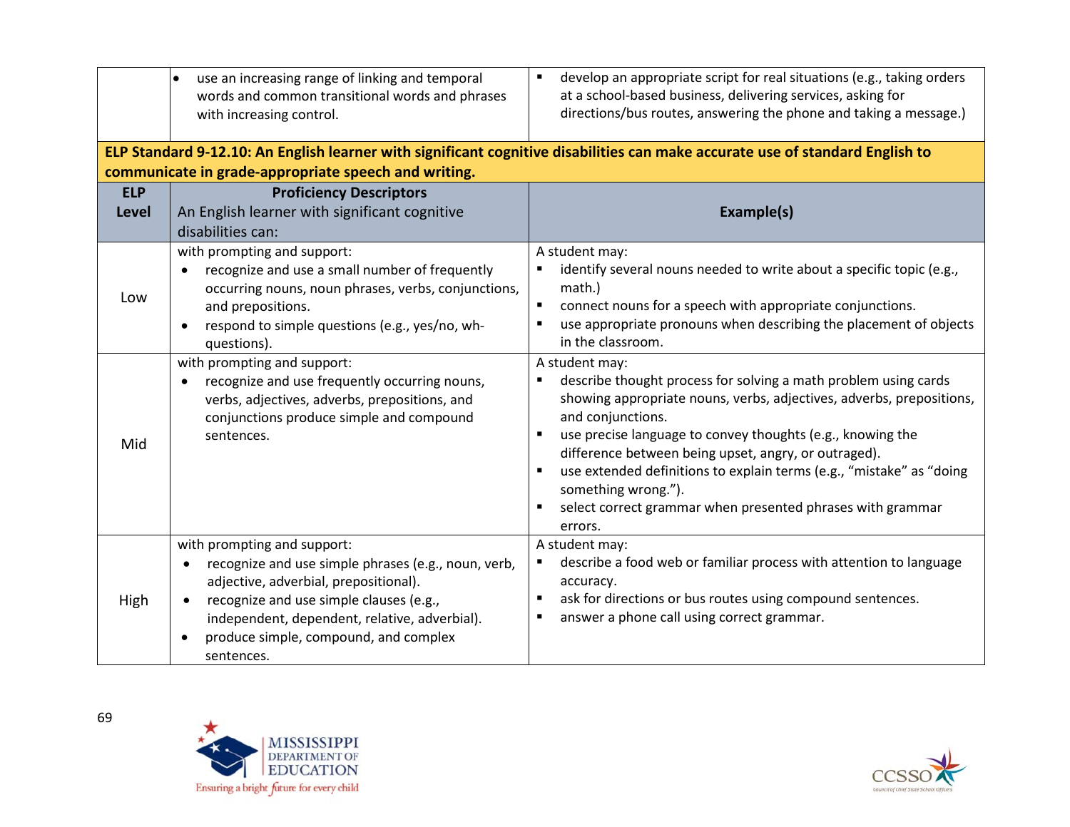| | | |
|---|---|---|
| | • use an increasing range of linking and temporal words and common transitional words and phrases with increasing control. | ▪ develop an appropriate script for real situations (e.g., taking orders at a school-based business, delivering services, asking for directions/bus routes, answering the phone and taking a message.) |

**ELP Standard 9-12.10: An English learner with significant cognitive disabilities can make accurate use of standard English to communicate in grade-appropriate speech and writing.**

| ELP Level | **Proficiency Descriptors** An English learner with significant cognitive disabilities can: | Example(s) |
|---|---|---|
| Low | with prompting and support:<br>• recognize and use a small number of frequently occurring nouns, noun phrases, verbs, conjunctions, and prepositions.<br>• respond to simple questions (e.g., yes/no, wh-questions). | A student may:<br>▪ identify several nouns needed to write about a specific topic (e.g., math.)<br>▪ connect nouns for a speech with appropriate conjunctions.<br>▪ use appropriate pronouns when describing the placement of objects in the classroom. |
| Mid | with prompting and support:<br>• recognize and use frequently occurring nouns, verbs, adjectives, adverbs, prepositions, and conjunctions produce simple and compound sentences. | A student may:<br>▪ describe thought process for solving a math problem using cards showing appropriate nouns, verbs, adjectives, adverbs, prepositions, and conjunctions.<br>▪ use precise language to convey thoughts (e.g., knowing the difference between being upset, angry, or outraged).<br>▪ use extended definitions to explain terms (e.g., "mistake" as "doing something wrong.").<br>▪ select correct grammar when presented phrases with grammar errors. |
| High | with prompting and support:<br>• recognize and use simple phrases (e.g., noun, verb, adjective, adverbial, prepositional).<br>• recognize and use simple clauses (e.g., independent, dependent, relative, adverbial).<br>• produce simple, compound, and complex sentences. | A student may:<br>▪ describe a food web or familiar process with attention to language accuracy.<br>▪ ask for directions or bus routes using compound sentences.<br>▪ answer a phone call using correct grammar. |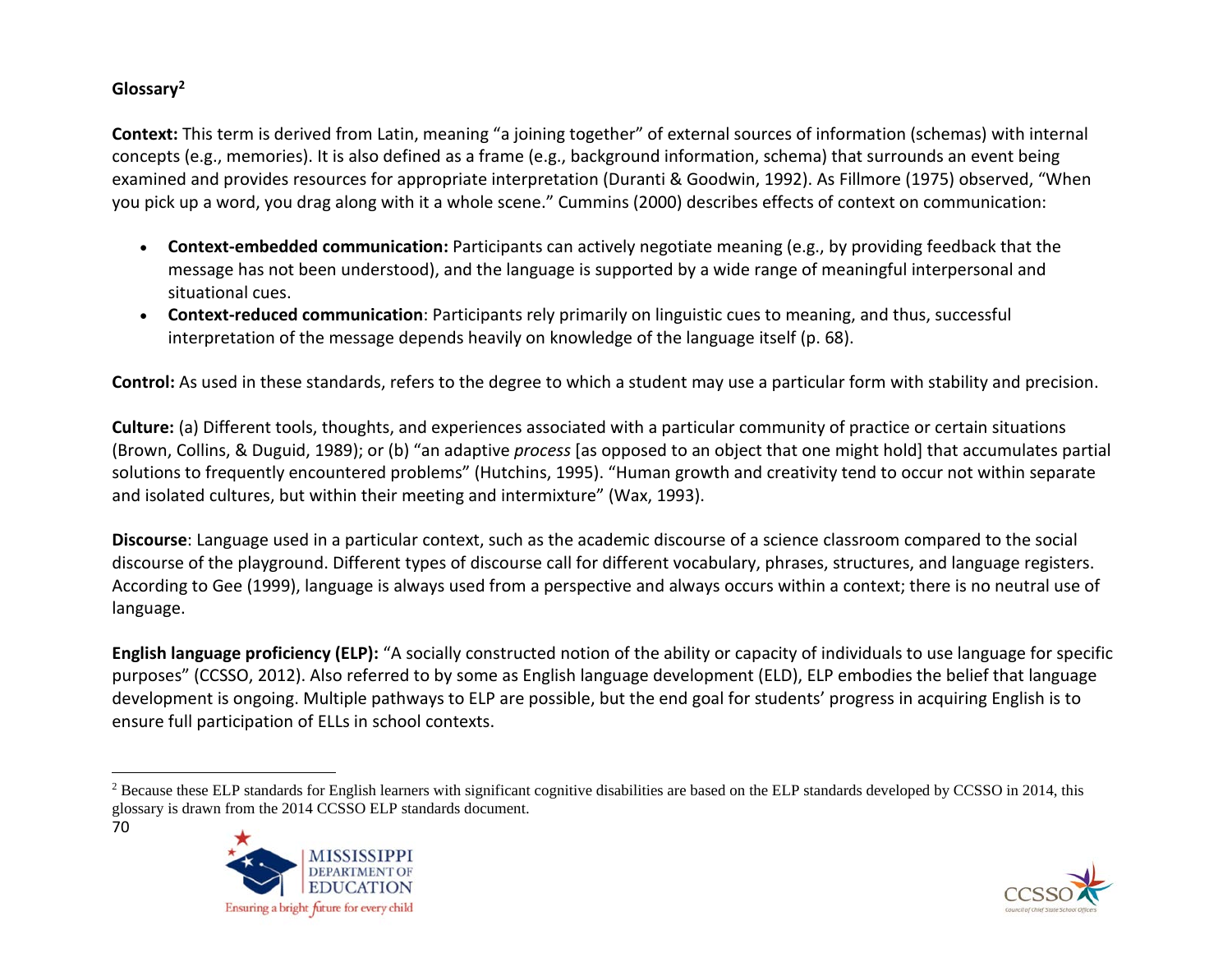## Glossary[2]

**Context:** This term is derived from Latin, meaning "a joining together" of external sources of information (schemas) with internal concepts (e.g., memories). It is also defined as a frame (e.g., background information, schema) that surrounds an event being examined and provides resources for appropriate interpretation (Duranti & Goodwin, 1992). As Fillmore (1975) observed, "When you pick up a word, you drag along with it a whole scene." Cummins (2000) describes effects of context on communication:

- **Context-embedded communication:** Participants can actively negotiate meaning (e.g., by providing feedback that the message has not been understood), and the language is supported by a wide range of meaningful interpersonal and situational cues.
- **Context-reduced communication**: Participants rely primarily on linguistic cues to meaning, and thus, successful interpretation of the message depends heavily on knowledge of the language itself (p. 68).

**Control:** As used in these standards, refers to the degree to which a student may use a particular form with stability and precision.

**Culture:** (a) Different tools, thoughts, and experiences associated with a particular community of practice or certain situations (Brown, Collins, & Duguid, 1989); or (b) "an adaptive *process* [as opposed to an object that one might hold] that accumulates partial solutions to frequently encountered problems" (Hutchins, 1995). "Human growth and creativity tend to occur not within separate and isolated cultures, but within their meeting and intermixture" (Wax, 1993).

**Discourse**: Language used in a particular context, such as the academic discourse of a science classroom compared to the social discourse of the playground. Different types of discourse call for different vocabulary, phrases, structures, and language registers. According to Gee (1999), language is always used from a perspective and always occurs within a context; there is no neutral use of language.

**English language proficiency (ELP):** "A socially constructed notion of the ability or capacity of individuals to use language for specific purposes" (CCSSO, 2012). Also referred to by some as English language development (ELD), ELP embodies the belief that language development is ongoing. Multiple pathways to ELP are possible, but the end goal for students' progress in acquiring English is to ensure full participation of ELLs in school contexts.

[2] Because these ELP standards for English learners with significant cognitive disabilities are based on the ELP standards developed by CCSSO in 2014, this glossary is drawn from the 2014 CCSSO ELP standards document.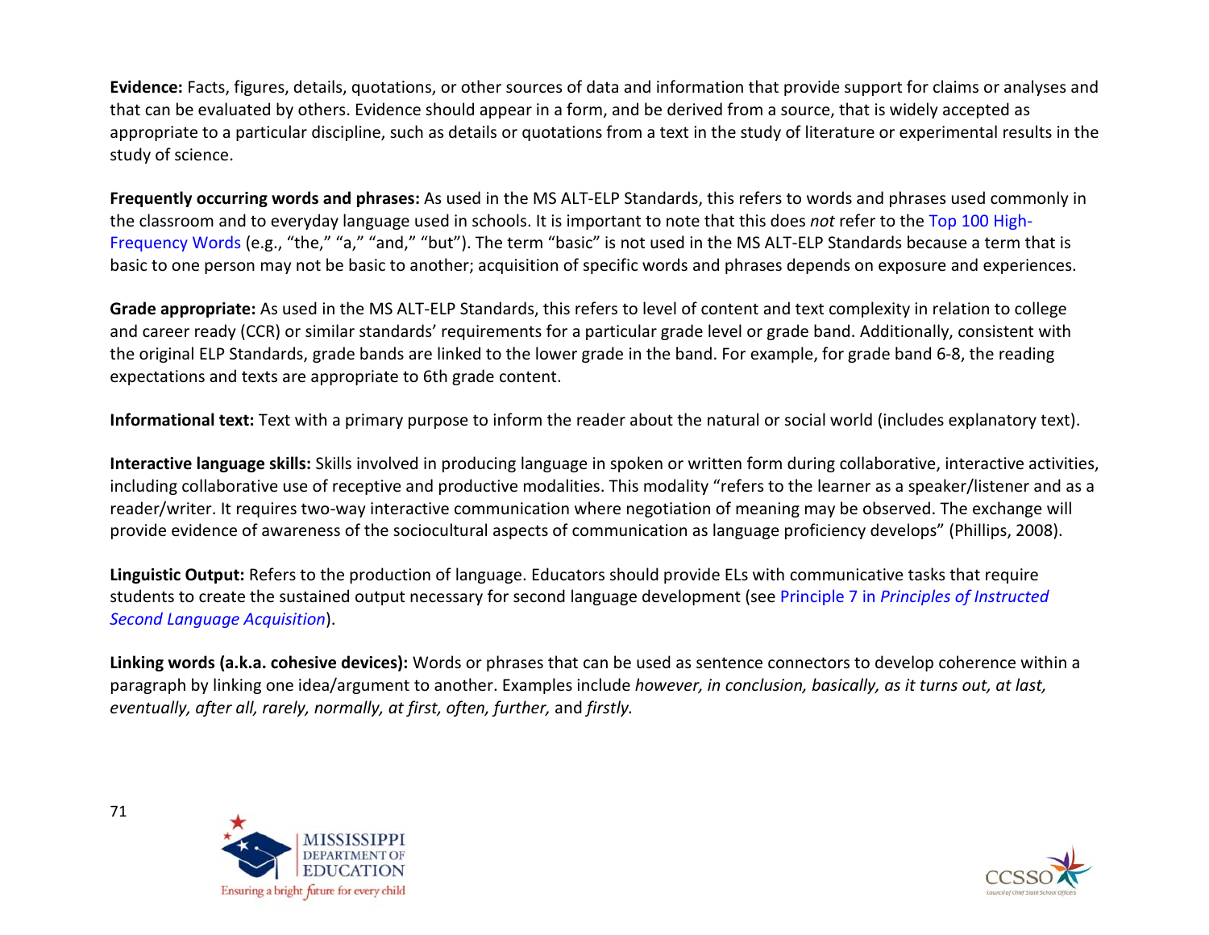**Evidence:** Facts, figures, details, quotations, or other sources of data and information that provide support for claims or analyses and that can be evaluated by others. Evidence should appear in a form, and be derived from a source, that is widely accepted as appropriate to a particular discipline, such as details or quotations from a text in the study of literature or experimental results in the study of science.

**Frequently occurring words and phrases:** As used in the MS ALT-ELP Standards, this refers to words and phrases used commonly in the classroom and to everyday language used in schools. It is important to note that this does *not* refer to the Top 100 High-Frequency Words (e.g., "the," "a," "and," "but"). The term "basic" is not used in the MS ALT-ELP Standards because a term that is basic to one person may not be basic to another; acquisition of specific words and phrases depends on exposure and experiences.

**Grade appropriate:** As used in the MS ALT-ELP Standards, this refers to level of content and text complexity in relation to college and career ready (CCR) or similar standards' requirements for a particular grade level or grade band. Additionally, consistent with the original ELP Standards, grade bands are linked to the lower grade in the band. For example, for grade band 6-8, the reading expectations and texts are appropriate to 6th grade content.

**Informational text:** Text with a primary purpose to inform the reader about the natural or social world (includes explanatory text).

**Interactive language skills:** Skills involved in producing language in spoken or written form during collaborative, interactive activities, including collaborative use of receptive and productive modalities. This modality "refers to the learner as a speaker/listener and as a reader/writer. It requires two-way interactive communication where negotiation of meaning may be observed. The exchange will provide evidence of awareness of the sociocultural aspects of communication as language proficiency develops" (Phillips, 2008).

**Linguistic Output:** Refers to the production of language. Educators should provide ELs with communicative tasks that require students to create the sustained output necessary for second language development (see Principle 7 in *Principles of Instructed Second Language Acquisition*).

**Linking words (a.k.a. cohesive devices):** Words or phrases that can be used as sentence connectors to develop coherence within a paragraph by linking one idea/argument to another. Examples include *however, in conclusion, basically, as it turns out, at last, eventually, after all, rarely, normally, at first, often, further,* and *firstly.*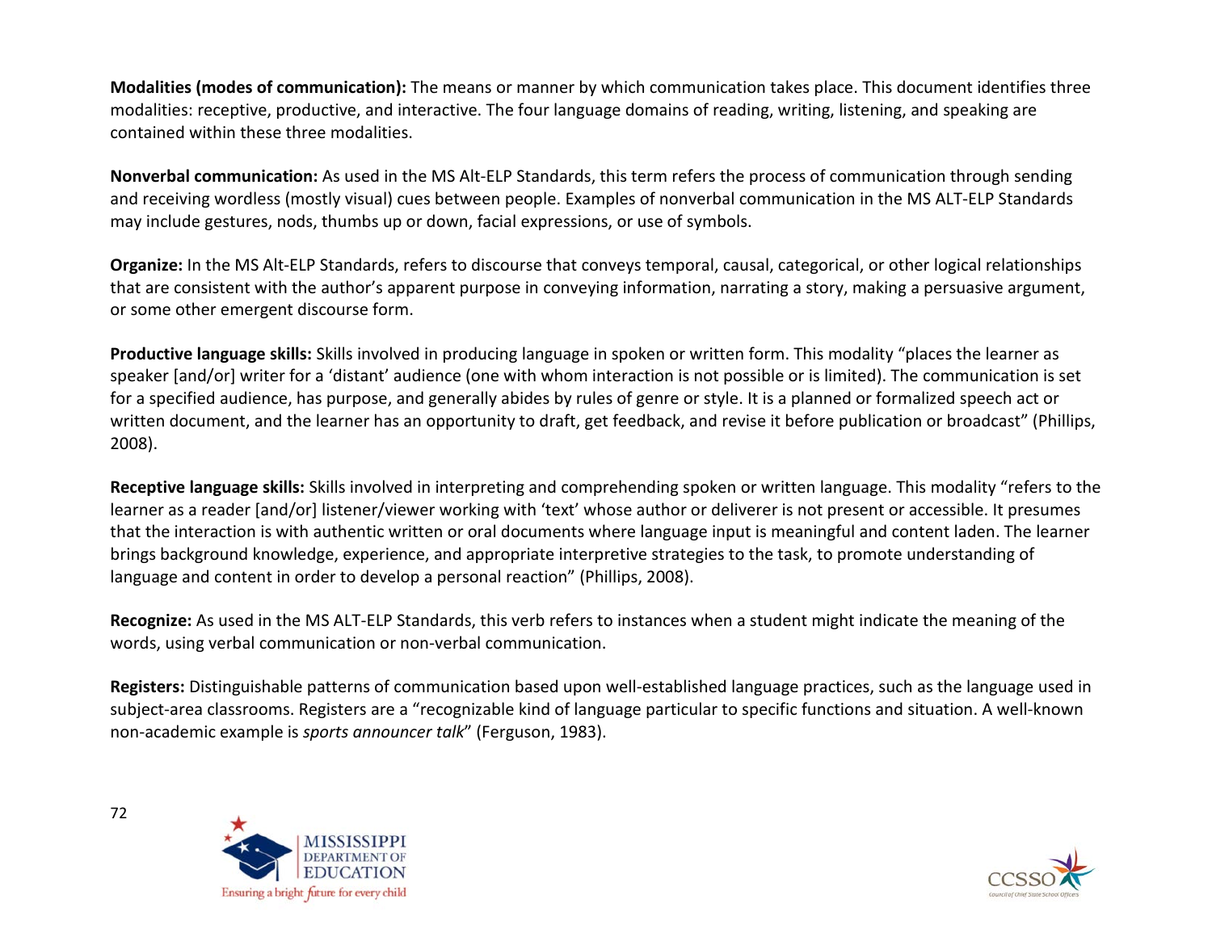**Modalities (modes of communication):** The means or manner by which communication takes place. This document identifies three modalities: receptive, productive, and interactive. The four language domains of reading, writing, listening, and speaking are contained within these three modalities.

**Nonverbal communication:** As used in the MS Alt-ELP Standards, this term refers the process of communication through sending and receiving wordless (mostly visual) cues between people. Examples of nonverbal communication in the MS ALT-ELP Standards may include gestures, nods, thumbs up or down, facial expressions, or use of symbols.

**Organize:** In the MS Alt-ELP Standards, refers to discourse that conveys temporal, causal, categorical, or other logical relationships that are consistent with the author's apparent purpose in conveying information, narrating a story, making a persuasive argument, or some other emergent discourse form.

**Productive language skills:** Skills involved in producing language in spoken or written form. This modality "places the learner as speaker [and/or] writer for a 'distant' audience (one with whom interaction is not possible or is limited). The communication is set for a specified audience, has purpose, and generally abides by rules of genre or style. It is a planned or formalized speech act or written document, and the learner has an opportunity to draft, get feedback, and revise it before publication or broadcast" (Phillips, 2008).

**Receptive language skills:** Skills involved in interpreting and comprehending spoken or written language. This modality "refers to the learner as a reader [and/or] listener/viewer working with 'text' whose author or deliverer is not present or accessible. It presumes that the interaction is with authentic written or oral documents where language input is meaningful and content laden. The learner brings background knowledge, experience, and appropriate interpretive strategies to the task, to promote understanding of language and content in order to develop a personal reaction" (Phillips, 2008).

**Recognize:** As used in the MS ALT-ELP Standards, this verb refers to instances when a student might indicate the meaning of the words, using verbal communication or non-verbal communication.

**Registers:** Distinguishable patterns of communication based upon well-established language practices, such as the language used in subject-area classrooms. Registers are a "recognizable kind of language particular to specific functions and situation. A well-known non-academic example is *sports announcer talk*" (Ferguson, 1983).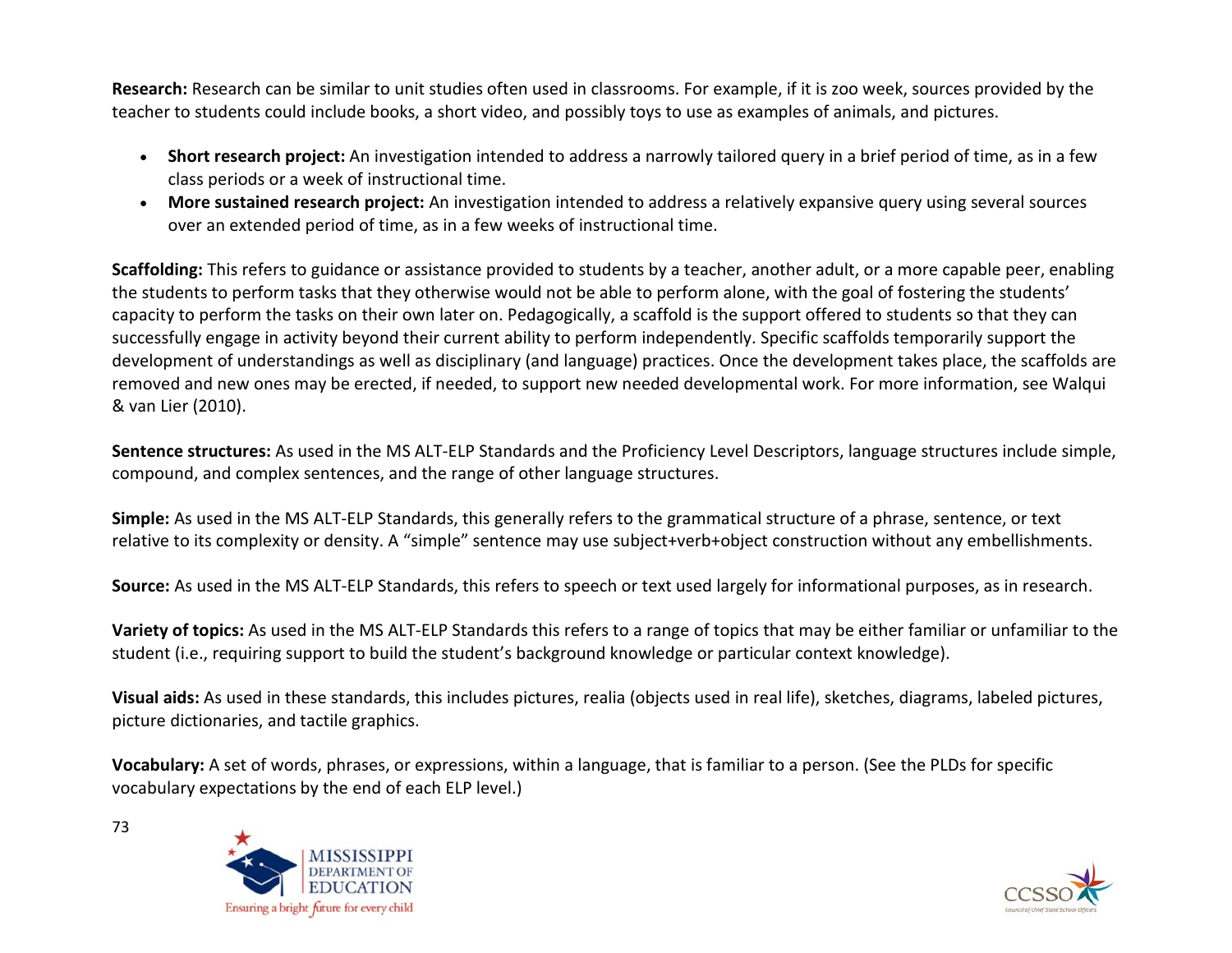**Research:** Research can be similar to unit studies often used in classrooms. For example, if it is zoo week, sources provided by the teacher to students could include books, a short video, and possibly toys to use as examples of animals, and pictures.

- **Short research project:** An investigation intended to address a narrowly tailored query in a brief period of time, as in a few class periods or a week of instructional time.
- **More sustained research project:** An investigation intended to address a relatively expansive query using several sources over an extended period of time, as in a few weeks of instructional time.

**Scaffolding:** This refers to guidance or assistance provided to students by a teacher, another adult, or a more capable peer, enabling the students to perform tasks that they otherwise would not be able to perform alone, with the goal of fostering the students' capacity to perform the tasks on their own later on. Pedagogically, a scaffold is the support offered to students so that they can successfully engage in activity beyond their current ability to perform independently. Specific scaffolds temporarily support the development of understandings as well as disciplinary (and language) practices. Once the development takes place, the scaffolds are removed and new ones may be erected, if needed, to support new needed developmental work. For more information, see Walqui & van Lier (2010).

**Sentence structures:** As used in the MS ALT-ELP Standards and the Proficiency Level Descriptors, language structures include simple, compound, and complex sentences, and the range of other language structures.

**Simple:** As used in the MS ALT-ELP Standards, this generally refers to the grammatical structure of a phrase, sentence, or text relative to its complexity or density. A "simple" sentence may use subject+verb+object construction without any embellishments.

**Source:** As used in the MS ALT-ELP Standards, this refers to speech or text used largely for informational purposes, as in research.

**Variety of topics:** As used in the MS ALT-ELP Standards this refers to a range of topics that may be either familiar or unfamiliar to the student (i.e., requiring support to build the student's background knowledge or particular context knowledge).

**Visual aids:** As used in these standards, this includes pictures, realia (objects used in real life), sketches, diagrams, labeled pictures, picture dictionaries, and tactile graphics.

**Vocabulary:** A set of words, phrases, or expressions, within a language, that is familiar to a person. (See the PLDs for specific vocabulary expectations by the end of each ELP level.)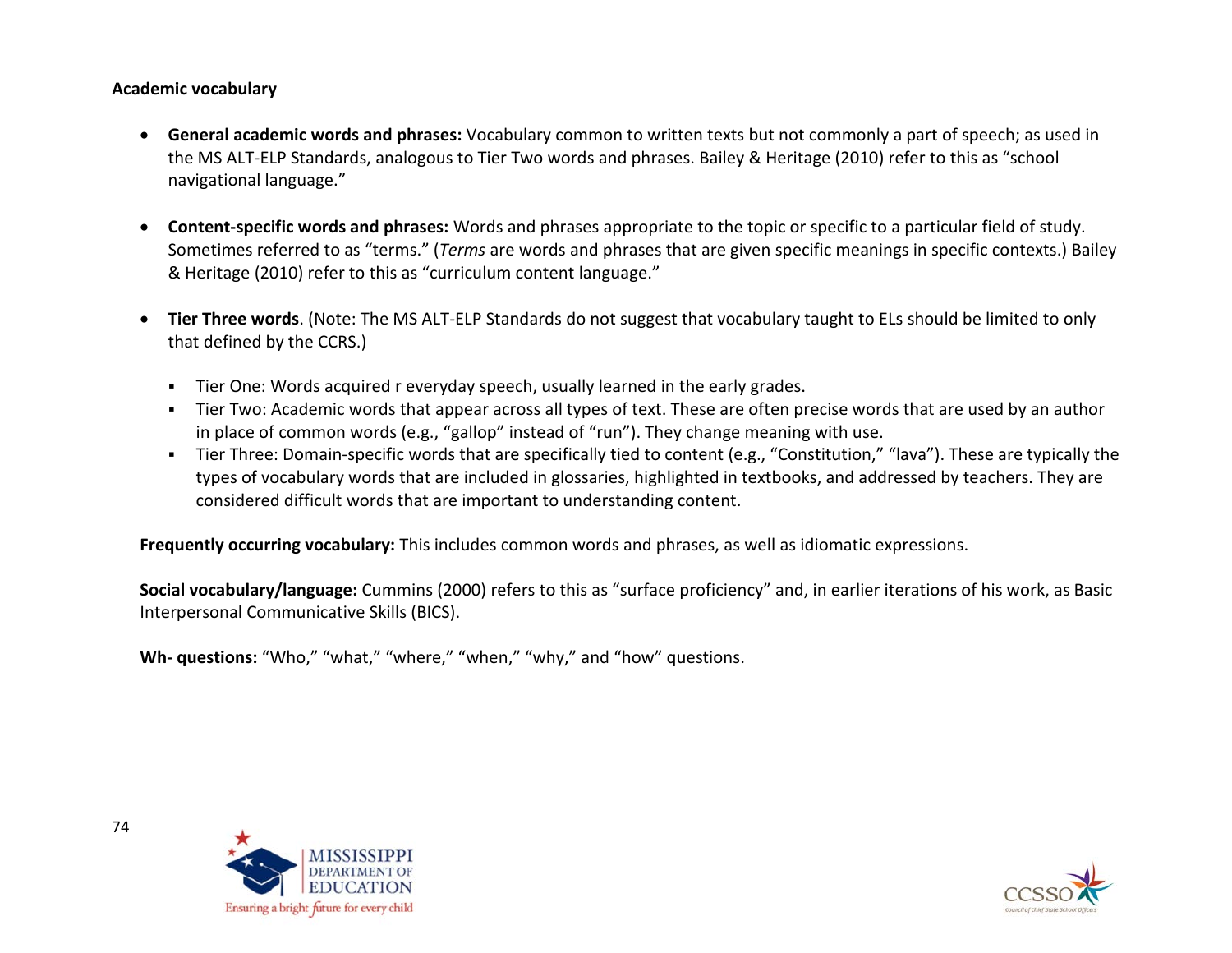**Academic vocabulary**

- **General academic words and phrases:** Vocabulary common to written texts but not commonly a part of speech; as used in the MS ALT-ELP Standards, analogous to Tier Two words and phrases. Bailey & Heritage (2010) refer to this as "school navigational language."

- **Content-specific words and phrases:** Words and phrases appropriate to the topic or specific to a particular field of study. Sometimes referred to as "terms." (*Terms* are words and phrases that are given specific meanings in specific contexts.) Bailey & Heritage (2010) refer to this as "curriculum content language."

- **Tier Three words**. (Note: The MS ALT-ELP Standards do not suggest that vocabulary taught to ELs should be limited to only that defined by the CCRS.)

  - Tier One: Words acquired r everyday speech, usually learned in the early grades.
  - Tier Two: Academic words that appear across all types of text. These are often precise words that are used by an author in place of common words (e.g., "gallop" instead of "run"). They change meaning with use.
  - Tier Three: Domain-specific words that are specifically tied to content (e.g., "Constitution," "lava"). These are typically the types of vocabulary words that are included in glossaries, highlighted in textbooks, and addressed by teachers. They are considered difficult words that are important to understanding content.

**Frequently occurring vocabulary:** This includes common words and phrases, as well as idiomatic expressions.

**Social vocabulary/language:** Cummins (2000) refers to this as "surface proficiency" and, in earlier iterations of his work, as Basic Interpersonal Communicative Skills (BICS).

**Wh- questions:** "Who," "what," "where," "when," "why," and "how" questions.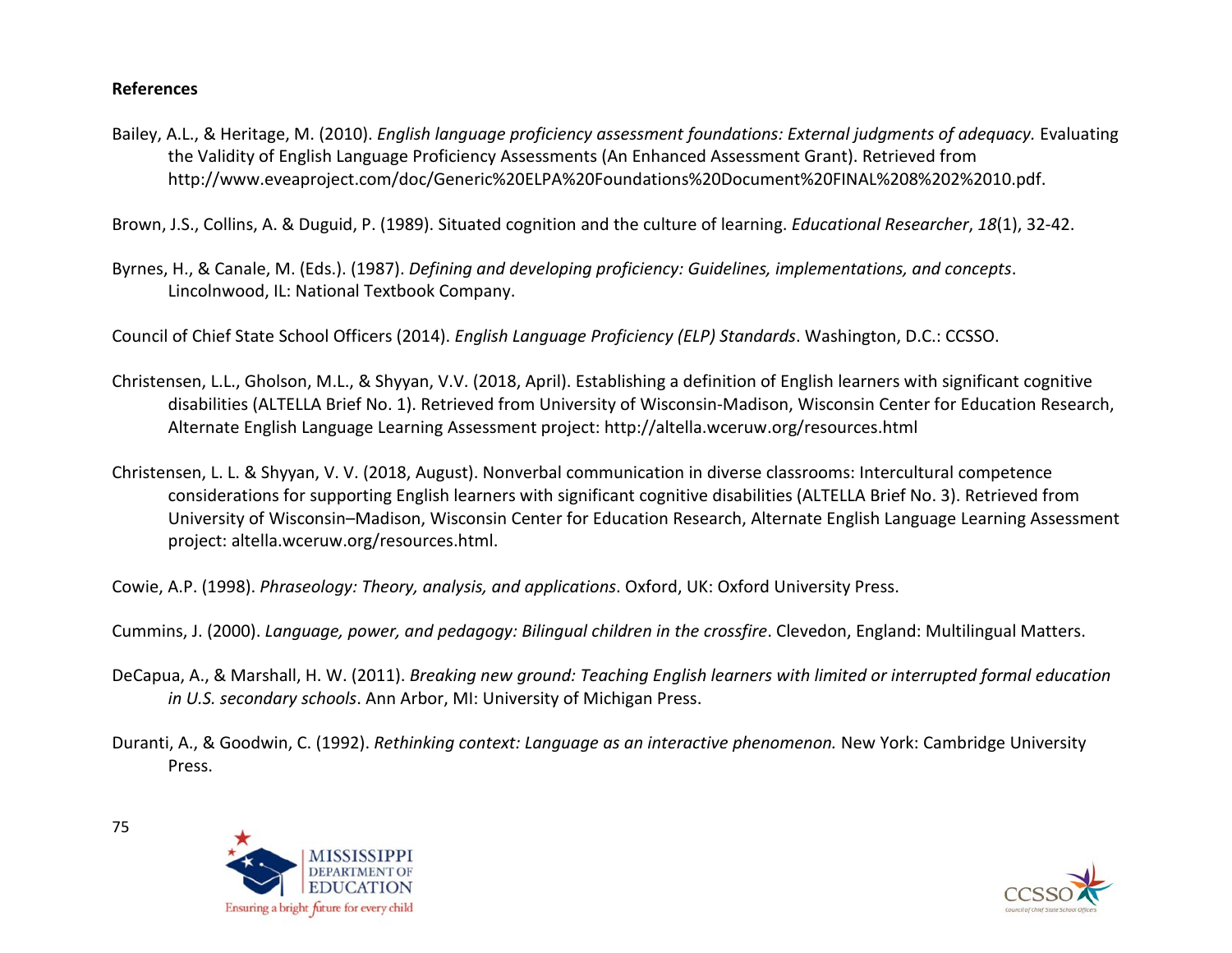**References**

Bailey, A.L., & Heritage, M. (2010). *English language proficiency assessment foundations: External judgments of adequacy.* Evaluating the Validity of English Language Proficiency Assessments (An Enhanced Assessment Grant). Retrieved from http://www.eveaproject.com/doc/Generic%20ELPA%20Foundations%20Document%20FINAL%208%202%2010.pdf.

Brown, J.S., Collins, A. & Duguid, P. (1989). Situated cognition and the culture of learning. *Educational Researcher*, *18*(1), 32-42.

Byrnes, H., & Canale, M. (Eds.). (1987). *Defining and developing proficiency: Guidelines, implementations, and concepts*. Lincolnwood, IL: National Textbook Company.

Council of Chief State School Officers (2014). *English Language Proficiency (ELP) Standards*. Washington, D.C.: CCSSO.

Christensen, L.L., Gholson, M.L., & Shyyan, V.V. (2018, April). Establishing a definition of English learners with significant cognitive disabilities (ALTELLA Brief No. 1). Retrieved from University of Wisconsin-Madison, Wisconsin Center for Education Research, Alternate English Language Learning Assessment project: http://altella.wceruw.org/resources.html

Christensen, L. L. & Shyyan, V. V. (2018, August). Nonverbal communication in diverse classrooms: Intercultural competence considerations for supporting English learners with significant cognitive disabilities (ALTELLA Brief No. 3). Retrieved from University of Wisconsin–Madison, Wisconsin Center for Education Research, Alternate English Language Learning Assessment project: altella.wceruw.org/resources.html.

Cowie, A.P. (1998). *Phraseology: Theory, analysis, and applications*. Oxford, UK: Oxford University Press.

Cummins, J. (2000). *Language, power, and pedagogy: Bilingual children in the crossfire*. Clevedon, England: Multilingual Matters.

DeCapua, A., & Marshall, H. W. (2011). *Breaking new ground: Teaching English learners with limited or interrupted formal education in U.S. secondary schools*. Ann Arbor, MI: University of Michigan Press.

Duranti, A., & Goodwin, C. (1992). *Rethinking context: Language as an interactive phenomenon.* New York: Cambridge University Press.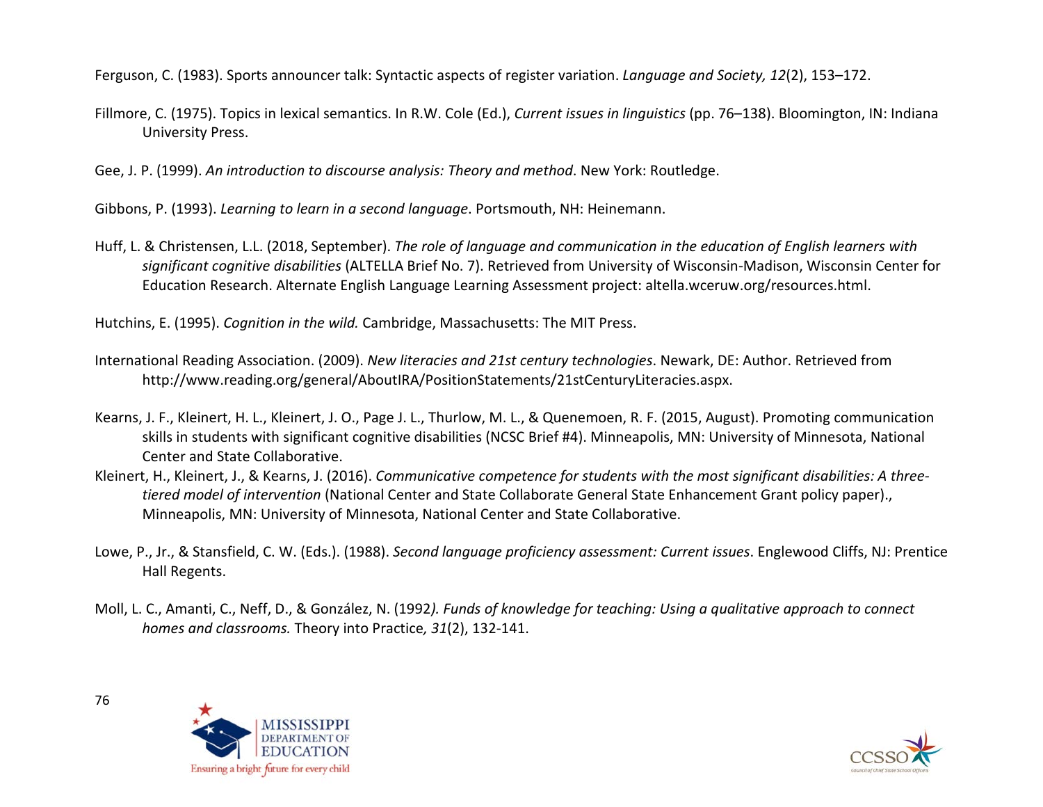Ferguson, C. (1983). Sports announcer talk: Syntactic aspects of register variation. *Language and Society, 12*(2), 153–172.

Fillmore, C. (1975). Topics in lexical semantics. In R.W. Cole (Ed.), *Current issues in linguistics* (pp. 76–138). Bloomington, IN: Indiana University Press.

Gee, J. P. (1999). *An introduction to discourse analysis: Theory and method*. New York: Routledge.

Gibbons, P. (1993). *Learning to learn in a second language*. Portsmouth, NH: Heinemann.

Huff, L. & Christensen, L.L. (2018, September). *The role of language and communication in the education of English learners with significant cognitive disabilities* (ALTELLA Brief No. 7). Retrieved from University of Wisconsin-Madison, Wisconsin Center for Education Research. Alternate English Language Learning Assessment project: altella.wceruw.org/resources.html.

Hutchins, E. (1995). *Cognition in the wild.* Cambridge, Massachusetts: The MIT Press.

International Reading Association. (2009). *New literacies and 21st century technologies*. Newark, DE: Author. Retrieved from http://www.reading.org/general/AboutIRA/PositionStatements/21stCenturyLiteracies.aspx.

Kearns, J. F., Kleinert, H. L., Kleinert, J. O., Page J. L., Thurlow, M. L., & Quenemoen, R. F. (2015, August). Promoting communication skills in students with significant cognitive disabilities (NCSC Brief #4). Minneapolis, MN: University of Minnesota, National Center and State Collaborative.

Kleinert, H., Kleinert, J., & Kearns, J. (2016). *Communicative competence for students with the most significant disabilities: A three-tiered model of intervention* (National Center and State Collaborate General State Enhancement Grant policy paper)., Minneapolis, MN: University of Minnesota, National Center and State Collaborative.

Lowe, P., Jr., & Stansfield, C. W. (Eds.). (1988). *Second language proficiency assessment: Current issues*. Englewood Cliffs, NJ: Prentice Hall Regents.

Moll, L. C., Amanti, C., Neff, D., & González, N. (1992*). Funds of knowledge for teaching: Using a qualitative approach to connect homes and classrooms.* Theory into Practice*, 31*(2), 132-141.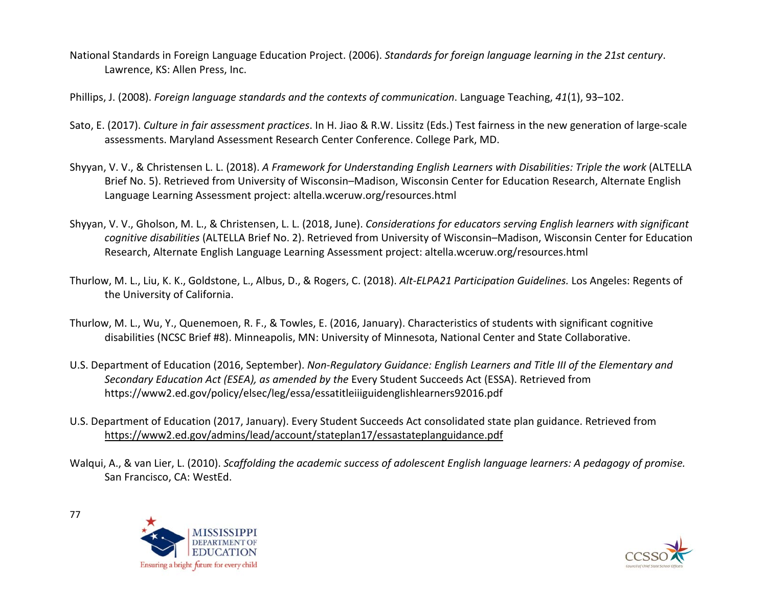National Standards in Foreign Language Education Project. (2006). *Standards for foreign language learning in the 21st century*. Lawrence, KS: Allen Press, Inc.

Phillips, J. (2008). *Foreign language standards and the contexts of communication*. Language Teaching, *41*(1), 93–102.

Sato, E. (2017). *Culture in fair assessment practices*. In H. Jiao & R.W. Lissitz (Eds.) Test fairness in the new generation of large-scale assessments. Maryland Assessment Research Center Conference. College Park, MD.

Shyyan, V. V., & Christensen L. L. (2018). *A Framework for Understanding English Learners with Disabilities: Triple the work* (ALTELLA Brief No. 5). Retrieved from University of Wisconsin–Madison, Wisconsin Center for Education Research, Alternate English Language Learning Assessment project: altella.wceruw.org/resources.html

Shyyan, V. V., Gholson, M. L., & Christensen, L. L. (2018, June). *Considerations for educators serving English learners with significant cognitive disabilities* (ALTELLA Brief No. 2). Retrieved from University of Wisconsin–Madison, Wisconsin Center for Education Research, Alternate English Language Learning Assessment project: altella.wceruw.org/resources.html

Thurlow, M. L., Liu, K. K., Goldstone, L., Albus, D., & Rogers, C. (2018). *Alt-ELPA21 Participation Guidelines.* Los Angeles: Regents of the University of California.

Thurlow, M. L., Wu, Y., Quenemoen, R. F., & Towles, E. (2016, January). Characteristics of students with significant cognitive disabilities (NCSC Brief #8). Minneapolis, MN: University of Minnesota, National Center and State Collaborative.

U.S. Department of Education (2016, September). *Non-Regulatory Guidance: English Learners and Title III of the Elementary and Secondary Education Act (ESEA), as amended by the* Every Student Succeeds Act (ESSA). Retrieved from https://www2.ed.gov/policy/elsec/leg/essa/essatitleiiiguidenglishlearners92016.pdf

U.S. Department of Education (2017, January). Every Student Succeeds Act consolidated state plan guidance. Retrieved from https://www2.ed.gov/admins/lead/account/stateplan17/essastateplanguidance.pdf

Walqui, A., & van Lier, L. (2010). *Scaffolding the academic success of adolescent English language learners: A pedagogy of promise.* San Francisco, CA: WestEd.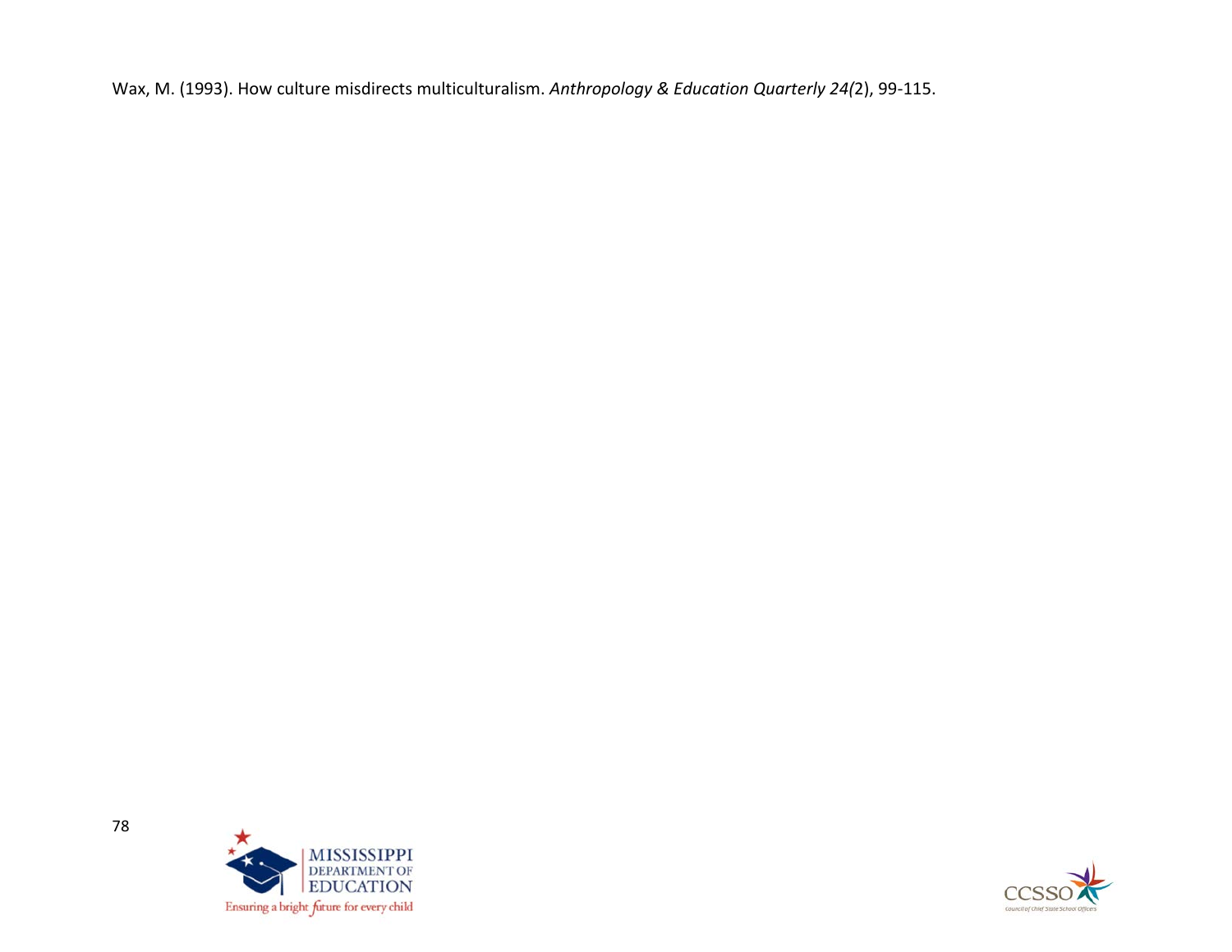Wax, M. (1993). How culture misdirects multiculturalism. *Anthropology & Education Quarterly 24(*2), 99-115.